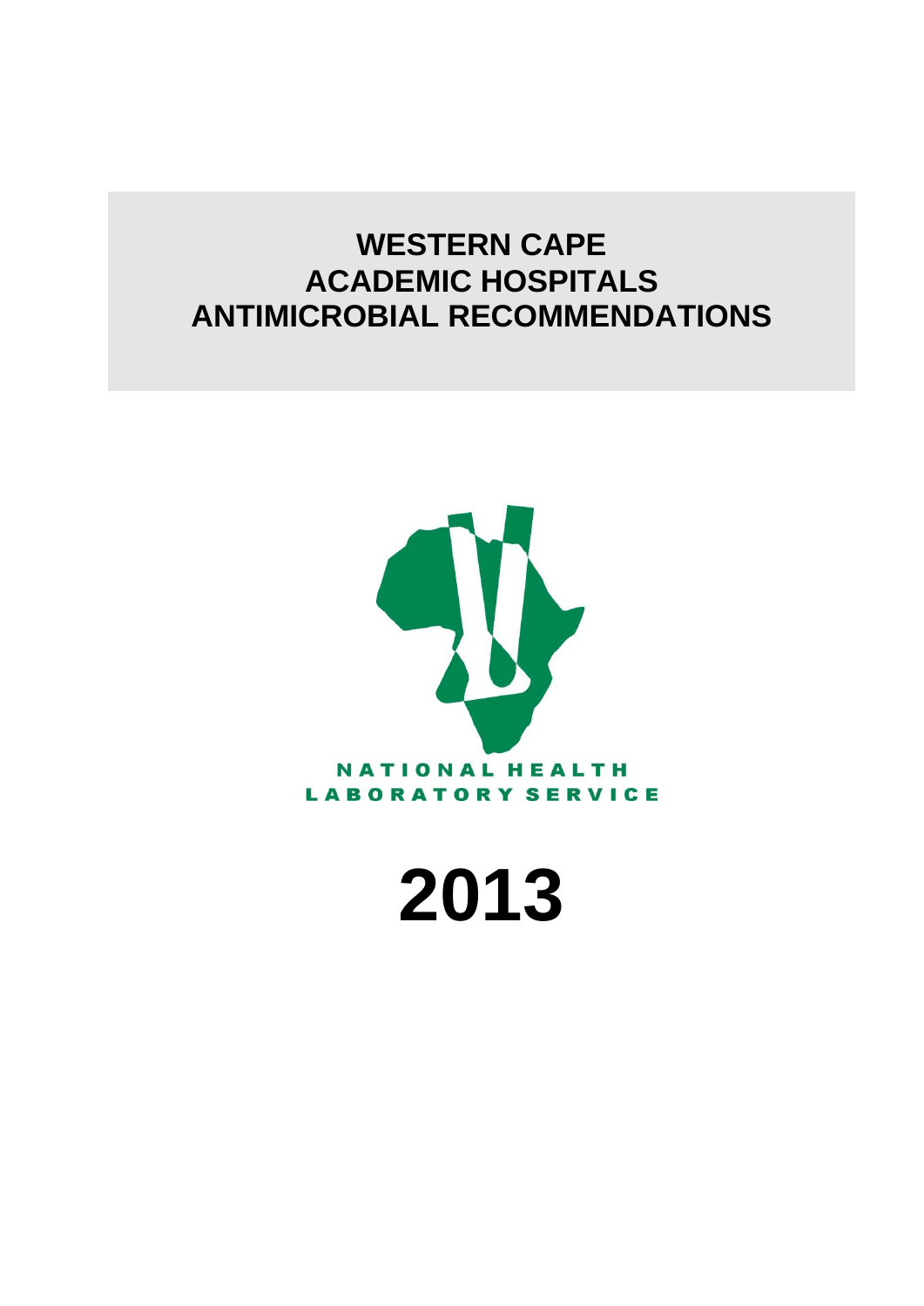# WESTERN CAPE ACADEMIC HOSPITALS ANTIMICROBIAL RECOMMENDATIONS

NATIONAL HEALTH LABORATORY SERVICE

# 2013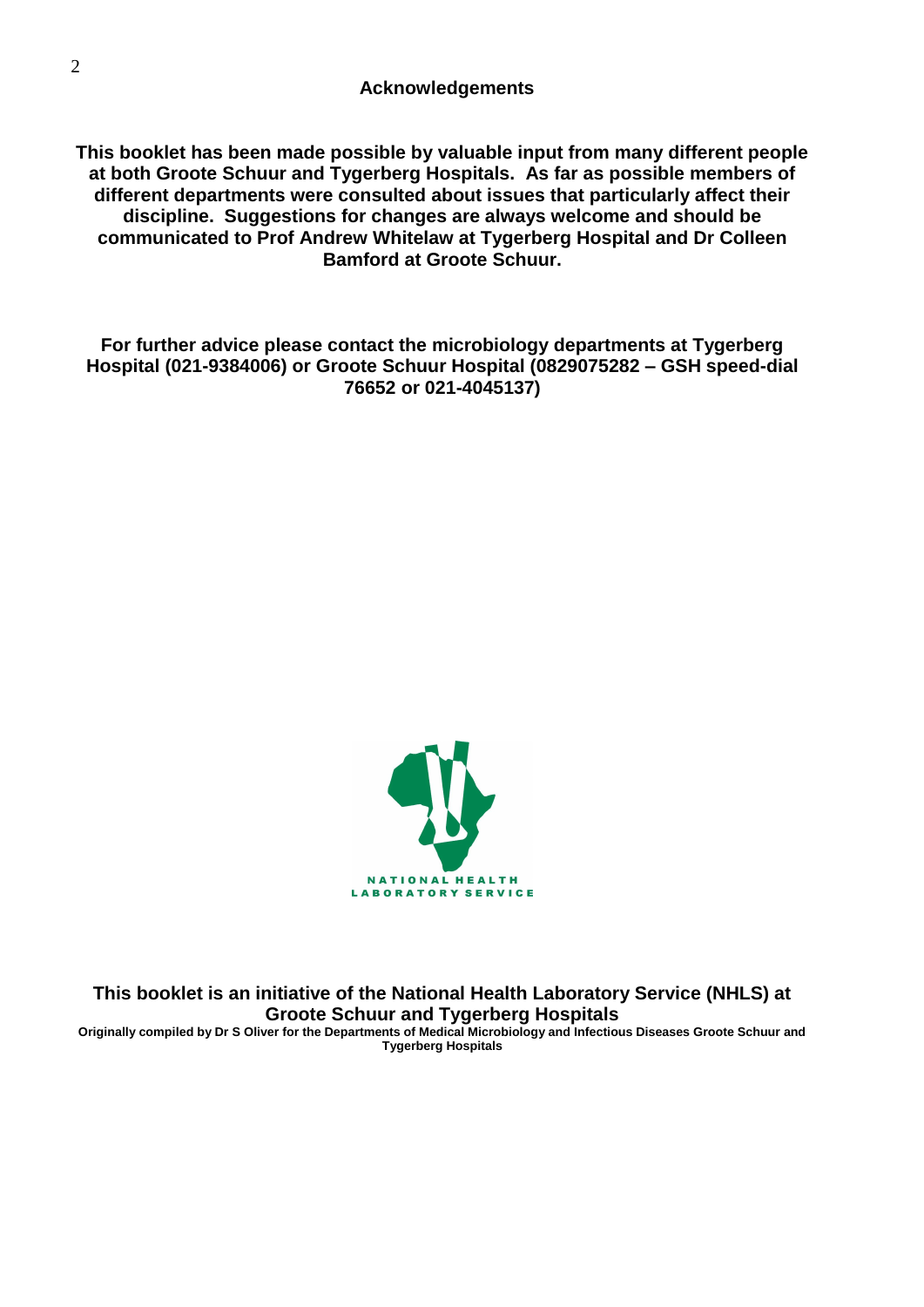## Acknowledgements

**This booklet has been made possible by valuable input from many different people at both Groote Schuur and Tygerberg Hospitals. As far as possible members of different departments were consulted about issues that particularly affect their discipline. Suggestions for changes are always welcome and should be communicated to Prof Andrew Whitelaw at Tygerberg Hospital and Dr Colleen Bamford at Groote Schuur.**

**For further advice please contact the microbiology departments at Tygerberg Hospital (021-9384006) or Groote Schuur Hospital (0829075282 – GSH speed-dial 76652 or 021-4045137)**

NATIONAL HEALTH
LABORATORY SERVICE

**This booklet is an initiative of the National Health Laboratory Service (NHLS) at Groote Schuur and Tygerberg Hospitals**

**Originally compiled by Dr S Oliver for the Departments of Medical Microbiology and Infectious Diseases Groote Schuur and Tygerberg Hospitals**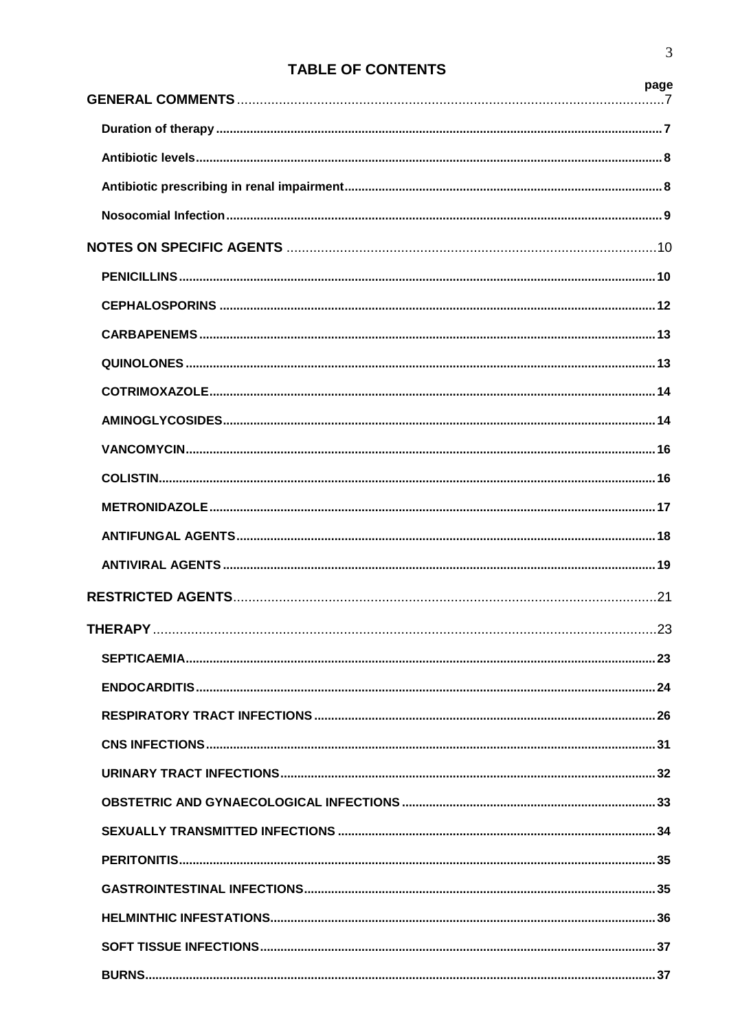# TABLE OF CONTENTS

page

**GENERAL COMMENTS** .......... 7

- **Duration of therapy** .......... 7
- **Antibiotic levels** .......... 8
- **Antibiotic prescribing in renal impairment** .......... 8
- **Nosocomial Infection** .......... 9

**NOTES ON SPECIFIC AGENTS** .......... 10

- **PENICILLINS** .......... 10
- **CEPHALOSPORINS** .......... 12
- **CARBAPENEMS** .......... 13
- **QUINOLONES** .......... 13
- **COTRIMOXAZOLE** .......... 14
- **AMINOGLYCOSIDES** .......... 14
- **VANCOMYCIN** .......... 16
- **COLISTIN** .......... 16
- **METRONIDAZOLE** .......... 17
- **ANTIFUNGAL AGENTS** .......... 18
- **ANTIVIRAL AGENTS** .......... 19

**RESTRICTED AGENTS** .......... 21

**THERAPY** .......... 23

- **SEPTICAEMIA** .......... 23
- **ENDOCARDITIS** .......... 24
- **RESPIRATORY TRACT INFECTIONS** .......... 26
- **CNS INFECTIONS** .......... 31
- **URINARY TRACT INFECTIONS** .......... 32
- **OBSTETRIC AND GYNAECOLOGICAL INFECTIONS** .......... 33
- **SEXUALLY TRANSMITTED INFECTIONS** .......... 34
- **PERITONITIS** .......... 35
- **GASTROINTESTINAL INFECTIONS** .......... 35
- **HELMINTHIC INFESTATIONS** .......... 36
- **SOFT TISSUE INFECTIONS** .......... 37
- **BURNS** .......... 37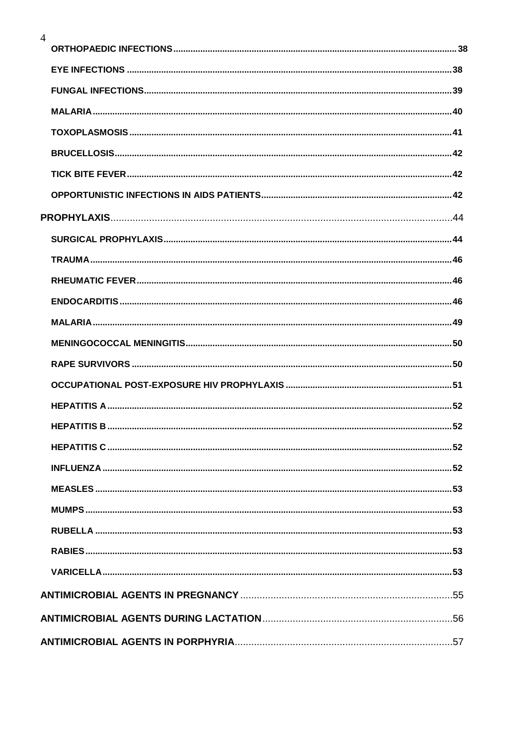**ORTHOPAEDIC INFECTIONS** .......... 38

**EYE INFECTIONS** .......... 38

**FUNGAL INFECTIONS** .......... 39

**MALARIA** .......... 40

**TOXOPLASMOSIS** .......... 41

**BRUCELLOSIS** .......... 42

**TICK BITE FEVER** .......... 42

**OPPORTUNISTIC INFECTIONS IN AIDS PATIENTS** .......... 42

**PROPHYLAXIS** .......... 44

**SURGICAL PROPHYLAXIS** .......... 44

**TRAUMA** .......... 46

**RHEUMATIC FEVER** .......... 46

**ENDOCARDITIS** .......... 46

**MALARIA** .......... 49

**MENINGOCOCCAL MENINGITIS** .......... 50

**RAPE SURVIVORS** .......... 50

**OCCUPATIONAL POST-EXPOSURE HIV PROPHYLAXIS** .......... 51

**HEPATITIS A** .......... 52

**HEPATITIS B** .......... 52

**HEPATITIS C** .......... 52

**INFLUENZA** .......... 52

**MEASLES** .......... 53

**MUMPS** .......... 53

**RUBELLA** .......... 53

**RABIES** .......... 53

**VARICELLA** .......... 53

**ANTIMICROBIAL AGENTS IN PREGNANCY** .......... 55

**ANTIMICROBIAL AGENTS DURING LACTATION** .......... 56

**ANTIMICROBIAL AGENTS IN PORPHYRIA** .......... 57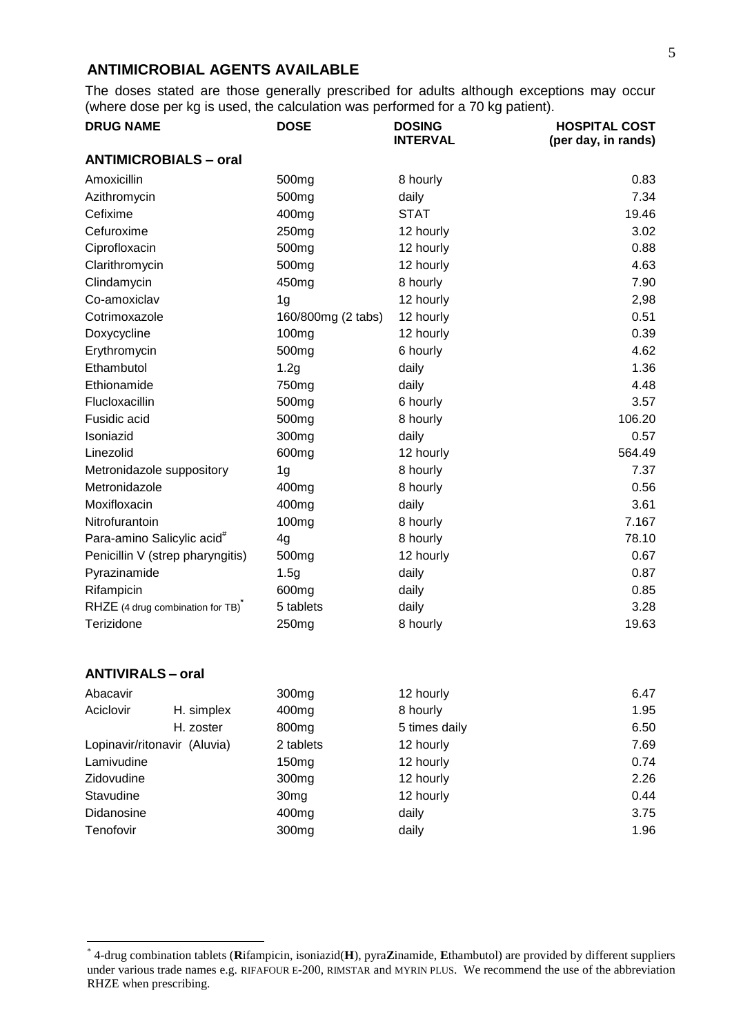## ANTIMICROBIAL AGENTS AVAILABLE

The doses stated are those generally prescribed for adults although exceptions may occur (where dose per kg is used, the calculation was performed for a 70 kg patient).

| DRUG NAME | | DOSE | DOSING INTERVAL | HOSPITAL COST (per day, in rands) |
|---|---|---|---|---|
| **ANTIMICROBIALS – oral** | | | | |
| Amoxicillin | | 500mg | 8 hourly | 0.83 |
| Azithromycin | | 500mg | daily | 7.34 |
| Cefixime | | 400mg | STAT | 19.46 |
| Cefuroxime | | 250mg | 12 hourly | 3.02 |
| Ciprofloxacin | | 500mg | 12 hourly | 0.88 |
| Clarithromycin | | 500mg | 12 hourly | 4.63 |
| Clindamycin | | 450mg | 8 hourly | 7.90 |
| Co-amoxiclav | | 1g | 12 hourly | 2,98 |
| Cotrimoxazole | | 160/800mg (2 tabs) | 12 hourly | 0.51 |
| Doxycycline | | 100mg | 12 hourly | 0.39 |
| Erythromycin | | 500mg | 6 hourly | 4.62 |
| Ethambutol | | 1.2g | daily | 1.36 |
| Ethionamide | | 750mg | daily | 4.48 |
| Flucloxacillin | | 500mg | 6 hourly | 3.57 |
| Fusidic acid | | 500mg | 8 hourly | 106.20 |
| Isoniazid | | 300mg | daily | 0.57 |
| Linezolid | | 600mg | 12 hourly | 564.49 |
| Metronidazole suppository | | 1g | 8 hourly | 7.37 |
| Metronidazole | | 400mg | 8 hourly | 0.56 |
| Moxifloxacin | | 400mg | daily | 3.61 |
| Nitrofurantoin | | 100mg | 8 hourly | 7.167 |
| Para-amino Salicylic acid[#] | | 4g | 8 hourly | 78.10 |
| Penicillin V (strep pharyngitis) | | 500mg | 12 hourly | 0.67 |
| Pyrazinamide | | 1.5g | daily | 0.87 |
| Rifampicin | | 600mg | daily | 0.85 |
| RHZE (4 drug combination for TB)[*] | | 5 tablets | daily | 3.28 |
| Terizidone | | 250mg | 8 hourly | 19.63 |
| **ANTIVIRALS – oral** | | | | |
| Abacavir | | 300mg | 12 hourly | 6.47 |
| Aciclovir | H. simplex | 400mg | 8 hourly | 1.95 |
| | H. zoster | 800mg | 5 times daily | 6.50 |
| Lopinavir/ritonavir (Aluvia) | | 2 tablets | 12 hourly | 7.69 |
| Lamivudine | | 150mg | 12 hourly | 0.74 |
| Zidovudine | | 300mg | 12 hourly | 2.26 |
| Stavudine | | 30mg | 12 hourly | 0.44 |
| Didanosine | | 400mg | daily | 3.75 |
| Tenofovir | | 300mg | daily | 1.96 |

[*] 4-drug combination tablets (**R**ifampicin, isoniazid(**H**), pyra**Z**inamide, **E**thambutol) are provided by different suppliers under various trade names e.g. RIFAFOUR E-200, RIMSTAR and MYRIN PLUS. We recommend the use of the abbreviation RHZE when prescribing.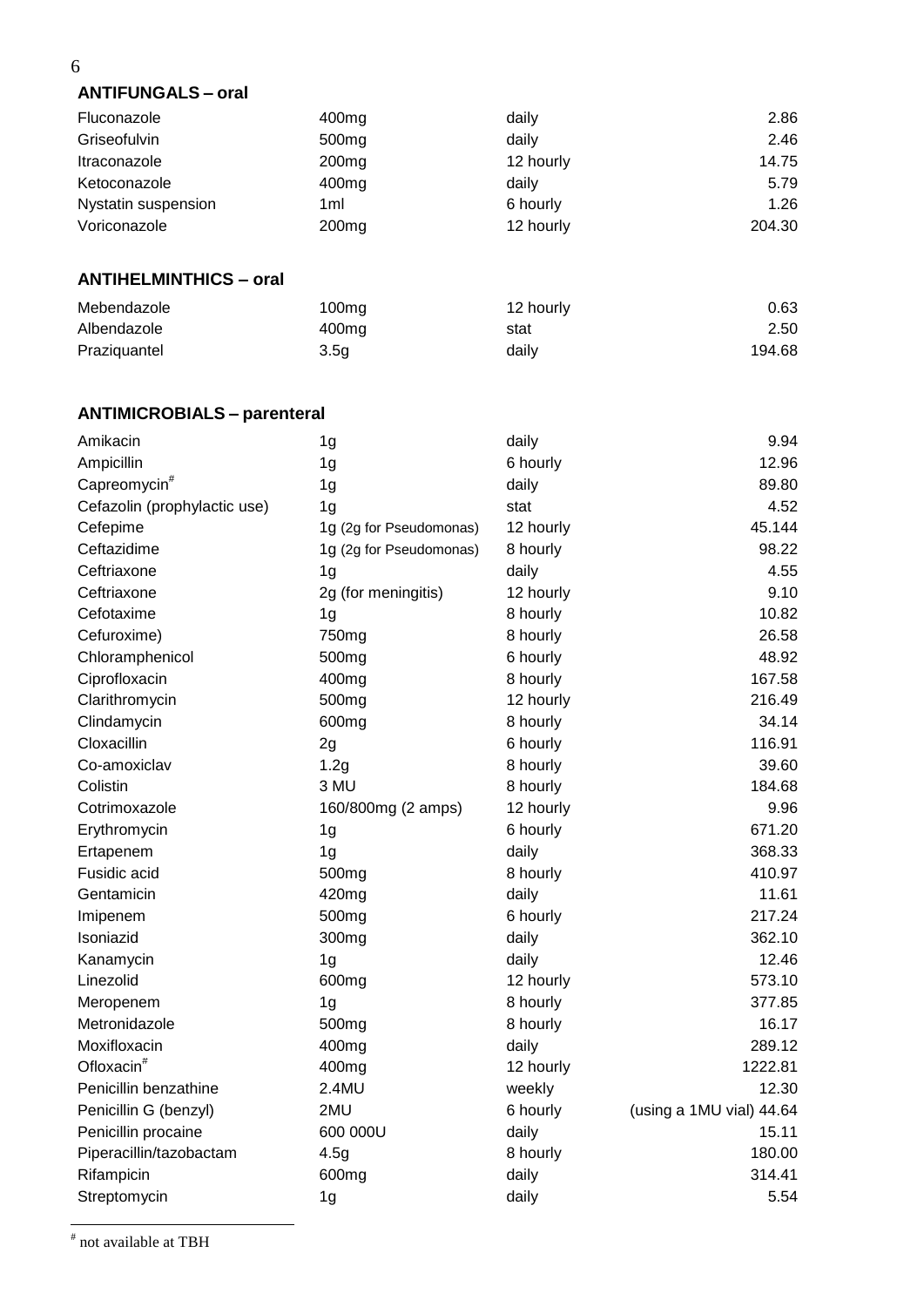## ANTIFUNGALS – oral

| | | | |
|---|---|---|---|
| Fluconazole | 400mg | daily | 2.86 |
| Griseofulvin | 500mg | daily | 2.46 |
| Itraconazole | 200mg | 12 hourly | 14.75 |
| Ketoconazole | 400mg | daily | 5.79 |
| Nystatin suspension | 1ml | 6 hourly | 1.26 |
| Voriconazole | 200mg | 12 hourly | 204.30 |

## ANTIHELMINTHICS – oral

| | | | |
|---|---|---|---|
| Mebendazole | 100mg | 12 hourly | 0.63 |
| Albendazole | 400mg | stat | 2.50 |
| Praziquantel | 3.5g | daily | 194.68 |

## ANTIMICROBIALS – parenteral

| | | | |
|---|---|---|---|
| Amikacin | 1g | daily | 9.94 |
| Ampicillin | 1g | 6 hourly | 12.96 |
| Capreomycin# | 1g | daily | 89.80 |
| Cefazolin (prophylactic use) | 1g | stat | 4.52 |
| Cefepime | 1g (2g for Pseudomonas) | 12 hourly | 45.144 |
| Ceftazidime | 1g (2g for Pseudomonas) | 8 hourly | 98.22 |
| Ceftriaxone | 1g | daily | 4.55 |
| Ceftriaxone | 2g (for meningitis) | 12 hourly | 9.10 |
| Cefotaxime | 1g | 8 hourly | 10.82 |
| Cefuroxime) | 750mg | 8 hourly | 26.58 |
| Chloramphenicol | 500mg | 6 hourly | 48.92 |
| Ciprofloxacin | 400mg | 8 hourly | 167.58 |
| Clarithromycin | 500mg | 12 hourly | 216.49 |
| Clindamycin | 600mg | 8 hourly | 34.14 |
| Cloxacillin | 2g | 6 hourly | 116.91 |
| Co-amoxiclav | 1.2g | 8 hourly | 39.60 |
| Colistin | 3 MU | 8 hourly | 184.68 |
| Cotrimoxazole | 160/800mg (2 amps) | 12 hourly | 9.96 |
| Erythromycin | 1g | 6 hourly | 671.20 |
| Ertapenem | 1g | daily | 368.33 |
| Fusidic acid | 500mg | 8 hourly | 410.97 |
| Gentamicin | 420mg | daily | 11.61 |
| Imipenem | 500mg | 6 hourly | 217.24 |
| Isoniazid | 300mg | daily | 362.10 |
| Kanamycin | 1g | daily | 12.46 |
| Linezolid | 600mg | 12 hourly | 573.10 |
| Meropenem | 1g | 8 hourly | 377.85 |
| Metronidazole | 500mg | 8 hourly | 16.17 |
| Moxifloxacin | 400mg | daily | 289.12 |
| Ofloxacin# | 400mg | 12 hourly | 1222.81 |
| Penicillin benzathine | 2.4MU | weekly | 12.30 |
| Penicillin G (benzyl) | 2MU | 6 hourly | (using a 1MU vial) 44.64 |
| Penicillin procaine | 600 000U | daily | 15.11 |
| Piperacillin/tazobactam | 4.5g | 8 hourly | 180.00 |
| Rifampicin | 600mg | daily | 314.41 |
| Streptomycin | 1g | daily | 5.54 |

# not available at TBH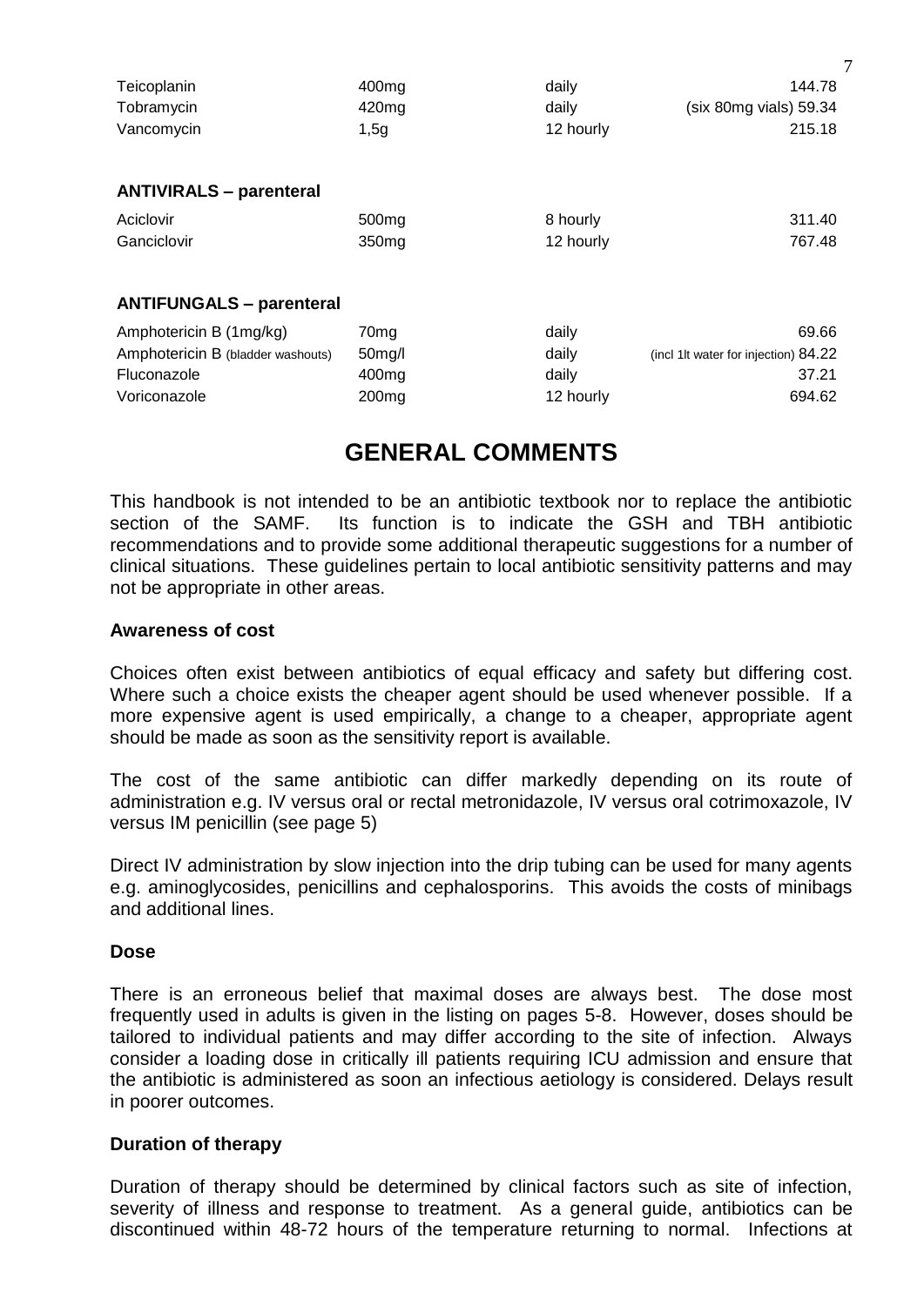| | | | |
|---|---|---|---|
| Teicoplanin | 400mg | daily | 144.78 |
| Tobramycin | 420mg | daily | (six 80mg vials) 59.34 |
| Vancomycin | 1,5g | 12 hourly | 215.18 |

**ANTIVIRALS – parenteral**

| | | | |
|---|---|---|---|
| Aciclovir | 500mg | 8 hourly | 311.40 |
| Ganciclovir | 350mg | 12 hourly | 767.48 |

**ANTIFUNGALS – parenteral**

| | | | |
|---|---|---|---|
| Amphotericin B (1mg/kg) | 70mg | daily | 69.66 |
| Amphotericin B (bladder washouts) | 50mg/l | daily | (incl 1lt water for injection) 84.22 |
| Fluconazole | 400mg | daily | 37.21 |
| Voriconazole | 200mg | 12 hourly | 694.62 |

# GENERAL COMMENTS

This handbook is not intended to be an antibiotic textbook nor to replace the antibiotic section of the SAMF. Its function is to indicate the GSH and TBH antibiotic recommendations and to provide some additional therapeutic suggestions for a number of clinical situations. These guidelines pertain to local antibiotic sensitivity patterns and may not be appropriate in other areas.

**Awareness of cost**

Choices often exist between antibiotics of equal efficacy and safety but differing cost. Where such a choice exists the cheaper agent should be used whenever possible. If a more expensive agent is used empirically, a change to a cheaper, appropriate agent should be made as soon as the sensitivity report is available.

The cost of the same antibiotic can differ markedly depending on its route of administration e.g. IV versus oral or rectal metronidazole, IV versus oral cotrimoxazole, IV versus IM penicillin (see page 5)

Direct IV administration by slow injection into the drip tubing can be used for many agents e.g. aminoglycosides, penicillins and cephalosporins. This avoids the costs of minibags and additional lines.

**Dose**

There is an erroneous belief that maximal doses are always best. The dose most frequently used in adults is given in the listing on pages 5-8. However, doses should be tailored to individual patients and may differ according to the site of infection. Always consider a loading dose in critically ill patients requiring ICU admission and ensure that the antibiotic is administered as soon an infectious aetiology is considered. Delays result in poorer outcomes.

**Duration of therapy**

Duration of therapy should be determined by clinical factors such as site of infection, severity of illness and response to treatment. As a general guide, antibiotics can be discontinued within 48-72 hours of the temperature returning to normal. Infections at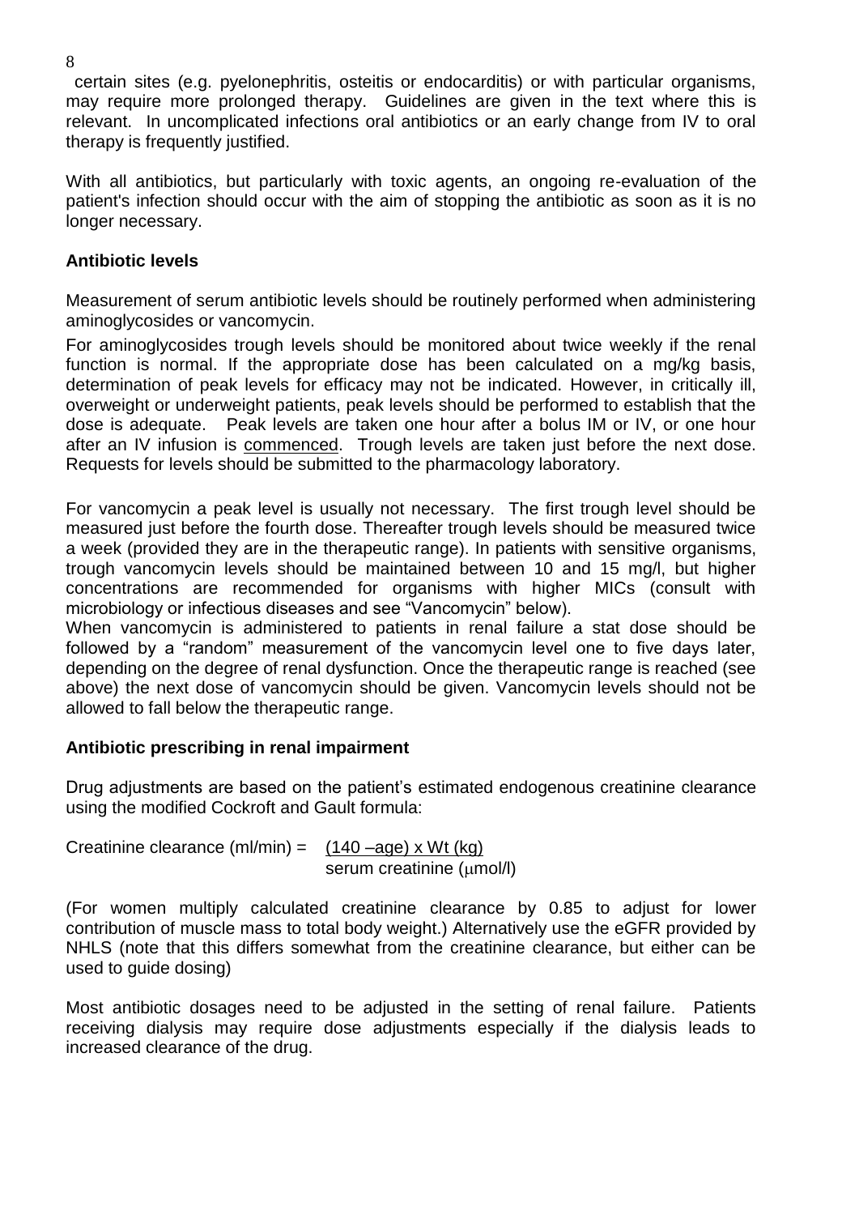certain sites (e.g. pyelonephritis, osteitis or endocarditis) or with particular organisms, may require more prolonged therapy. Guidelines are given in the text where this is relevant. In uncomplicated infections oral antibiotics or an early change from IV to oral therapy is frequently justified.

With all antibiotics, but particularly with toxic agents, an ongoing re-evaluation of the patient's infection should occur with the aim of stopping the antibiotic as soon as it is no longer necessary.

### Antibiotic levels

Measurement of serum antibiotic levels should be routinely performed when administering aminoglycosides or vancomycin.

For aminoglycosides trough levels should be monitored about twice weekly if the renal function is normal. If the appropriate dose has been calculated on a mg/kg basis, determination of peak levels for efficacy may not be indicated. However, in critically ill, overweight or underweight patients, peak levels should be performed to establish that the dose is adequate. Peak levels are taken one hour after a bolus IM or IV, or one hour after an IV infusion is commenced. Trough levels are taken just before the next dose. Requests for levels should be submitted to the pharmacology laboratory.

For vancomycin a peak level is usually not necessary. The first trough level should be measured just before the fourth dose. Thereafter trough levels should be measured twice a week (provided they are in the therapeutic range). In patients with sensitive organisms, trough vancomycin levels should be maintained between 10 and 15 mg/l, but higher concentrations are recommended for organisms with higher MICs (consult with microbiology or infectious diseases and see "Vancomycin" below).

When vancomycin is administered to patients in renal failure a stat dose should be followed by a "random" measurement of the vancomycin level one to five days later, depending on the degree of renal dysfunction. Once the therapeutic range is reached (see above) the next dose of vancomycin should be given. Vancomycin levels should not be allowed to fall below the therapeutic range.

### Antibiotic prescribing in renal impairment

Drug adjustments are based on the patient's estimated endogenous creatinine clearance using the modified Cockroft and Gault formula:

$$\text{Creatinine clearance (ml/min)} = \frac{(140 - \text{age}) \times \text{Wt (kg)}}{\text{serum creatinine } (\mu\text{mol/l})}$$

(For women multiply calculated creatinine clearance by 0.85 to adjust for lower contribution of muscle mass to total body weight.) Alternatively use the eGFR provided by NHLS (note that this differs somewhat from the creatinine clearance, but either can be used to guide dosing)

Most antibiotic dosages need to be adjusted in the setting of renal failure. Patients receiving dialysis may require dose adjustments especially if the dialysis leads to increased clearance of the drug.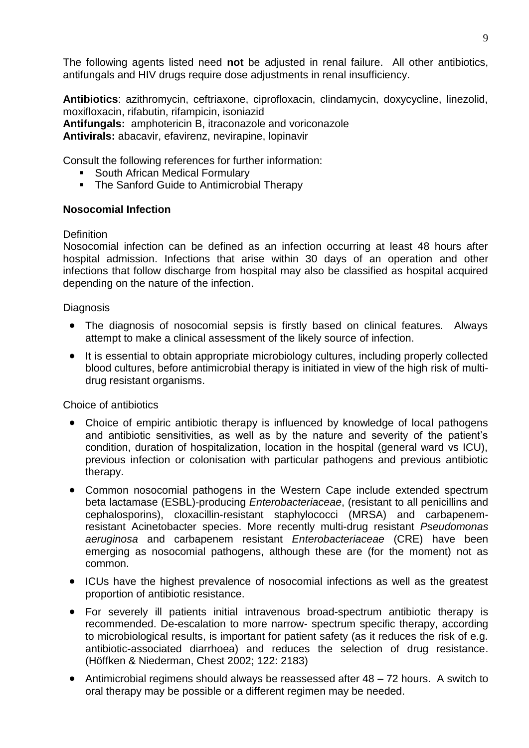The following agents listed need **not** be adjusted in renal failure. All other antibiotics, antifungals and HIV drugs require dose adjustments in renal insufficiency.

**Antibiotics**: azithromycin, ceftriaxone, ciprofloxacin, clindamycin, doxycycline, linezolid, moxifloxacin, rifabutin, rifampicin, isoniazid
**Antifungals:** amphotericin B, itraconazole and voriconazole
**Antivirals:** abacavir, efavirenz, nevirapine, lopinavir

Consult the following references for further information:

- South African Medical Formulary
- The Sanford Guide to Antimicrobial Therapy

**Nosocomial Infection**

Definition

Nosocomial infection can be defined as an infection occurring at least 48 hours after hospital admission. Infections that arise within 30 days of an operation and other infections that follow discharge from hospital may also be classified as hospital acquired depending on the nature of the infection.

Diagnosis

- The diagnosis of nosocomial sepsis is firstly based on clinical features. Always attempt to make a clinical assessment of the likely source of infection.
- It is essential to obtain appropriate microbiology cultures, including properly collected blood cultures, before antimicrobial therapy is initiated in view of the high risk of multi-drug resistant organisms.

Choice of antibiotics

- Choice of empiric antibiotic therapy is influenced by knowledge of local pathogens and antibiotic sensitivities, as well as by the nature and severity of the patient's condition, duration of hospitalization, location in the hospital (general ward vs ICU), previous infection or colonisation with particular pathogens and previous antibiotic therapy.
- Common nosocomial pathogens in the Western Cape include extended spectrum beta lactamase (ESBL)-producing *Enterobacteriaceae*, (resistant to all penicillins and cephalosporins), cloxacillin-resistant staphylococci (MRSA) and carbapenem-resistant Acinetobacter species. More recently multi-drug resistant *Pseudomonas aeruginosa* and carbapenem resistant *Enterobacteriaceae* (CRE) have been emerging as nosocomial pathogens, although these are (for the moment) not as common.
- ICUs have the highest prevalence of nosocomial infections as well as the greatest proportion of antibiotic resistance.
- For severely ill patients initial intravenous broad-spectrum antibiotic therapy is recommended. De-escalation to more narrow- spectrum specific therapy, according to microbiological results, is important for patient safety (as it reduces the risk of e.g. antibiotic-associated diarrhoea) and reduces the selection of drug resistance. (Höffken & Niederman, Chest 2002; 122: 2183)
- Antimicrobial regimens should always be reassessed after 48 – 72 hours. A switch to oral therapy may be possible or a different regimen may be needed.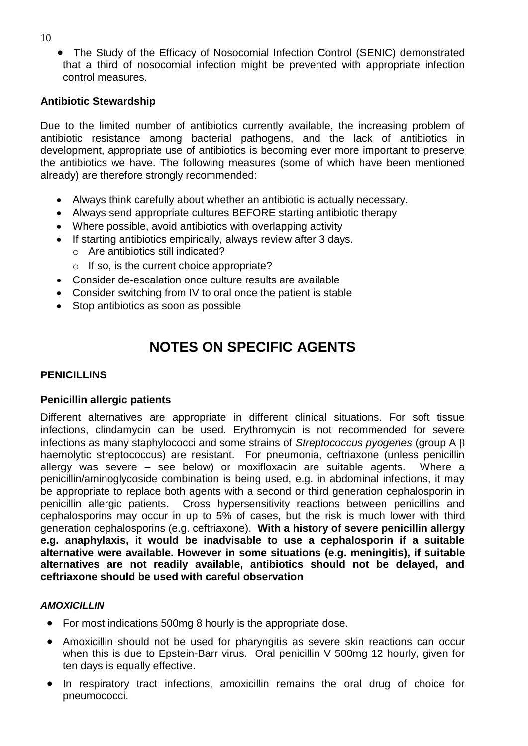- The Study of the Efficacy of Nosocomial Infection Control (SENIC) demonstrated that a third of nosocomial infection might be prevented with appropriate infection control measures.

### Antibiotic Stewardship

Due to the limited number of antibiotics currently available, the increasing problem of antibiotic resistance among bacterial pathogens, and the lack of antibiotics in development, appropriate use of antibiotics is becoming ever more important to preserve the antibiotics we have. The following measures (some of which have been mentioned already) are therefore strongly recommended:

- Always think carefully about whether an antibiotic is actually necessary.
- Always send appropriate cultures BEFORE starting antibiotic therapy
- Where possible, avoid antibiotics with overlapping activity
- If starting antibiotics empirically, always review after 3 days.
  - Are antibiotics still indicated?
  - If so, is the current choice appropriate?
- Consider de-escalation once culture results are available
- Consider switching from IV to oral once the patient is stable
- Stop antibiotics as soon as possible

# NOTES ON SPECIFIC AGENTS

## PENICILLINS

### Penicillin allergic patients

Different alternatives are appropriate in different clinical situations. For soft tissue infections, clindamycin can be used. Erythromycin is not recommended for severe infections as many staphylococci and some strains of *Streptococcus pyogenes* (group A β haemolytic streptococcus) are resistant. For pneumonia, ceftriaxone (unless penicillin allergy was severe – see below) or moxifloxacin are suitable agents. Where a penicillin/aminoglycoside combination is being used, e.g. in abdominal infections, it may be appropriate to replace both agents with a second or third generation cephalosporin in penicillin allergic patients. Cross hypersensitivity reactions between penicillins and cephalosporins may occur in up to 5% of cases, but the risk is much lower with third generation cephalosporins (e.g. ceftriaxone). **With a history of severe penicillin allergy e.g. anaphylaxis, it would be inadvisable to use a cephalosporin if a suitable alternative were available. However in some situations (e.g. meningitis), if suitable alternatives are not readily available, antibiotics should not be delayed, and ceftriaxone should be used with careful observation**

#### *AMOXICILLIN*

- For most indications 500mg 8 hourly is the appropriate dose.
- Amoxicillin should not be used for pharyngitis as severe skin reactions can occur when this is due to Epstein-Barr virus. Oral penicillin V 500mg 12 hourly, given for ten days is equally effective.
- In respiratory tract infections, amoxicillin remains the oral drug of choice for pneumococci.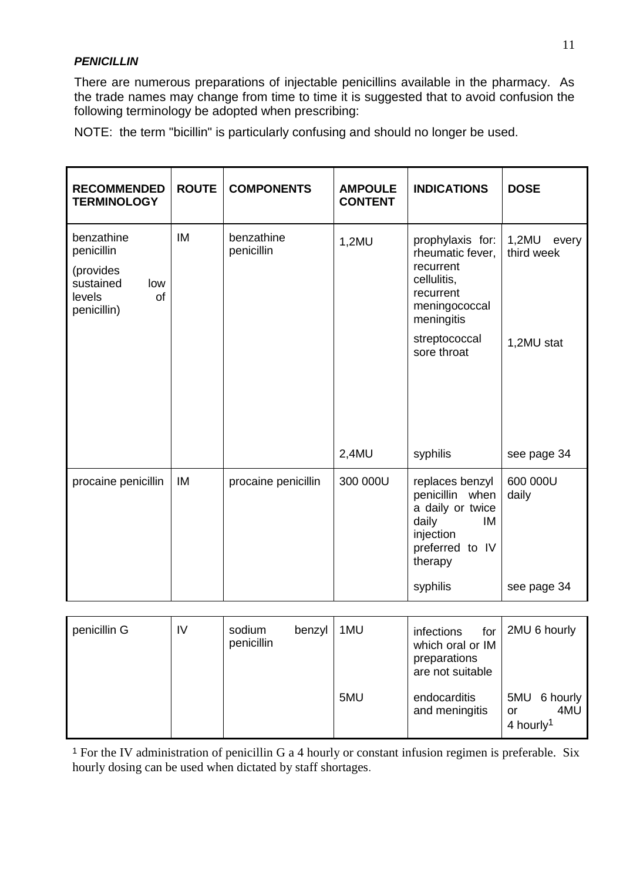***PENICILLIN***

There are numerous preparations of injectable penicillins available in the pharmacy. As the trade names may change from time to time it is suggested that to avoid confusion the following terminology be adopted when prescribing:

NOTE: the term "bicillin" is particularly confusing and should no longer be used.

| **RECOMMENDED TERMINOLOGY** | **ROUTE** | **COMPONENTS** | **AMPOULE CONTENT** | **INDICATIONS** | **DOSE** |
|---|---|---|---|---|---|
| benzathine penicillin (provides sustained low levels of penicillin) | IM | benzathine penicillin | 1,2MU | prophylaxis for: rheumatic fever, recurrent cellulitis, recurrent meningococcal meningitis | 1,2MU every third week |
| | | | | streptococcal sore throat | 1,2MU stat |
| | | | 2,4MU | syphilis | see page 34 |
| procaine penicillin | IM | procaine penicillin | 300 000U | replaces benzyl penicillin when a daily or twice daily IM injection preferred to IV therapy | 600 000U daily |
| | | | | syphilis | see page 34 |
| penicillin G | IV | sodium benzyl penicillin | 1MU | infections for which oral or IM preparations are not suitable | 2MU 6 hourly |
| | | | 5MU | endocarditis and meningitis | 5MU 6 hourly or 4MU 4 hourly[1] |

[1] For the IV administration of penicillin G a 4 hourly or constant infusion regimen is preferable. Six hourly dosing can be used when dictated by staff shortages.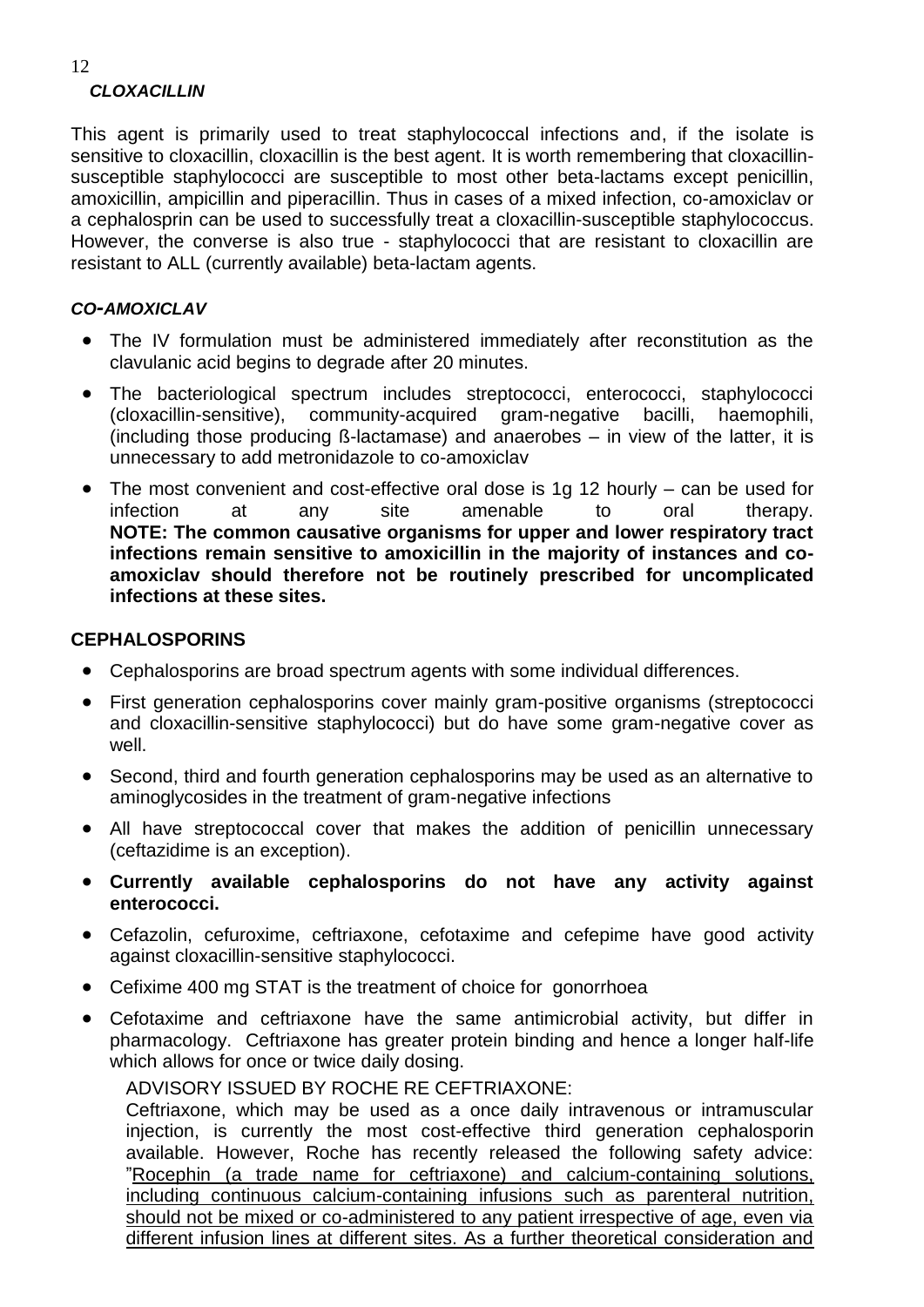### *CLOXACILLIN*

This agent is primarily used to treat staphylococcal infections and, if the isolate is sensitive to cloxacillin, cloxacillin is the best agent. It is worth remembering that cloxacillin-susceptible staphylococci are susceptible to most other beta-lactams except penicillin, amoxicillin, ampicillin and piperacillin. Thus in cases of a mixed infection, co-amoxiclav or a cephalosprin can be used to successfully treat a cloxacillin-susceptible staphylococcus. However, the converse is also true - staphylococci that are resistant to cloxacillin are resistant to ALL (currently available) beta-lactam agents.

### *CO-AMOXICLAV*

- The IV formulation must be administered immediately after reconstitution as the clavulanic acid begins to degrade after 20 minutes.
- The bacteriological spectrum includes streptococci, enterococci, staphylococci (cloxacillin-sensitive), community-acquired gram-negative bacilli, haemophili, (including those producing ß-lactamase) and anaerobes – in view of the latter, it is unnecessary to add metronidazole to co-amoxiclav
- The most convenient and cost-effective oral dose is 1g 12 hourly – can be used for infection at any site amenable to oral therapy. **NOTE: The common causative organisms for upper and lower respiratory tract infections remain sensitive to amoxicillin in the majority of instances and co-amoxiclav should therefore not be routinely prescribed for uncomplicated infections at these sites.**

### CEPHALOSPORINS

- Cephalosporins are broad spectrum agents with some individual differences.
- First generation cephalosporins cover mainly gram-positive organisms (streptococci and cloxacillin-sensitive staphylococci) but do have some gram-negative cover as well.
- Second, third and fourth generation cephalosporins may be used as an alternative to aminoglycosides in the treatment of gram-negative infections
- All have streptococcal cover that makes the addition of penicillin unnecessary (ceftazidime is an exception).
- **Currently available cephalosporins do not have any activity against enterococci.**
- Cefazolin, cefuroxime, ceftriaxone, cefotaxime and cefepime have good activity against cloxacillin-sensitive staphylococci.
- Cefixime 400 mg STAT is the treatment of choice for gonorrhoea
- Cefotaxime and ceftriaxone have the same antimicrobial activity, but differ in pharmacology. Ceftriaxone has greater protein binding and hence a longer half-life which allows for once or twice daily dosing.

  ADVISORY ISSUED BY ROCHE RE CEFTRIAXONE:

  Ceftriaxone, which may be used as a once daily intravenous or intramuscular injection, is currently the most cost-effective third generation cephalosporin available. However, Roche has recently released the following safety advice: "Rocephin (a trade name for ceftriaxone) and calcium-containing solutions, including continuous calcium-containing infusions such as parenteral nutrition, should not be mixed or co-administered to any patient irrespective of age, even via different infusion lines at different sites. As a further theoretical consideration and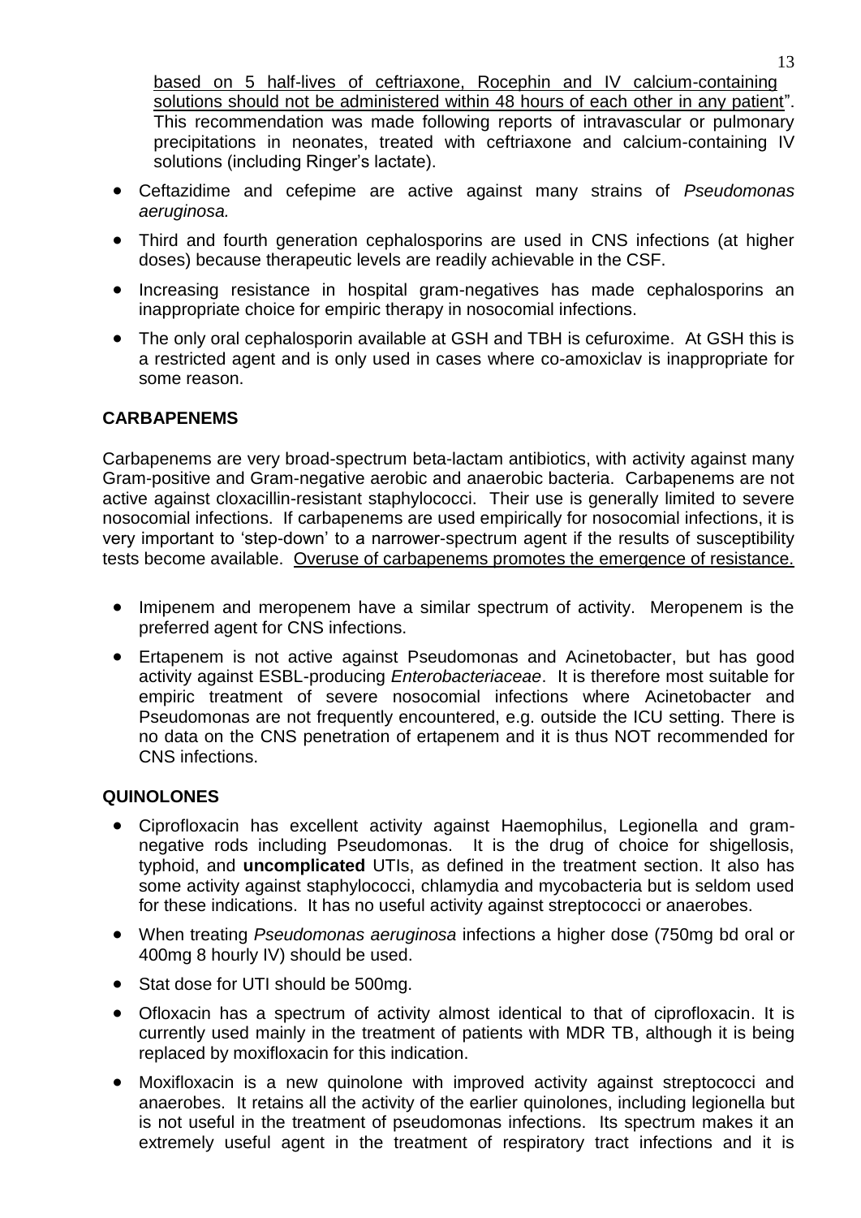based on 5 half-lives of ceftriaxone, Rocephin and IV calcium-containing solutions should not be administered within 48 hours of each other in any patient". This recommendation was made following reports of intravascular or pulmonary precipitations in neonates, treated with ceftriaxone and calcium-containing IV solutions (including Ringer's lactate).

- Ceftazidime and cefepime are active against many strains of *Pseudomonas aeruginosa.*
- Third and fourth generation cephalosporins are used in CNS infections (at higher doses) because therapeutic levels are readily achievable in the CSF.
- Increasing resistance in hospital gram-negatives has made cephalosporins an inappropriate choice for empiric therapy in nosocomial infections.
- The only oral cephalosporin available at GSH and TBH is cefuroxime. At GSH this is a restricted agent and is only used in cases where co-amoxiclav is inappropriate for some reason.

**CARBAPENEMS**

Carbapenems are very broad-spectrum beta-lactam antibiotics, with activity against many Gram-positive and Gram-negative aerobic and anaerobic bacteria. Carbapenems are not active against cloxacillin-resistant staphylococci. Their use is generally limited to severe nosocomial infections. If carbapenems are used empirically for nosocomial infections, it is very important to 'step-down' to a narrower-spectrum agent if the results of susceptibility tests become available. Overuse of carbapenems promotes the emergence of resistance.

- Imipenem and meropenem have a similar spectrum of activity. Meropenem is the preferred agent for CNS infections.
- Ertapenem is not active against Pseudomonas and Acinetobacter, but has good activity against ESBL-producing *Enterobacteriaceae*. It is therefore most suitable for empiric treatment of severe nosocomial infections where Acinetobacter and Pseudomonas are not frequently encountered, e.g. outside the ICU setting. There is no data on the CNS penetration of ertapenem and it is thus NOT recommended for CNS infections.

**QUINOLONES**

- Ciprofloxacin has excellent activity against Haemophilus, Legionella and gram-negative rods including Pseudomonas. It is the drug of choice for shigellosis, typhoid, and **uncomplicated** UTIs, as defined in the treatment section. It also has some activity against staphylococci, chlamydia and mycobacteria but is seldom used for these indications. It has no useful activity against streptococci or anaerobes.
- When treating *Pseudomonas aeruginosa* infections a higher dose (750mg bd oral or 400mg 8 hourly IV) should be used.
- Stat dose for UTI should be 500mg.
- Ofloxacin has a spectrum of activity almost identical to that of ciprofloxacin. It is currently used mainly in the treatment of patients with MDR TB, although it is being replaced by moxifloxacin for this indication.
- Moxifloxacin is a new quinolone with improved activity against streptococci and anaerobes. It retains all the activity of the earlier quinolones, including legionella but is not useful in the treatment of pseudomonas infections. Its spectrum makes it an extremely useful agent in the treatment of respiratory tract infections and it is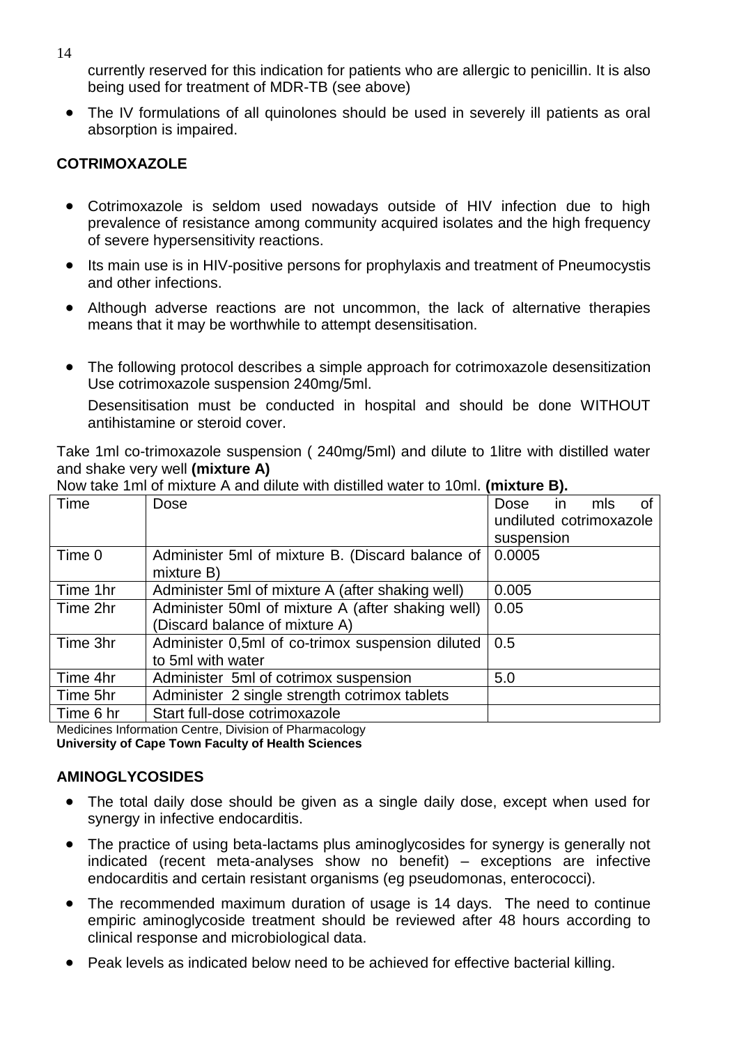currently reserved for this indication for patients who are allergic to penicillin. It is also being used for treatment of MDR-TB (see above)

- The IV formulations of all quinolones should be used in severely ill patients as oral absorption is impaired.

## COTRIMOXAZOLE

- Cotrimoxazole is seldom used nowadays outside of HIV infection due to high prevalence of resistance among community acquired isolates and the high frequency of severe hypersensitivity reactions.
- Its main use is in HIV-positive persons for prophylaxis and treatment of Pneumocystis and other infections.
- Although adverse reactions are not uncommon, the lack of alternative therapies means that it may be worthwhile to attempt desensitisation.
- The following protocol describes a simple approach for cotrimoxazole desensitization Use cotrimoxazole suspension 240mg/5ml.

  Desensitisation must be conducted in hospital and should be done WITHOUT antihistamine or steroid cover.

Take 1ml co-trimoxazole suspension ( 240mg/5ml) and dilute to 1litre with distilled water and shake very well **(mixture A)**

Now take 1ml of mixture A and dilute with distilled water to 10ml. **(mixture B).**

| Time | Dose | Dose in mls of undiluted cotrimoxazole suspension |
|---|---|---|
| Time 0 | Administer 5ml of mixture B. (Discard balance of mixture B) | 0.0005 |
| Time 1hr | Administer 5ml of mixture A (after shaking well) | 0.005 |
| Time 2hr | Administer 50ml of mixture A (after shaking well) (Discard balance of mixture A) | 0.05 |
| Time 3hr | Administer 0,5ml of co-trimox suspension diluted to 5ml with water | 0.5 |
| Time 4hr | Administer 5ml of cotrimox suspension | 5.0 |
| Time 5hr | Administer 2 single strength cotrimox tablets | |
| Time 6 hr | Start full-dose cotrimoxazole | |

Medicines Information Centre, Division of Pharmacology
**University of Cape Town Faculty of Health Sciences**

## AMINOGLYCOSIDES

- The total daily dose should be given as a single daily dose, except when used for synergy in infective endocarditis.
- The practice of using beta-lactams plus aminoglycosides for synergy is generally not indicated (recent meta-analyses show no benefit) – exceptions are infective endocarditis and certain resistant organisms (eg pseudomonas, enterococci).
- The recommended maximum duration of usage is 14 days. The need to continue empiric aminoglycoside treatment should be reviewed after 48 hours according to clinical response and microbiological data.
- Peak levels as indicated below need to be achieved for effective bacterial killing.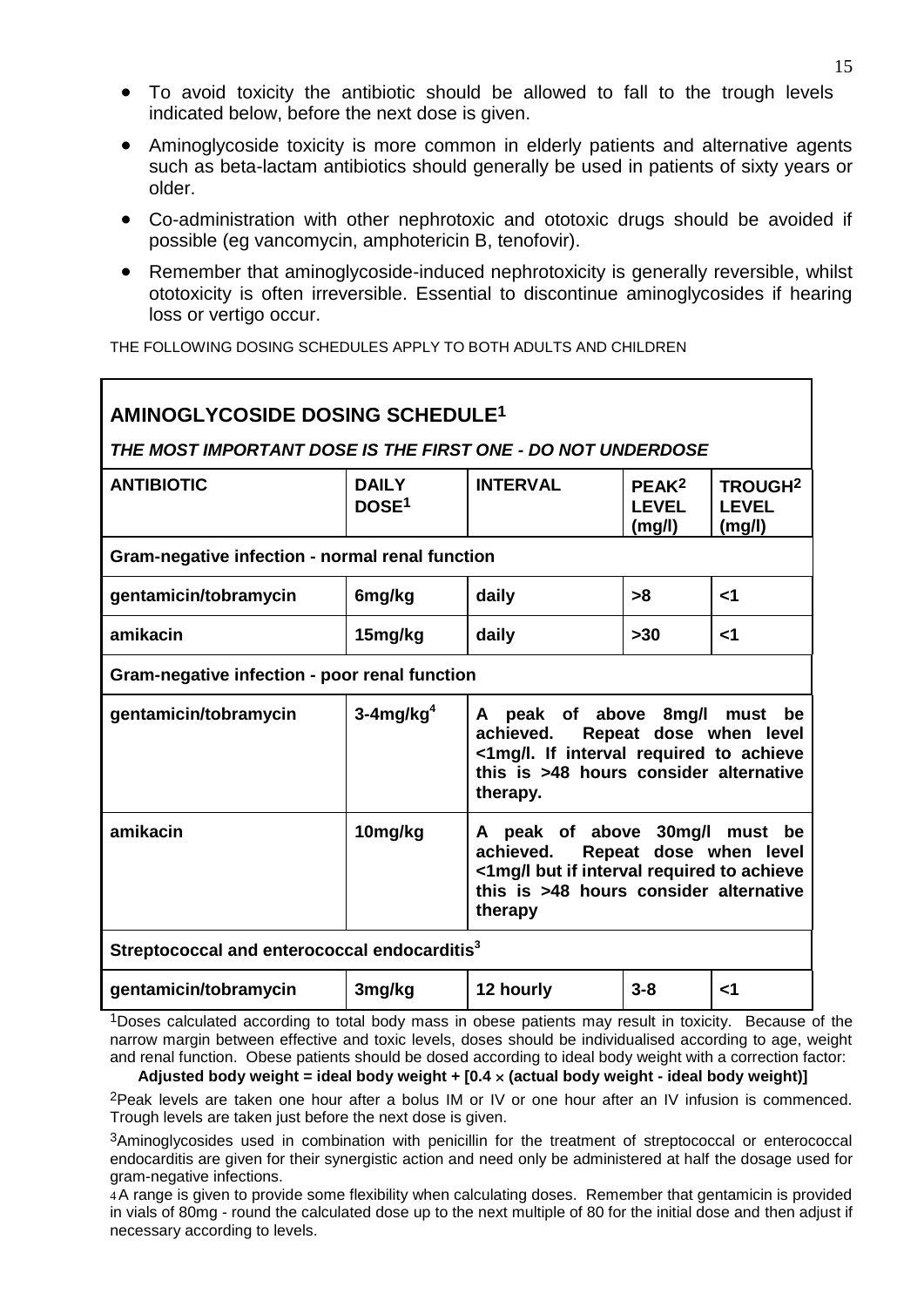- To avoid toxicity the antibiotic should be allowed to fall to the trough levels indicated below, before the next dose is given.
- Aminoglycoside toxicity is more common in elderly patients and alternative agents such as beta-lactam antibiotics should generally be used in patients of sixty years or older.
- Co-administration with other nephrotoxic and ototoxic drugs should be avoided if possible (eg vancomycin, amphotericin B, tenofovir).
- Remember that aminoglycoside-induced nephrotoxicity is generally reversible, whilst ototoxicity is often irreversible. Essential to discontinue aminoglycosides if hearing loss or vertigo occur.

THE FOLLOWING DOSING SCHEDULES APPLY TO BOTH ADULTS AND CHILDREN

**AMINOGLYCOSIDE DOSING SCHEDULE[1]**

***THE MOST IMPORTANT DOSE IS THE FIRST ONE - DO NOT UNDERDOSE***

| ANTIBIOTIC | DAILY DOSE[1] | INTERVAL | PEAK[2] LEVEL (mg/l) | TROUGH[2] LEVEL (mg/l) |
|---|---|---|---|---|
| **Gram-negative infection - normal renal function** | | | | |
| gentamicin/tobramycin | 6mg/kg | daily | >8 | <1 |
| amikacin | 15mg/kg | daily | >30 | <1 |
| **Gram-negative infection - poor renal function** | | | | |
| gentamicin/tobramycin | 3-4mg/kg[4] | A peak of above 8mg/l must be achieved. Repeat dose when level <1mg/l. If interval required to achieve this is >48 hours consider alternative therapy. | | |
| amikacin | 10mg/kg | A peak of above 30mg/l must be achieved. Repeat dose when level <1mg/l but if interval required to achieve this is >48 hours consider alternative therapy | | |
| **Streptococcal and enterococcal endocarditis[3]** | | | | |
| gentamicin/tobramycin | 3mg/kg | 12 hourly | 3-8 | <1 |

[1]Doses calculated according to total body mass in obese patients may result in toxicity. Because of the narrow margin between effective and toxic levels, doses should be individualised according to age, weight and renal function. Obese patients should be dosed according to ideal body weight with a correction factor:

**Adjusted body weight = ideal body weight + [0.4 × (actual body weight - ideal body weight)]**

[2]Peak levels are taken one hour after a bolus IM or IV or one hour after an IV infusion is commenced. Trough levels are taken just before the next dose is given.

[3]Aminoglycosides used in combination with penicillin for the treatment of streptococcal or enterococcal endocarditis are given for their synergistic action and need only be administered at half the dosage used for gram-negative infections.

[4]A range is given to provide some flexibility when calculating doses. Remember that gentamicin is provided in vials of 80mg - round the calculated dose up to the next multiple of 80 for the initial dose and then adjust if necessary according to levels.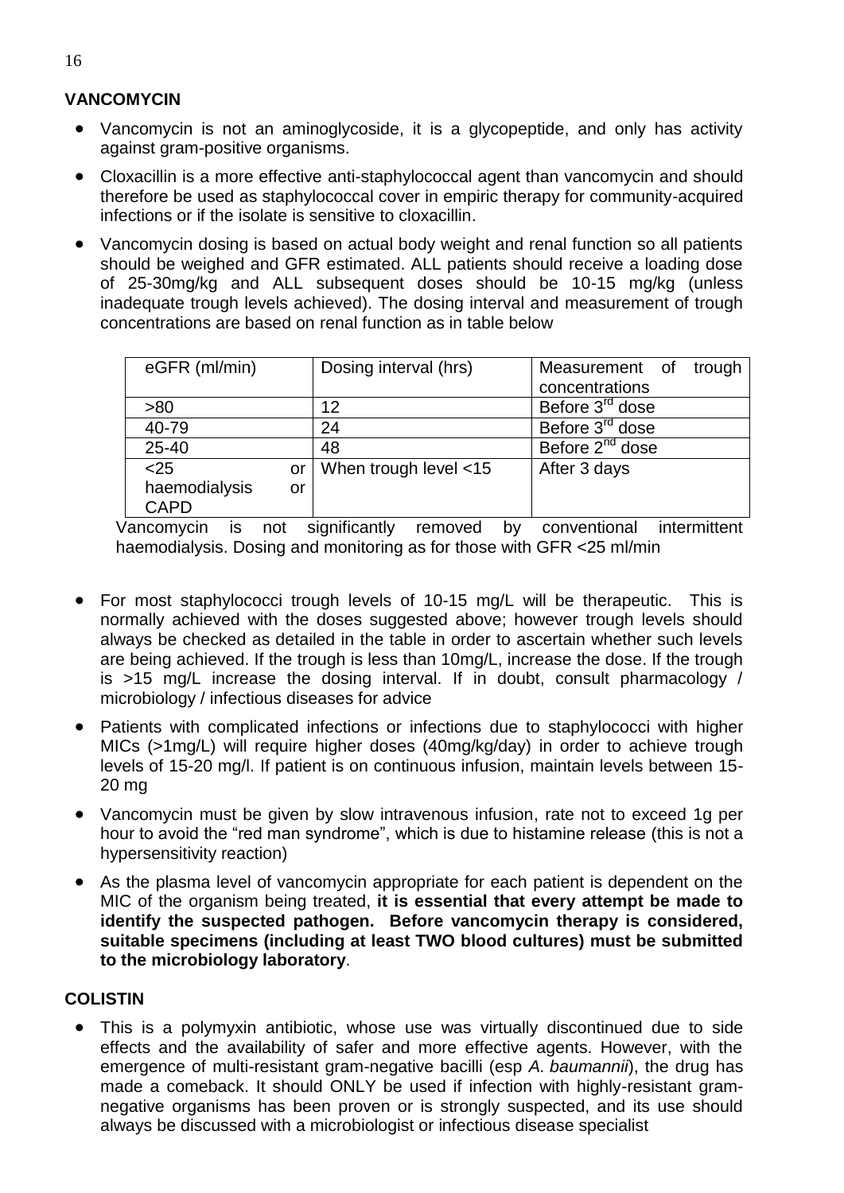## VANCOMYCIN

- Vancomycin is not an aminoglycoside, it is a glycopeptide, and only has activity against gram-positive organisms.
- Cloxacillin is a more effective anti-staphylococcal agent than vancomycin and should therefore be used as staphylococcal cover in empiric therapy for community-acquired infections or if the isolate is sensitive to cloxacillin.
- Vancomycin dosing is based on actual body weight and renal function so all patients should be weighed and GFR estimated. ALL patients should receive a loading dose of 25-30mg/kg and ALL subsequent doses should be 10-15 mg/kg (unless inadequate trough levels achieved). The dosing interval and measurement of trough concentrations are based on renal function as in table below

| eGFR (ml/min) | Dosing interval (hrs) | Measurement of trough concentrations |
|---|---|---|
| >80 | 12 | Before 3rd dose |
| 40-79 | 24 | Before 3rd dose |
| 25-40 | 48 | Before 2nd dose |
| <25 or haemodialysis or CAPD | When trough level <15 | After 3 days |

Vancomycin is not significantly removed by conventional intermittent haemodialysis. Dosing and monitoring as for those with GFR <25 ml/min

- For most staphylococci trough levels of 10-15 mg/L will be therapeutic. This is normally achieved with the doses suggested above; however trough levels should always be checked as detailed in the table in order to ascertain whether such levels are being achieved. If the trough is less than 10mg/L, increase the dose. If the trough is >15 mg/L increase the dosing interval. If in doubt, consult pharmacology / microbiology / infectious diseases for advice
- Patients with complicated infections or infections due to staphylococci with higher MICs (>1mg/L) will require higher doses (40mg/kg/day) in order to achieve trough levels of 15-20 mg/l. If patient is on continuous infusion, maintain levels between 15-20 mg
- Vancomycin must be given by slow intravenous infusion, rate not to exceed 1g per hour to avoid the "red man syndrome", which is due to histamine release (this is not a hypersensitivity reaction)
- As the plasma level of vancomycin appropriate for each patient is dependent on the MIC of the organism being treated, **it is essential that every attempt be made to identify the suspected pathogen. Before vancomycin therapy is considered, suitable specimens (including at least TWO blood cultures) must be submitted to the microbiology laboratory**.

## COLISTIN

- This is a polymyxin antibiotic, whose use was virtually discontinued due to side effects and the availability of safer and more effective agents. However, with the emergence of multi-resistant gram-negative bacilli (esp *A. baumannii*), the drug has made a comeback. It should ONLY be used if infection with highly-resistant gram-negative organisms has been proven or is strongly suspected, and its use should always be discussed with a microbiologist or infectious disease specialist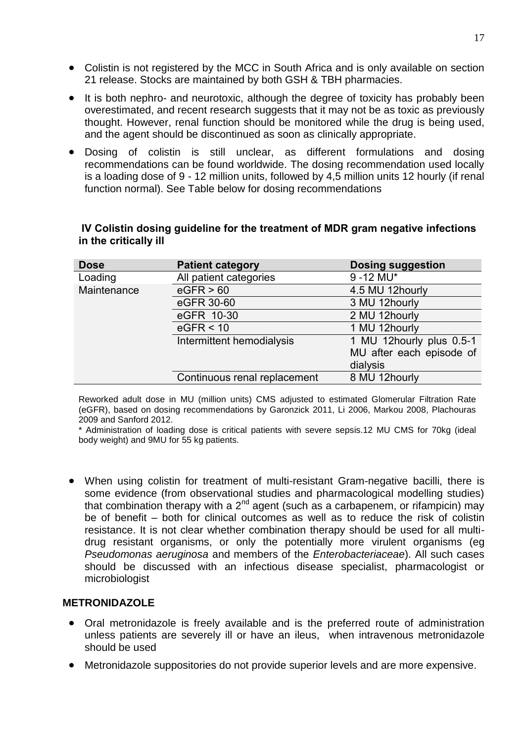- Colistin is not registered by the MCC in South Africa and is only available on section 21 release. Stocks are maintained by both GSH & TBH pharmacies.
- It is both nephro- and neurotoxic, although the degree of toxicity has probably been overestimated, and recent research suggests that it may not be as toxic as previously thought. However, renal function should be monitored while the drug is being used, and the agent should be discontinued as soon as clinically appropriate.
- Dosing of colistin is still unclear, as different formulations and dosing recommendations can be found worldwide. The dosing recommendation used locally is a loading dose of 9 - 12 million units, followed by 4,5 million units 12 hourly (if renal function normal). See Table below for dosing recommendations

**IV Colistin dosing guideline for the treatment of MDR gram negative infections in the critically ill**

| Dose | Patient category | Dosing suggestion |
|---|---|---|
| Loading | All patient categories | 9 -12 MU* |
| Maintenance | eGFR > 60 | 4.5 MU 12hourly |
| | eGFR 30-60 | 3 MU 12hourly |
| | eGFR 10-30 | 2 MU 12hourly |
| | eGFR < 10 | 1 MU 12hourly |
| | Intermittent hemodialysis | 1 MU 12hourly plus 0.5-1 MU after each episode of dialysis |
| | Continuous renal replacement | 8 MU 12hourly |

Reworked adult dose in MU (million units) CMS adjusted to estimated Glomerular Filtration Rate (eGFR), based on dosing recommendations by Garonzick 2011, Li 2006, Markou 2008, Plachouras 2009 and Sanford 2012.

* Administration of loading dose is critical patients with severe sepsis.12 MU CMS for 70kg (ideal body weight) and 9MU for 55 kg patients.

- When using colistin for treatment of multi-resistant Gram-negative bacilli, there is some evidence (from observational studies and pharmacological modelling studies) that combination therapy with a 2nd agent (such as a carbapenem, or rifampicin) may be of benefit – both for clinical outcomes as well as to reduce the risk of colistin resistance. It is not clear whether combination therapy should be used for all multi-drug resistant organisms, or only the potentially more virulent organisms (eg *Pseudomonas aeruginosa* and members of the *Enterobacteriaceae*). All such cases should be discussed with an infectious disease specialist, pharmacologist or microbiologist

**METRONIDAZOLE**

- Oral metronidazole is freely available and is the preferred route of administration unless patients are severely ill or have an ileus, when intravenous metronidazole should be used
- Metronidazole suppositories do not provide superior levels and are more expensive.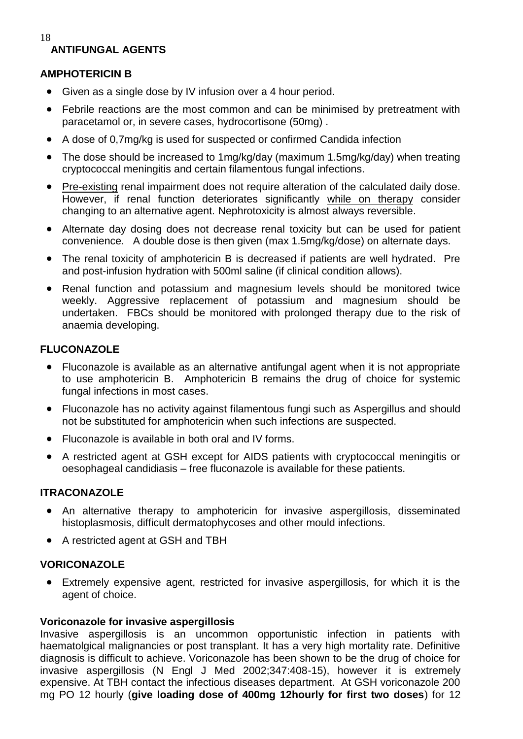## ANTIFUNGAL AGENTS

### AMPHOTERICIN B

- Given as a single dose by IV infusion over a 4 hour period.
- Febrile reactions are the most common and can be minimised by pretreatment with paracetamol or, in severe cases, hydrocortisone (50mg) .
- A dose of 0,7mg/kg is used for suspected or confirmed Candida infection
- The dose should be increased to 1mg/kg/day (maximum 1.5mg/kg/day) when treating cryptococcal meningitis and certain filamentous fungal infections.
- Pre-existing renal impairment does not require alteration of the calculated daily dose. However, if renal function deteriorates significantly while on therapy consider changing to an alternative agent. Nephrotoxicity is almost always reversible.
- Alternate day dosing does not decrease renal toxicity but can be used for patient convenience. A double dose is then given (max 1.5mg/kg/dose) on alternate days.
- The renal toxicity of amphotericin B is decreased if patients are well hydrated. Pre and post-infusion hydration with 500ml saline (if clinical condition allows).
- Renal function and potassium and magnesium levels should be monitored twice weekly. Aggressive replacement of potassium and magnesium should be undertaken. FBCs should be monitored with prolonged therapy due to the risk of anaemia developing.

### FLUCONAZOLE

- Fluconazole is available as an alternative antifungal agent when it is not appropriate to use amphotericin B. Amphotericin B remains the drug of choice for systemic fungal infections in most cases.
- Fluconazole has no activity against filamentous fungi such as Aspergillus and should not be substituted for amphotericin when such infections are suspected.
- Fluconazole is available in both oral and IV forms.
- A restricted agent at GSH except for AIDS patients with cryptococcal meningitis or oesophageal candidiasis – free fluconazole is available for these patients.

### ITRACONAZOLE

- An alternative therapy to amphotericin for invasive aspergillosis, disseminated histoplasmosis, difficult dermatophycoses and other mould infections.
- A restricted agent at GSH and TBH

### VORICONAZOLE

- Extremely expensive agent, restricted for invasive aspergillosis, for which it is the agent of choice.

#### Voriconazole for invasive aspergillosis

Invasive aspergillosis is an uncommon opportunistic infection in patients with haematolgical malignancies or post transplant. It has a very high mortality rate. Definitive diagnosis is difficult to achieve. Voriconazole has been shown to be the drug of choice for invasive aspergillosis (N Engl J Med 2002;347:408-15), however it is extremely expensive. At TBH contact the infectious diseases department. At GSH voriconazole 200 mg PO 12 hourly (**give loading dose of 400mg 12hourly for first two doses**) for 12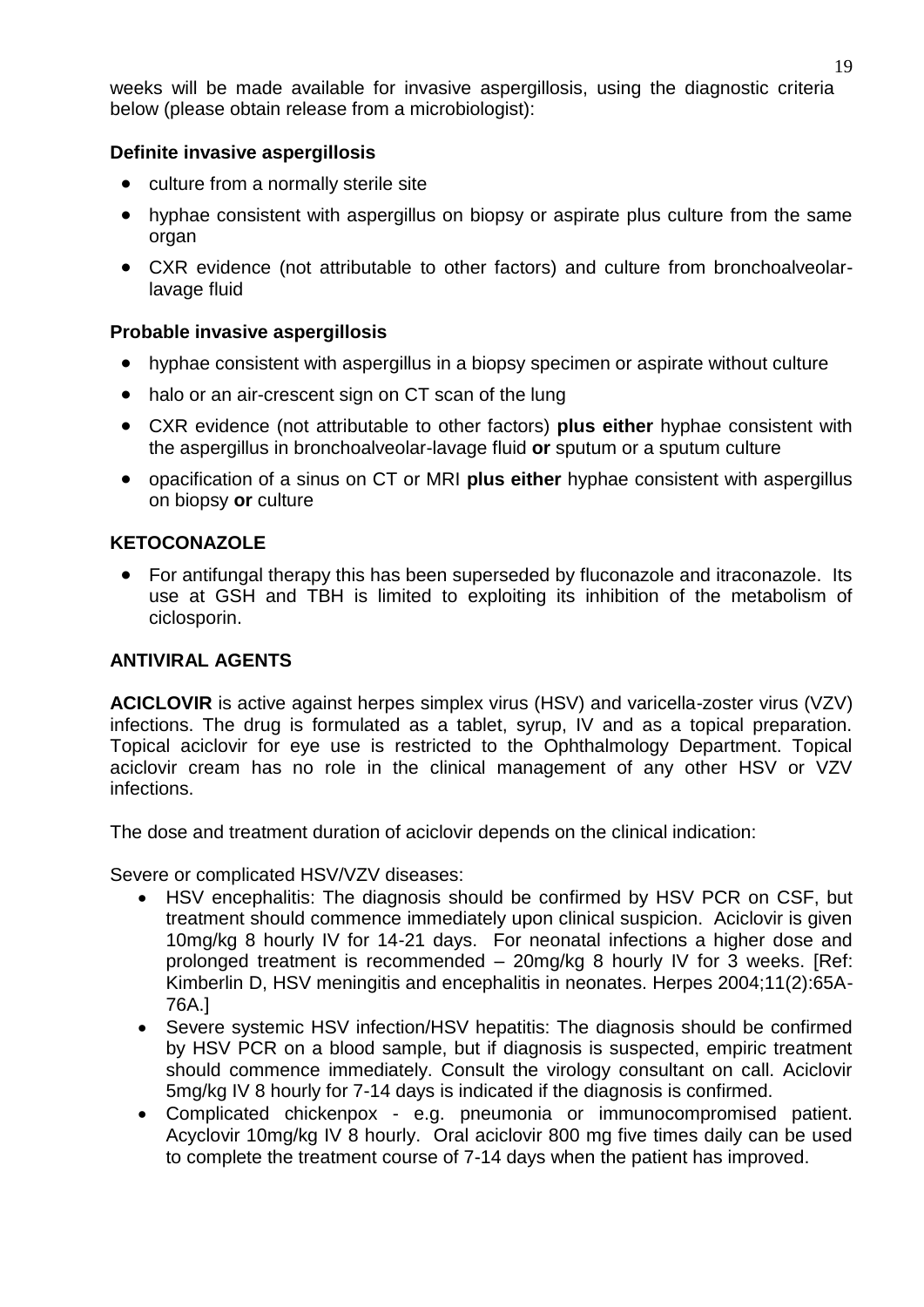weeks will be made available for invasive aspergillosis, using the diagnostic criteria below (please obtain release from a microbiologist):

**Definite invasive aspergillosis**

- culture from a normally sterile site
- hyphae consistent with aspergillus on biopsy or aspirate plus culture from the same organ
- CXR evidence (not attributable to other factors) and culture from bronchoalveolar-lavage fluid

**Probable invasive aspergillosis**

- hyphae consistent with aspergillus in a biopsy specimen or aspirate without culture
- halo or an air-crescent sign on CT scan of the lung
- CXR evidence (not attributable to other factors) **plus either** hyphae consistent with the aspergillus in bronchoalveolar-lavage fluid **or** sputum or a sputum culture
- opacification of a sinus on CT or MRI **plus either** hyphae consistent with aspergillus on biopsy **or** culture

**KETOCONAZOLE**

- For antifungal therapy this has been superseded by fluconazole and itraconazole. Its use at GSH and TBH is limited to exploiting its inhibition of the metabolism of ciclosporin.

**ANTIVIRAL AGENTS**

**ACICLOVIR** is active against herpes simplex virus (HSV) and varicella-zoster virus (VZV) infections. The drug is formulated as a tablet, syrup, IV and as a topical preparation. Topical aciclovir for eye use is restricted to the Ophthalmology Department. Topical aciclovir cream has no role in the clinical management of any other HSV or VZV infections.

The dose and treatment duration of aciclovir depends on the clinical indication:

Severe or complicated HSV/VZV diseases:

- HSV encephalitis: The diagnosis should be confirmed by HSV PCR on CSF, but treatment should commence immediately upon clinical suspicion. Aciclovir is given 10mg/kg 8 hourly IV for 14-21 days. For neonatal infections a higher dose and prolonged treatment is recommended – 20mg/kg 8 hourly IV for 3 weeks. [Ref: Kimberlin D, HSV meningitis and encephalitis in neonates. Herpes 2004;11(2):65A-76A.]
- Severe systemic HSV infection/HSV hepatitis: The diagnosis should be confirmed by HSV PCR on a blood sample, but if diagnosis is suspected, empiric treatment should commence immediately. Consult the virology consultant on call. Aciclovir 5mg/kg IV 8 hourly for 7-14 days is indicated if the diagnosis is confirmed.
- Complicated chickenpox - e.g. pneumonia or immunocompromised patient. Acyclovir 10mg/kg IV 8 hourly. Oral aciclovir 800 mg five times daily can be used to complete the treatment course of 7-14 days when the patient has improved.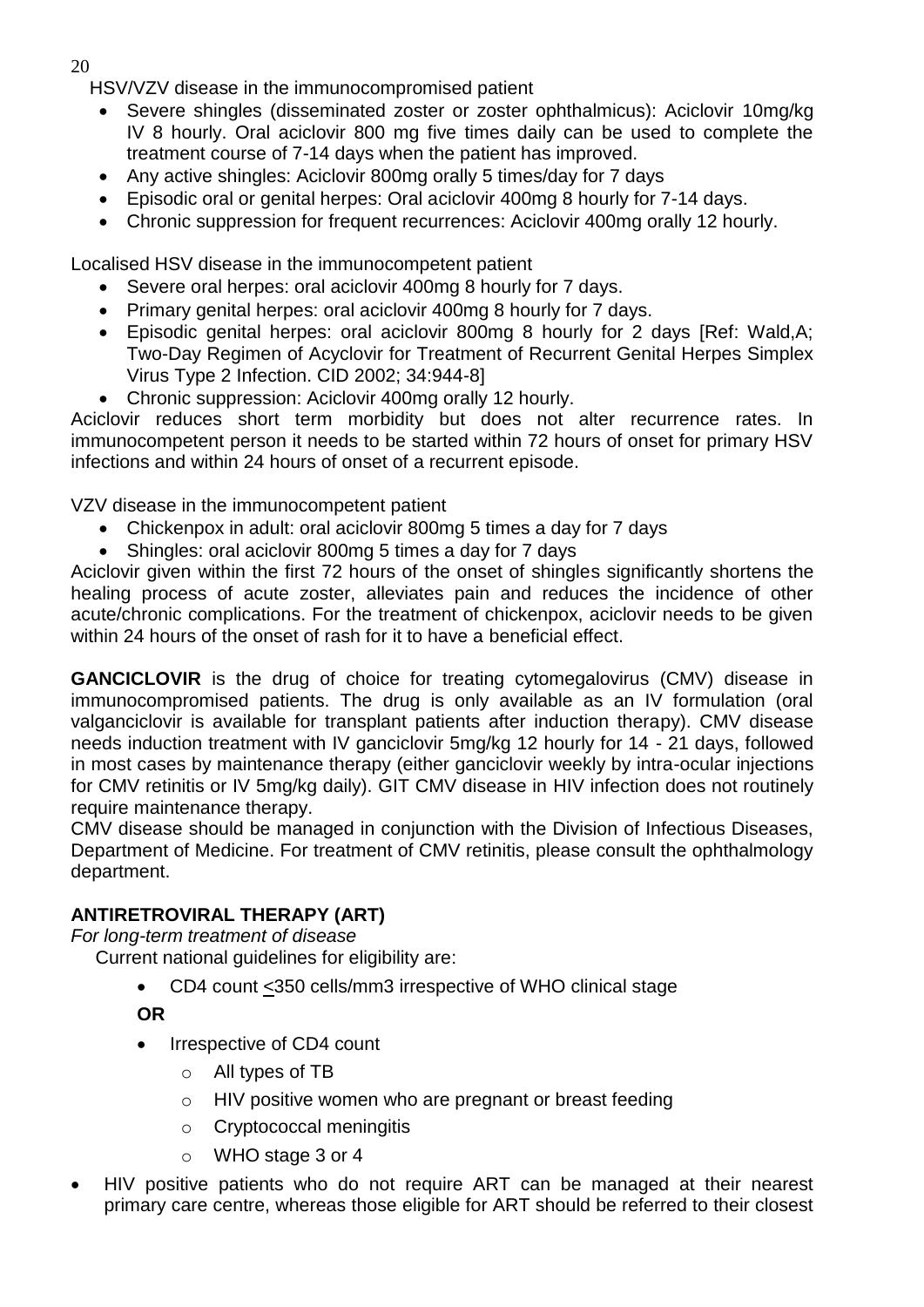HSV/VZV disease in the immunocompromised patient

- Severe shingles (disseminated zoster or zoster ophthalmicus): Aciclovir 10mg/kg IV 8 hourly. Oral aciclovir 800 mg five times daily can be used to complete the treatment course of 7-14 days when the patient has improved.
- Any active shingles: Aciclovir 800mg orally 5 times/day for 7 days
- Episodic oral or genital herpes: Oral aciclovir 400mg 8 hourly for 7-14 days.
- Chronic suppression for frequent recurrences: Aciclovir 400mg orally 12 hourly.

Localised HSV disease in the immunocompetent patient

- Severe oral herpes: oral aciclovir 400mg 8 hourly for 7 days.
- Primary genital herpes: oral aciclovir 400mg 8 hourly for 7 days.
- Episodic genital herpes: oral aciclovir 800mg 8 hourly for 2 days [Ref: Wald,A; Two-Day Regimen of Acyclovir for Treatment of Recurrent Genital Herpes Simplex Virus Type 2 Infection. CID 2002; 34:944-8]
- Chronic suppression: Aciclovir 400mg orally 12 hourly.

Aciclovir reduces short term morbidity but does not alter recurrence rates. In immunocompetent person it needs to be started within 72 hours of onset for primary HSV infections and within 24 hours of onset of a recurrent episode.

VZV disease in the immunocompetent patient

- Chickenpox in adult: oral aciclovir 800mg 5 times a day for 7 days
- Shingles: oral aciclovir 800mg 5 times a day for 7 days

Aciclovir given within the first 72 hours of the onset of shingles significantly shortens the healing process of acute zoster, alleviates pain and reduces the incidence of other acute/chronic complications. For the treatment of chickenpox, aciclovir needs to be given within 24 hours of the onset of rash for it to have a beneficial effect.

**GANCICLOVIR** is the drug of choice for treating cytomegalovirus (CMV) disease in immunocompromised patients. The drug is only available as an IV formulation (oral valganciclovir is available for transplant patients after induction therapy). CMV disease needs induction treatment with IV ganciclovir 5mg/kg 12 hourly for 14 - 21 days, followed in most cases by maintenance therapy (either ganciclovir weekly by intra-ocular injections for CMV retinitis or IV 5mg/kg daily). GIT CMV disease in HIV infection does not routinely require maintenance therapy.

CMV disease should be managed in conjunction with the Division of Infectious Diseases, Department of Medicine. For treatment of CMV retinitis, please consult the ophthalmology department.

**ANTIRETROVIRAL THERAPY (ART)**

*For long-term treatment of disease*

Current national guidelines for eligibility are:

- CD4 count ≤350 cells/mm3 irrespective of WHO clinical stage

**OR**

- Irrespective of CD4 count
  - All types of TB
  - HIV positive women who are pregnant or breast feeding
  - Cryptococcal meningitis
  - WHO stage 3 or 4

- HIV positive patients who do not require ART can be managed at their nearest primary care centre, whereas those eligible for ART should be referred to their closest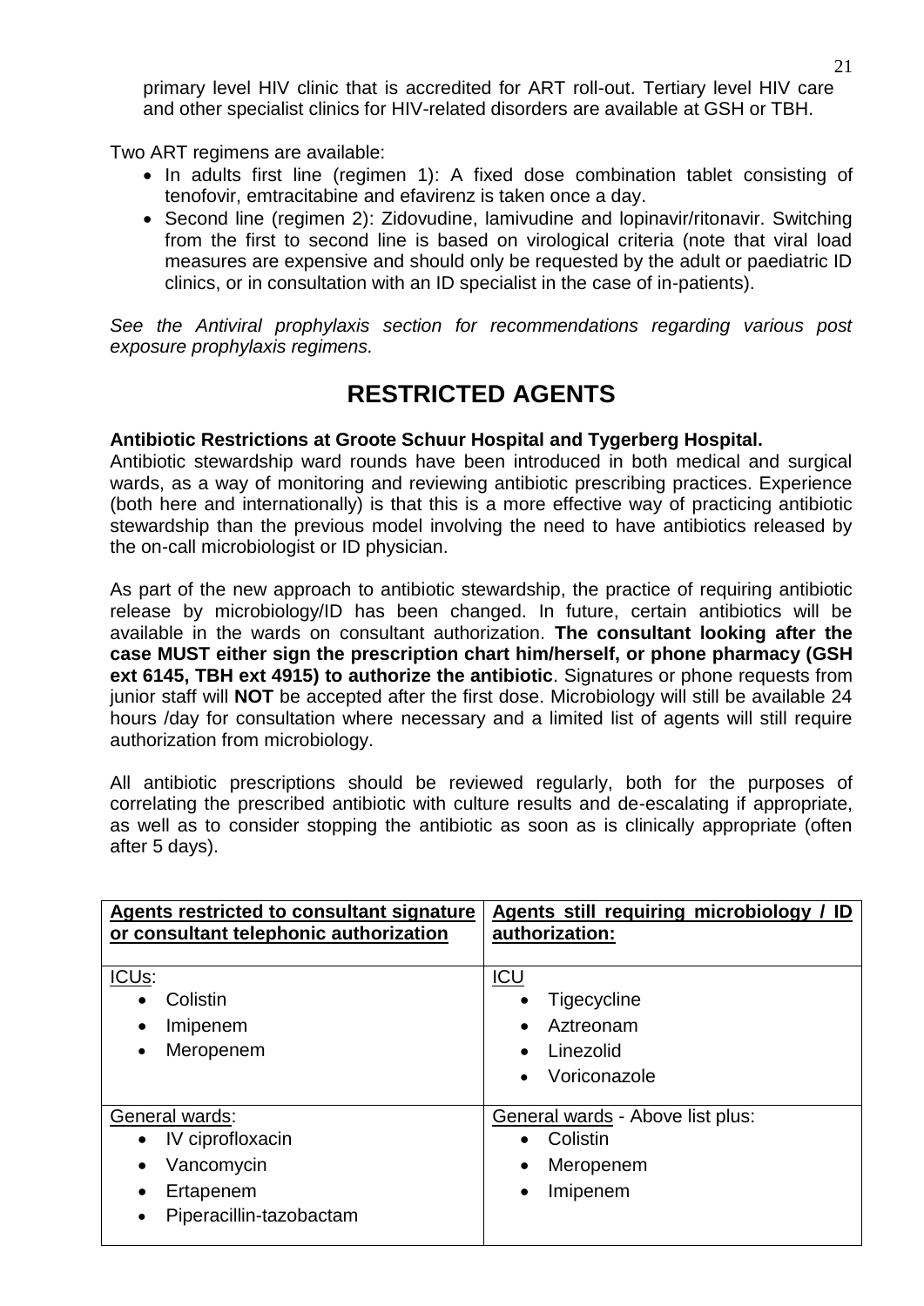primary level HIV clinic that is accredited for ART roll-out. Tertiary level HIV care and other specialist clinics for HIV-related disorders are available at GSH or TBH.

Two ART regimens are available:

- In adults first line (regimen 1): A fixed dose combination tablet consisting of tenofovir, emtracitabine and efavirenz is taken once a day.
- Second line (regimen 2): Zidovudine, lamivudine and lopinavir/ritonavir. Switching from the first to second line is based on virological criteria (note that viral load measures are expensive and should only be requested by the adult or paediatric ID clinics, or in consultation with an ID specialist in the case of in-patients).

*See the Antiviral prophylaxis section for recommendations regarding various post exposure prophylaxis regimens.*

# RESTRICTED AGENTS

**Antibiotic Restrictions at Groote Schuur Hospital and Tygerberg Hospital.**

Antibiotic stewardship ward rounds have been introduced in both medical and surgical wards, as a way of monitoring and reviewing antibiotic prescribing practices. Experience (both here and internationally) is that this is a more effective way of practicing antibiotic stewardship than the previous model involving the need to have antibiotics released by the on-call microbiologist or ID physician.

As part of the new approach to antibiotic stewardship, the practice of requiring antibiotic release by microbiology/ID has been changed. In future, certain antibiotics will be available in the wards on consultant authorization. **The consultant looking after the case MUST either sign the prescription chart him/herself, or phone pharmacy (GSH ext 6145, TBH ext 4915) to authorize the antibiotic**. Signatures or phone requests from junior staff will **NOT** be accepted after the first dose. Microbiology will still be available 24 hours /day for consultation where necessary and a limited list of agents will still require authorization from microbiology.

All antibiotic prescriptions should be reviewed regularly, both for the purposes of correlating the prescribed antibiotic with culture results and de-escalating if appropriate, as well as to consider stopping the antibiotic as soon as is clinically appropriate (often after 5 days).

| Agents restricted to consultant signature or consultant telephonic authorization | Agents still requiring microbiology / ID authorization: |
|---|---|
| ICUs:<br>• Colistin<br>• Imipenem<br>• Meropenem | ICU<br>• Tigecycline<br>• Aztreonam<br>• Linezolid<br>• Voriconazole |
| General wards:<br>• IV ciprofloxacin<br>• Vancomycin<br>• Ertapenem<br>• Piperacillin-tazobactam | General wards - Above list plus:<br>• Colistin<br>• Meropenem<br>• Imipenem |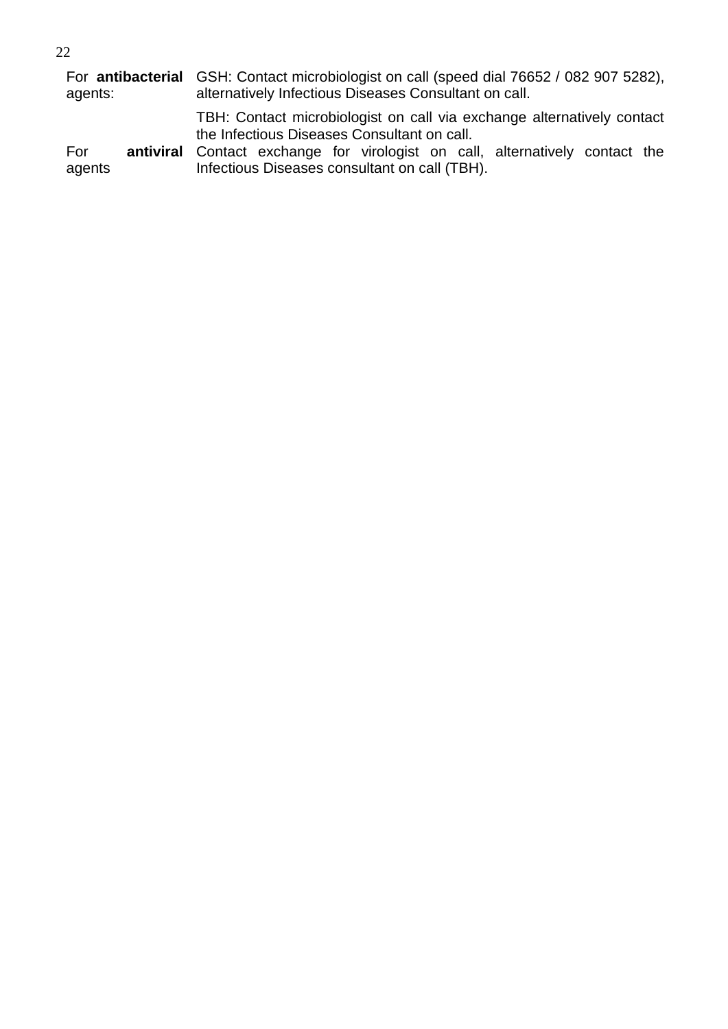| | |
|---|---|
| For **antibacterial** agents: | GSH: Contact microbiologist on call (speed dial 76652 / 082 907 5282), alternatively Infectious Diseases Consultant on call. |
| | TBH: Contact microbiologist on call via exchange alternatively contact the Infectious Diseases Consultant on call. |
| For **antiviral** agents | Contact exchange for virologist on call, alternatively contact the Infectious Diseases consultant on call (TBH). |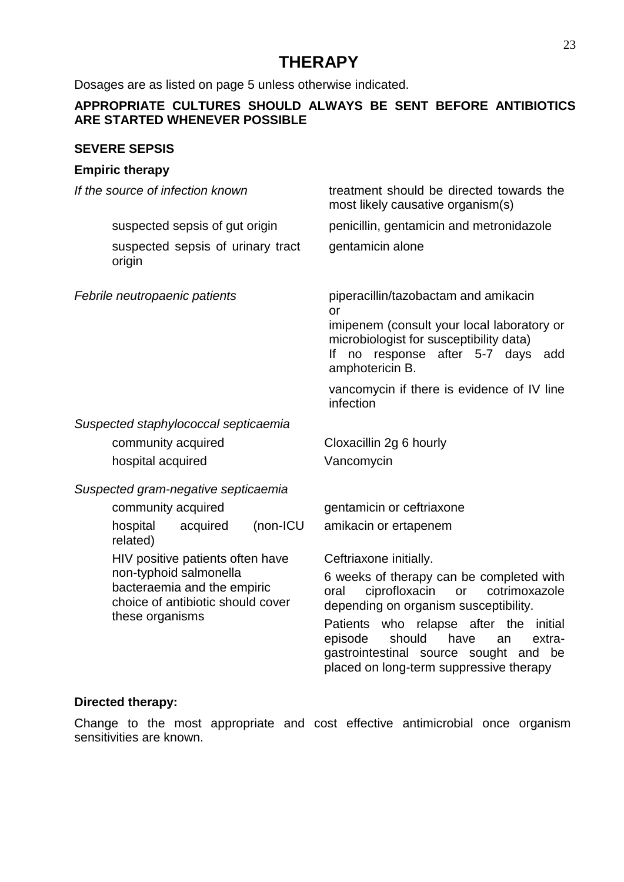# THERAPY

Dosages are as listed on page 5 unless otherwise indicated.

**APPROPRIATE CULTURES SHOULD ALWAYS BE SENT BEFORE ANTIBIOTICS ARE STARTED WHENEVER POSSIBLE**

**SEVERE SEPSIS**

**Empiric therapy**

| | |
|---|---|
| *If the source of infection known* | treatment should be directed towards the most likely causative organism(s) |
| suspected sepsis of gut origin | penicillin, gentamicin and metronidazole |
| suspected sepsis of urinary tract origin | gentamicin alone |
| *Febrile neutropaenic patients* | piperacillin/tazobactam and amikacin<br>or<br>imipenem (consult your local laboratory or microbiologist for susceptibility data)<br>If no response after 5-7 days add amphotericin B.<br><br>vancomycin if there is evidence of IV line infection |
| *Suspected staphylococcal septicaemia* | |
| community acquired | Cloxacillin 2g 6 hourly |
| hospital acquired | Vancomycin |
| *Suspected gram-negative septicaemia* | |
| community acquired | gentamicin or ceftriaxone |
| hospital acquired (non-ICU related) | amikacin or ertapenem |
| HIV positive patients often have non-typhoid salmonella bacteraemia and the empiric choice of antibiotic should cover these organisms | Ceftriaxone initially.<br><br>6 weeks of therapy can be completed with oral ciprofloxacin or cotrimoxazole depending on organism susceptibility.<br><br>Patients who relapse after the initial episode should have an extra-gastrointestinal source sought and be placed on long-term suppressive therapy |

**Directed therapy:**

Change to the most appropriate and cost effective antimicrobial once organism sensitivities are known.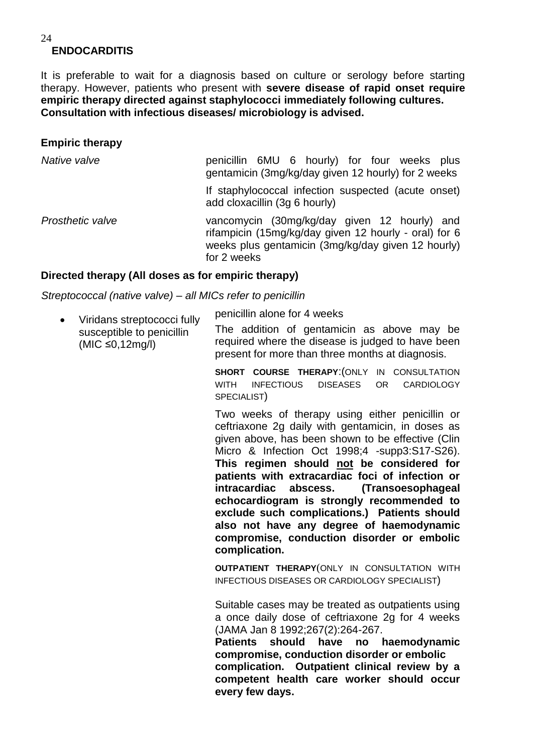## ENDOCARDITIS

It is preferable to wait for a diagnosis based on culture or serology before starting therapy. However, patients who present with **severe disease of rapid onset require empiric therapy directed against staphylococci immediately following cultures. Consultation with infectious diseases/ microbiology is advised.**

### Empiric therapy

| | |
|---|---|
| *Native valve* | penicillin 6MU 6 hourly) for four weeks plus gentamicin (3mg/kg/day given 12 hourly) for 2 weeks<br><br>If staphylococcal infection suspected (acute onset) add cloxacillin (3g 6 hourly) |
| *Prosthetic valve* | vancomycin (30mg/kg/day given 12 hourly) and rifampicin (15mg/kg/day given 12 hourly - oral) for 6 weeks plus gentamicin (3mg/kg/day given 12 hourly) for 2 weeks |

### Directed therapy (All doses as for empiric therapy)

*Streptococcal (native valve) – all MICs refer to penicillin*

- Viridans streptococci fully susceptible to penicillin (MIC ≤0,12mg/l)

penicillin alone for 4 weeks

The addition of gentamicin as above may be required where the disease is judged to have been present for more than three months at diagnosis.

**SHORT COURSE THERAPY**:(ONLY IN CONSULTATION WITH INFECTIOUS DISEASES OR CARDIOLOGY SPECIALIST)

Two weeks of therapy using either penicillin or ceftriaxone 2g daily with gentamicin, in doses as given above, has been shown to be effective (Clin Micro & Infection Oct 1998;4 -supp3:S17-S26). **This regimen should not be considered for patients with extracardiac foci of infection or intracardiac abscess. (Transoesophageal echocardiogram is strongly recommended to exclude such complications.) Patients should also not have any degree of haemodynamic compromise, conduction disorder or embolic complication.**

**OUTPATIENT THERAPY**(ONLY IN CONSULTATION WITH INFECTIOUS DISEASES OR CARDIOLOGY SPECIALIST)

Suitable cases may be treated as outpatients using a once daily dose of ceftriaxone 2g for 4 weeks (JAMA Jan 8 1992;267(2):264-267.
**Patients should have no haemodynamic compromise, conduction disorder or embolic complication. Outpatient clinical review by a competent health care worker should occur every few days.**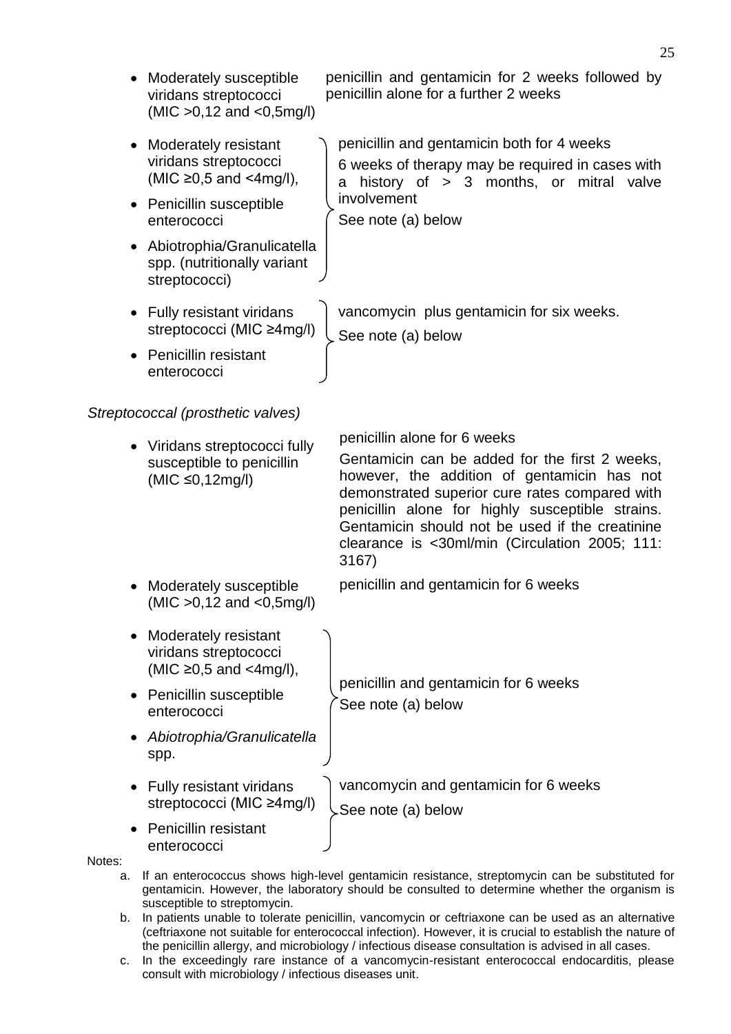- Moderately susceptible viridans streptococci (MIC >0,12 and <0,5mg/l) — penicillin and gentamicin for 2 weeks followed by penicillin alone for a further 2 weeks

- Moderately resistant viridans streptococci (MIC ≥0,5 and <4mg/l),
- Penicillin susceptible enterococci
- Abiotrophia/Granulicatella spp. (nutritionally variant streptococci)

  penicillin and gentamicin both for 4 weeks

  6 weeks of therapy may be required in cases with a history of > 3 months, or mitral valve involvement

  See note (a) below

- Fully resistant viridans streptococci (MIC ≥4mg/l)
- Penicillin resistant enterococci

  vancomycin plus gentamicin for six weeks.

  See note (a) below

*Streptococcal (prosthetic valves)*

- Viridans streptococci fully susceptible to penicillin (MIC ≤0,12mg/l)

  penicillin alone for 6 weeks

  Gentamicin can be added for the first 2 weeks, however, the addition of gentamicin has not demonstrated superior cure rates compared with penicillin alone for highly susceptible strains. Gentamicin should not be used if the creatinine clearance is <30ml/min (Circulation 2005; 111: 3167)

- Moderately susceptible (MIC >0,12 and <0,5mg/l) — penicillin and gentamicin for 6 weeks

- Moderately resistant viridans streptococci (MIC ≥0,5 and <4mg/l),
- Penicillin susceptible enterococci
- *Abiotrophia/Granulicatella* spp.

  penicillin and gentamicin for 6 weeks

  See note (a) below

- Fully resistant viridans streptococci (MIC ≥4mg/l)
- Penicillin resistant enterococci

  vancomycin and gentamicin for 6 weeks

  See note (a) below

Notes:

a. If an enterococcus shows high-level gentamicin resistance, streptomycin can be substituted for gentamicin. However, the laboratory should be consulted to determine whether the organism is susceptible to streptomycin.

b. In patients unable to tolerate penicillin, vancomycin or ceftriaxone can be used as an alternative (ceftriaxone not suitable for enterococcal infection). However, it is crucial to establish the nature of the penicillin allergy, and microbiology / infectious disease consultation is advised in all cases.

c. In the exceedingly rare instance of a vancomycin-resistant enterococcal endocarditis, please consult with microbiology / infectious diseases unit.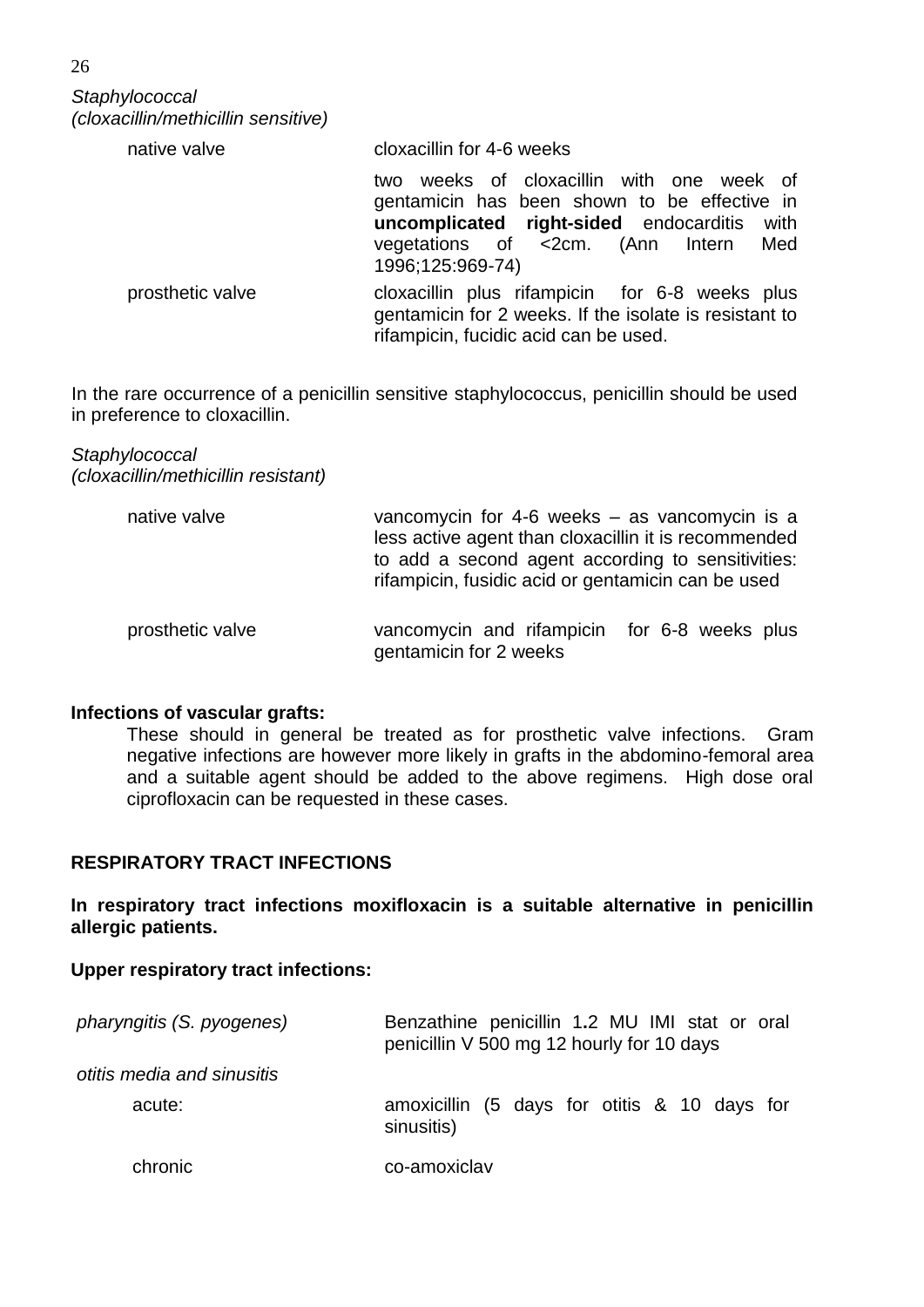*Staphylococcal*
*(cloxacillin/methicillin sensitive)*

| | |
|---|---|
| native valve | cloxacillin for 4-6 weeks |
| | two weeks of cloxacillin with one week of gentamicin has been shown to be effective in **uncomplicated right-sided** endocarditis with vegetations of <2cm. (Ann Intern Med 1996;125:969-74) |
| prosthetic valve | cloxacillin plus rifampicin for 6-8 weeks plus gentamicin for 2 weeks. If the isolate is resistant to rifampicin, fucidic acid can be used. |

In the rare occurrence of a penicillin sensitive staphylococcus, penicillin should be used in preference to cloxacillin.

*Staphylococcal*
*(cloxacillin/methicillin resistant)*

| | |
|---|---|
| native valve | vancomycin for 4-6 weeks – as vancomycin is a less active agent than cloxacillin it is recommended to add a second agent according to sensitivities: rifampicin, fusidic acid or gentamicin can be used |
| prosthetic valve | vancomycin and rifampicin for 6-8 weeks plus gentamicin for 2 weeks |

**Infections of vascular grafts:**

These should in general be treated as for prosthetic valve infections. Gram negative infections are however more likely in grafts in the abdomino-femoral area and a suitable agent should be added to the above regimens. High dose oral ciprofloxacin can be requested in these cases.

## RESPIRATORY TRACT INFECTIONS

**In respiratory tract infections moxifloxacin is a suitable alternative in penicillin allergic patients.**

**Upper respiratory tract infections:**

| | |
|---|---|
| *pharyngitis (S. pyogenes)* | Benzathine penicillin 1.2 MU IMI stat or oral penicillin V 500 mg 12 hourly for 10 days |
| *otitis media and sinusitis* | |
| acute: | amoxicillin (5 days for otitis & 10 days for sinusitis) |
| chronic | co-amoxiclav |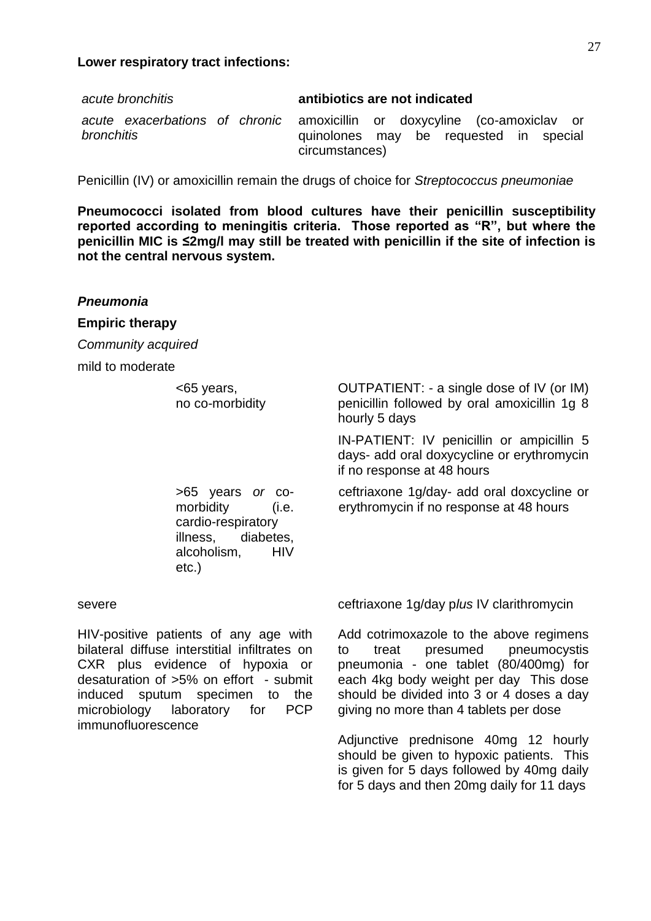**Lower respiratory tract infections:**

| | |
|---|---|
| *acute bronchitis* | **antibiotics are not indicated** |
| *acute exacerbations of chronic bronchitis* | amoxicillin or doxycyline (co-amoxiclav or quinolones may be requested in special circumstances) |

Penicillin (IV) or amoxicillin remain the drugs of choice for *Streptococcus pneumoniae*

**Pneumococci isolated from blood cultures have their penicillin susceptibility reported according to meningitis criteria. Those reported as "R", but where the penicillin MIC is ≤2mg/l may still be treated with penicillin if the site of infection is not the central nervous system.**

***Pneumonia***

**Empiric therapy**

*Community acquired*

mild to moderate

| | |
|---|---|
| <65 years, no co-morbidity | OUTPATIENT: - a single dose of IV (or IM) penicillin followed by oral amoxicillin 1g 8 hourly 5 days |
| | IN-PATIENT: IV penicillin or ampicillin 5 days- add oral doxycycline or erythromycin if no response at 48 hours |
| >65 years *or* co-morbidity (i.e. cardio-respiratory illness, diabetes, alcoholism, HIV etc.) | ceftriaxone 1g/day- add oral doxcycline or erythromycin if no response at 48 hours |

| | |
|---|---|
| severe | ceftriaxone 1g/day p*lus* IV clarithromycin |
| HIV-positive patients of any age with bilateral diffuse interstitial infiltrates on CXR plus evidence of hypoxia or desaturation of >5% on effort - submit induced sputum specimen to the microbiology laboratory for PCP immunofluorescence | Add cotrimoxazole to the above regimens to treat presumed pneumocystis pneumonia - one tablet (80/400mg) for each 4kg body weight per day This dose should be divided into 3 or 4 doses a day giving no more than 4 tablets per dose |
| | Adjunctive prednisone 40mg 12 hourly should be given to hypoxic patients. This is given for 5 days followed by 40mg daily for 5 days and then 20mg daily for 11 days |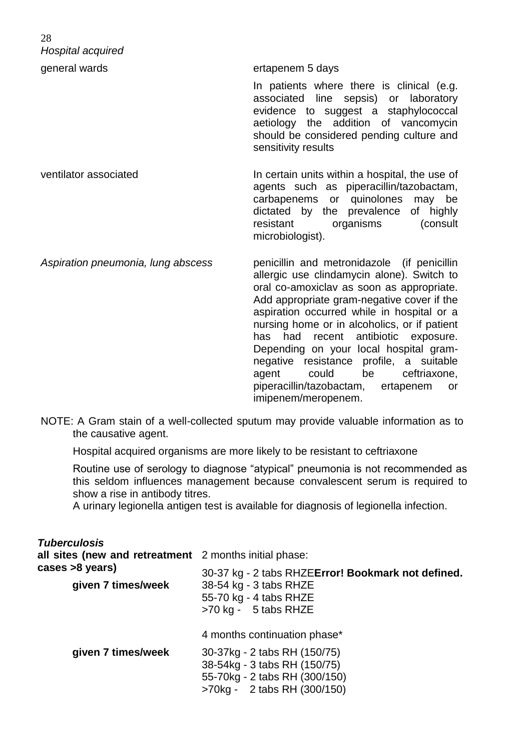*Hospital acquired*

| | |
|---|---|
| general wards | ertapenem 5 days<br><br>In patients where there is clinical (e.g. associated line sepsis) or laboratory evidence to suggest a staphylococcal aetiology the addition of vancomycin should be considered pending culture and sensitivity results |
| ventilator associated | In certain units within a hospital, the use of agents such as piperacillin/tazobactam, carbapenems or quinolones may be dictated by the prevalence of highly resistant organisms (consult microbiologist). |
| *Aspiration pneumonia, lung abscess* | penicillin and metronidazole (if penicillin allergic use clindamycin alone). Switch to oral co-amoxiclav as soon as appropriate. Add appropriate gram-negative cover if the aspiration occurred while in hospital or a nursing home or in alcoholics, or if patient has had recent antibiotic exposure. Depending on your local hospital gram-negative resistance profile, a suitable agent could be ceftriaxone, piperacillin/tazobactam, ertapenem or imipenem/meropenem. |

NOTE: A Gram stain of a well-collected sputum may provide valuable information as to the causative agent.

Hospital acquired organisms are more likely to be resistant to ceftriaxone

Routine use of serology to diagnose “atypical” pneumonia is not recommended as this seldom influences management because convalescent serum is required to show a rise in antibody titres.

A urinary legionella antigen test is available for diagnosis of legionella infection.

***Tuberculosis***

| | |
|---|---|
| **all sites (new and retreatment cases >8 years)**<br><br>**given 7 times/week** | 2 months initial phase:<br><br>30-37 kg - 2 tabs RHZE**Error! Bookmark not defined.**<br>38-54 kg - 3 tabs RHZE<br>55-70 kg - 4 tabs RHZE<br>>70 kg - 5 tabs RHZE |
| | 4 months continuation phase* |
| **given 7 times/week** | 30-37kg - 2 tabs RH (150/75)<br>38-54kg - 3 tabs RH (150/75)<br>55-70kg - 2 tabs RH (300/150)<br>>70kg - 2 tabs RH (300/150) |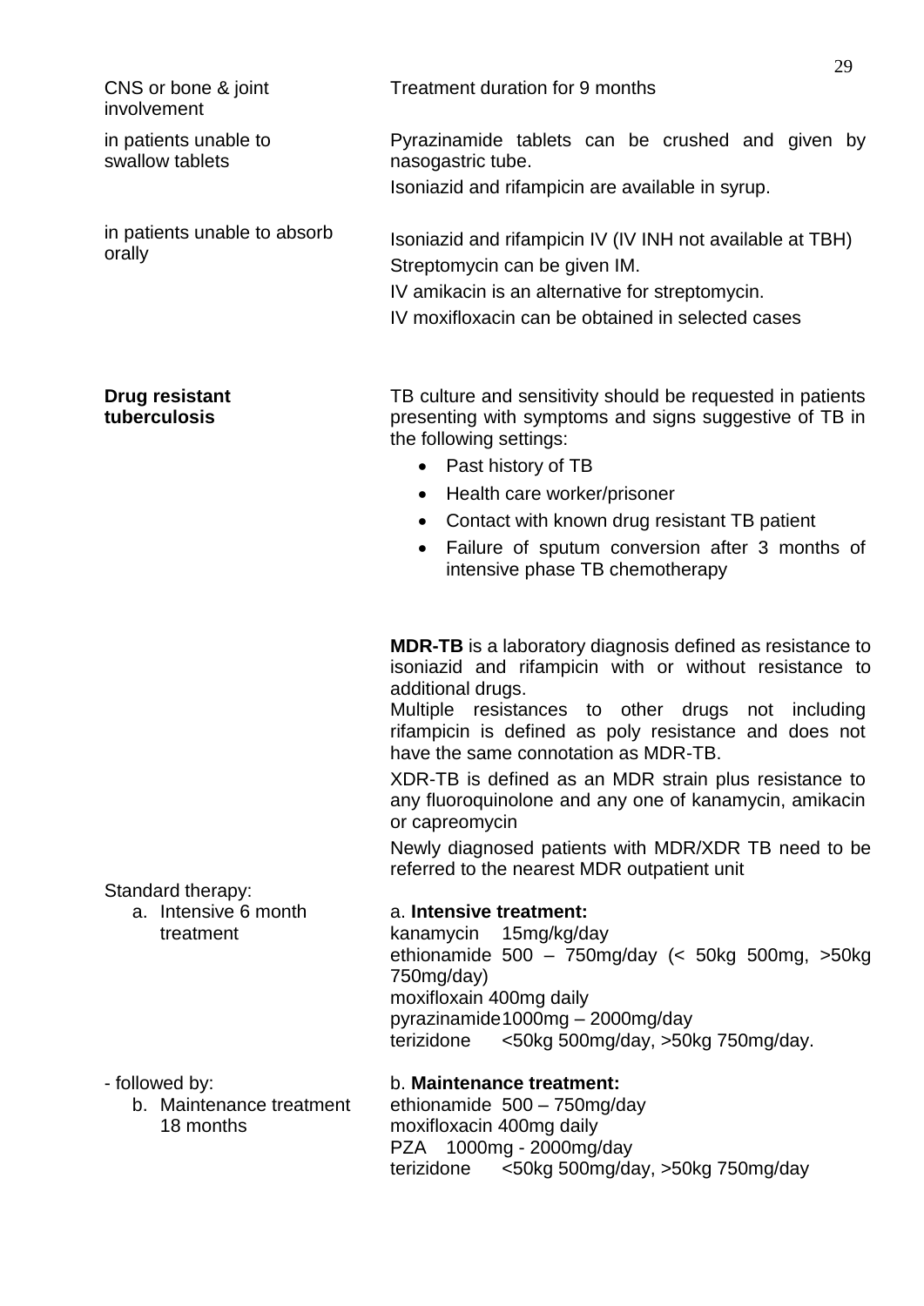CNS or bone & joint involvement

Treatment duration for 9 months

in patients unable to swallow tablets

Pyrazinamide tablets can be crushed and given by nasogastric tube.

Isoniazid and rifampicin are available in syrup.

in patients unable to absorb orally

Isoniazid and rifampicin IV (IV INH not available at TBH)

Streptomycin can be given IM.

IV amikacin is an alternative for streptomycin.

IV moxifloxacin can be obtained in selected cases

**Drug resistant tuberculosis**

TB culture and sensitivity should be requested in patients presenting with symptoms and signs suggestive of TB in the following settings:

- Past history of TB
- Health care worker/prisoner
- Contact with known drug resistant TB patient
- Failure of sputum conversion after 3 months of intensive phase TB chemotherapy

**MDR-TB** is a laboratory diagnosis defined as resistance to isoniazid and rifampicin with or without resistance to additional drugs.

Multiple resistances to other drugs not including rifampicin is defined as poly resistance and does not have the same connotation as MDR-TB.

XDR-TB is defined as an MDR strain plus resistance to any fluoroquinolone and any one of kanamycin, amikacin or capreomycin

Newly diagnosed patients with MDR/XDR TB need to be referred to the nearest MDR outpatient unit

Standard therapy:

a. Intensive 6 month treatment

a. **Intensive treatment:**

kanamycin 15mg/kg/day

ethionamide 500 – 750mg/day (< 50kg 500mg, >50kg 750mg/day)

moxifloxain 400mg daily

pyrazinamide 1000mg – 2000mg/day

terizidone <50kg 500mg/day, >50kg 750mg/day.

- followed by:

b. Maintenance treatment 18 months

b. **Maintenance treatment:**

ethionamide 500 – 750mg/day

moxifloxacin 400mg daily

PZA 1000mg - 2000mg/day

terizidone <50kg 500mg/day, >50kg 750mg/day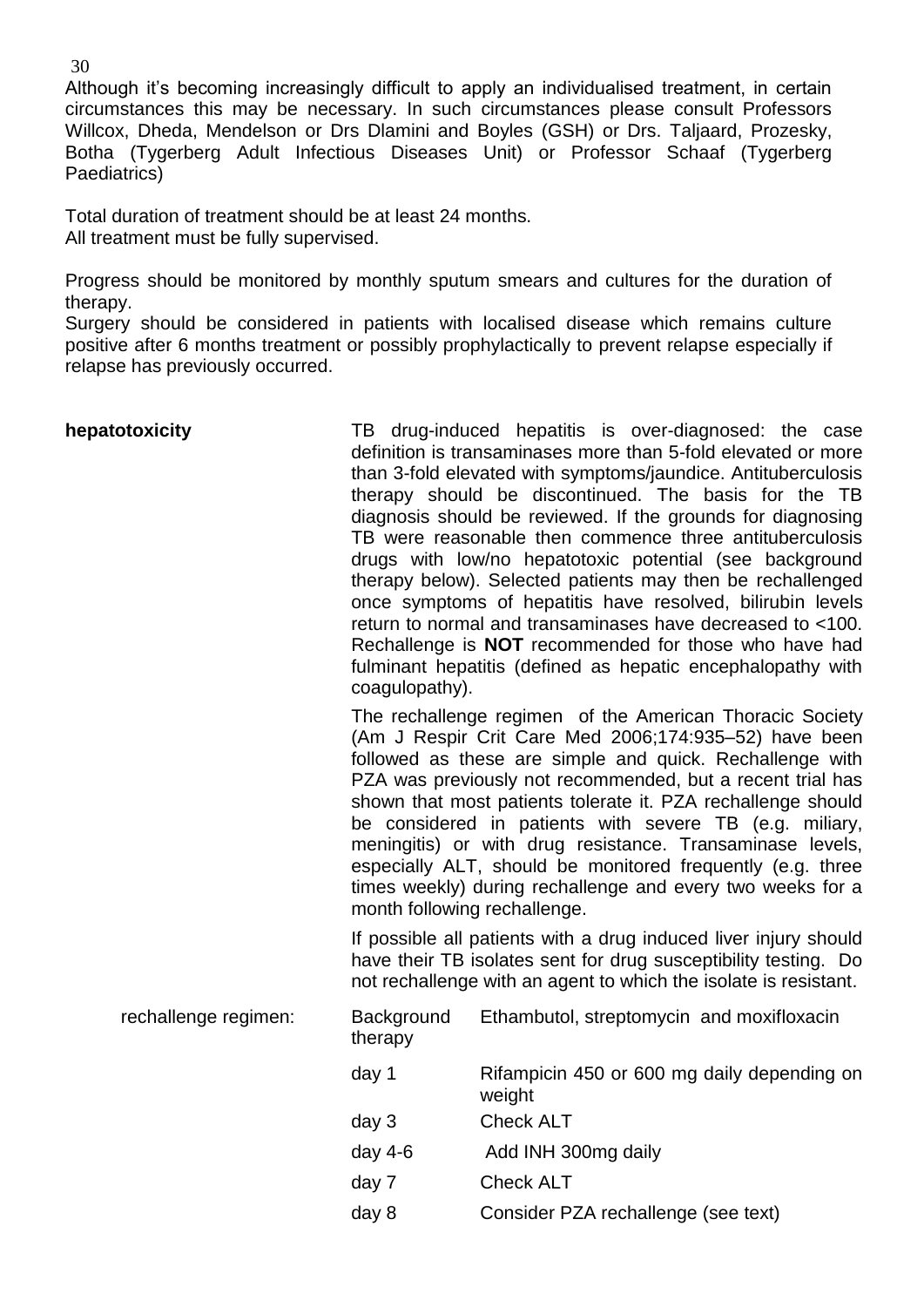Although it's becoming increasingly difficult to apply an individualised treatment, in certain circumstances this may be necessary. In such circumstances please consult Professors Willcox, Dheda, Mendelson or Drs Dlamini and Boyles (GSH) or Drs. Taljaard, Prozesky, Botha (Tygerberg Adult Infectious Diseases Unit) or Professor Schaaf (Tygerberg Paediatrics)

Total duration of treatment should be at least 24 months.
All treatment must be fully supervised.

Progress should be monitored by monthly sputum smears and cultures for the duration of therapy.
Surgery should be considered in patients with localised disease which remains culture positive after 6 months treatment or possibly prophylactically to prevent relapse especially if relapse has previously occurred.

**hepatotoxicity**

TB drug-induced hepatitis is over-diagnosed: the case definition is transaminases more than 5-fold elevated or more than 3-fold elevated with symptoms/jaundice. Antituberculosis therapy should be discontinued. The basis for the TB diagnosis should be reviewed. If the grounds for diagnosing TB were reasonable then commence three antituberculosis drugs with low/no hepatotoxic potential (see background therapy below). Selected patients may then be rechallenged once symptoms of hepatitis have resolved, bilirubin levels return to normal and transaminases have decreased to <100. Rechallenge is **NOT** recommended for those who have had fulminant hepatitis (defined as hepatic encephalopathy with coagulopathy).

The rechallenge regimen of the American Thoracic Society (Am J Respir Crit Care Med 2006;174:935–52) have been followed as these are simple and quick. Rechallenge with PZA was previously not recommended, but a recent trial has shown that most patients tolerate it. PZA rechallenge should be considered in patients with severe TB (e.g. miliary, meningitis) or with drug resistance. Transaminase levels, especially ALT, should be monitored frequently (e.g. three times weekly) during rechallenge and every two weeks for a month following rechallenge.

If possible all patients with a drug induced liver injury should have their TB isolates sent for drug susceptibility testing. Do not rechallenge with an agent to which the isolate is resistant.

| | | |
|---|---|---|
| rechallenge regimen: | Background therapy | Ethambutol, streptomycin and moxifloxacin |
| | day 1 | Rifampicin 450 or 600 mg daily depending on weight |
| | day 3 | Check ALT |
| | day 4-6 | Add INH 300mg daily |
| | day 7 | Check ALT |
| | day 8 | Consider PZA rechallenge (see text) |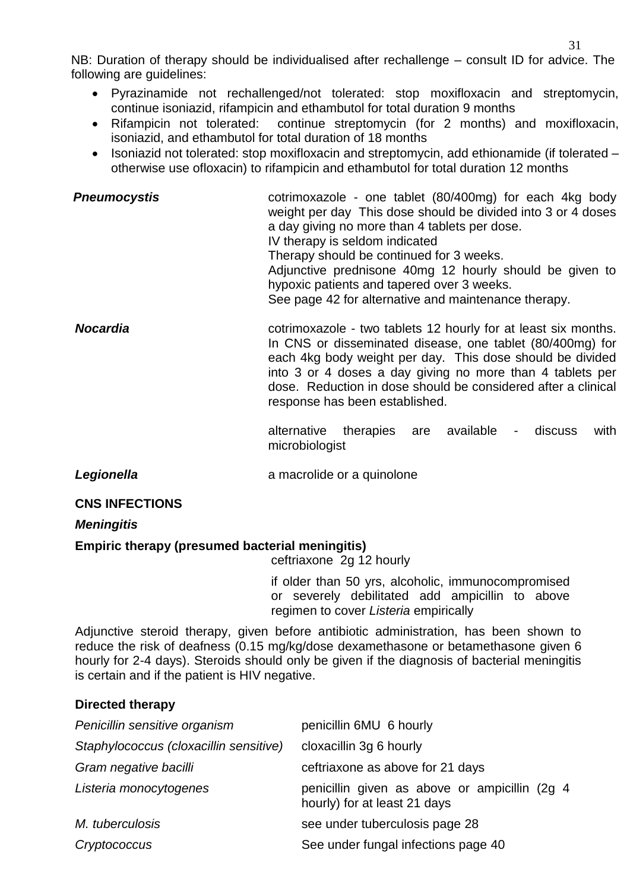NB: Duration of therapy should be individualised after rechallenge – consult ID for advice. The following are guidelines:

- Pyrazinamide not rechallenged/not tolerated: stop moxifloxacin and streptomycin, continue isoniazid, rifampicin and ethambutol for total duration 9 months
- Rifampicin not tolerated: continue streptomycin (for 2 months) and moxifloxacin, isoniazid, and ethambutol for total duration of 18 months
- Isoniazid not tolerated: stop moxifloxacin and streptomycin, add ethionamide (if tolerated – otherwise use ofloxacin) to rifampicin and ethambutol for total duration 12 months

| | |
|---|---|
| ***Pneumocystis*** | cotrimoxazole - one tablet (80/400mg) for each 4kg body weight per day This dose should be divided into 3 or 4 doses a day giving no more than 4 tablets per dose.<br>IV therapy is seldom indicated<br>Therapy should be continued for 3 weeks.<br>Adjunctive prednisone 40mg 12 hourly should be given to hypoxic patients and tapered over 3 weeks.<br>See page 42 for alternative and maintenance therapy. |
| ***Nocardia*** | cotrimoxazole - two tablets 12 hourly for at least six months. In CNS or disseminated disease, one tablet (80/400mg) for each 4kg body weight per day. This dose should be divided into 3 or 4 doses a day giving no more than 4 tablets per dose. Reduction in dose should be considered after a clinical response has been established.<br><br>alternative therapies are available - discuss with microbiologist |
| ***Legionella*** | a macrolide or a quinolone |

## CNS INFECTIONS

### *Meningitis*

**Empiric therapy (presumed bacterial meningitis)**

ceftriaxone 2g 12 hourly

if older than 50 yrs, alcoholic, immunocompromised or severely debilitated add ampicillin to above regimen to cover *Listeria* empirically

Adjunctive steroid therapy, given before antibiotic administration, has been shown to reduce the risk of deafness (0.15 mg/kg/dose dexamethasone or betamethasone given 6 hourly for 2-4 days). Steroids should only be given if the diagnosis of bacterial meningitis is certain and if the patient is HIV negative.

**Directed therapy**

| | |
|---|---|
| *Penicillin sensitive organism* | penicillin 6MU 6 hourly |
| *Staphylococcus (cloxacillin sensitive)* | cloxacillin 3g 6 hourly |
| *Gram negative bacilli* | ceftriaxone as above for 21 days |
| *Listeria monocytogenes* | penicillin given as above or ampicillin (2g 4 hourly) for at least 21 days |
| *M. tuberculosis* | see under tuberculosis page 28 |
| *Cryptococcus* | See under fungal infections page 40 |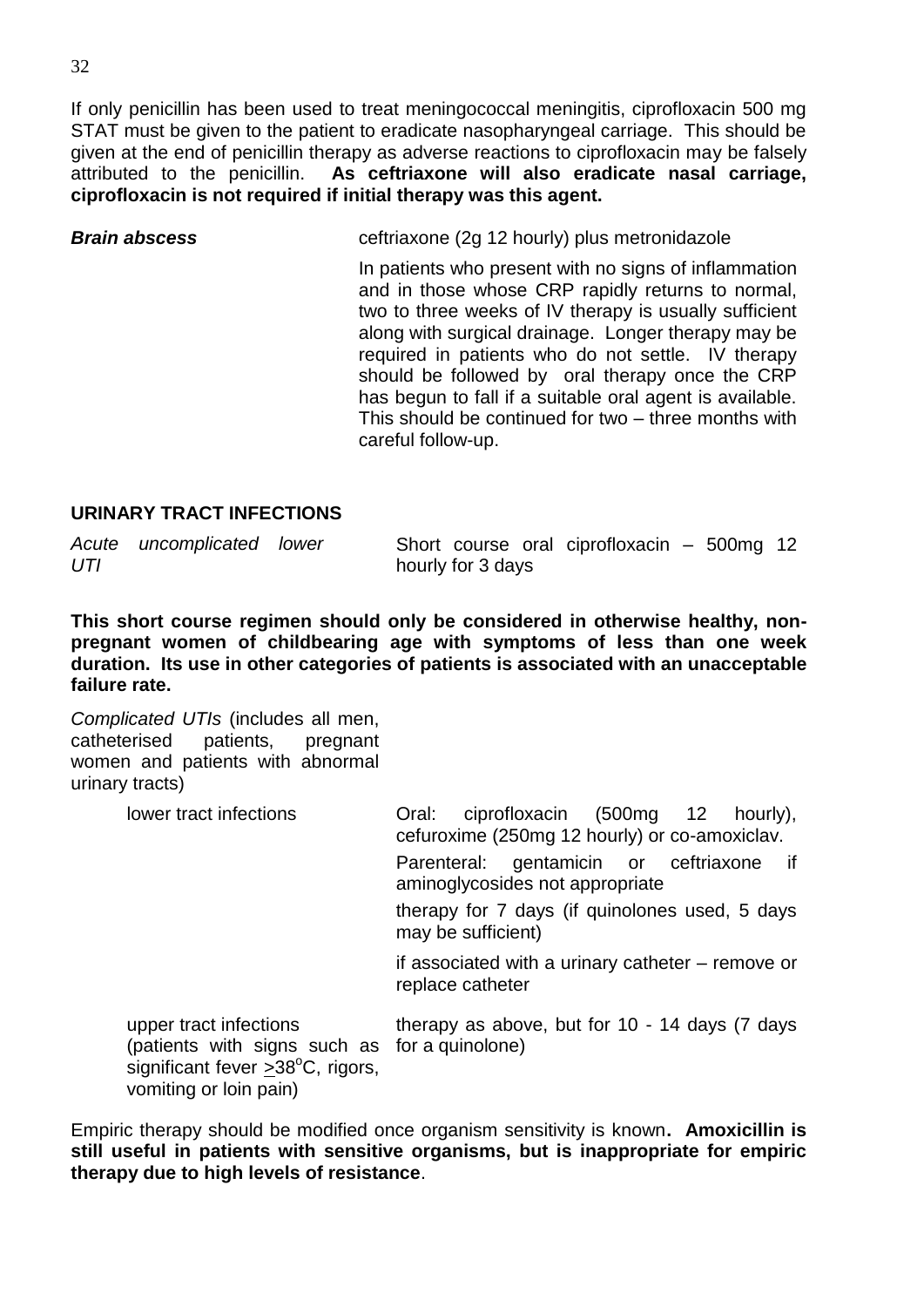If only penicillin has been used to treat meningococcal meningitis, ciprofloxacin 500 mg STAT must be given to the patient to eradicate nasopharyngeal carriage. This should be given at the end of penicillin therapy as adverse reactions to ciprofloxacin may be falsely attributed to the penicillin. **As ceftriaxone will also eradicate nasal carriage, ciprofloxacin is not required if initial therapy was this agent.**

***Brain abscess***

ceftriaxone (2g 12 hourly) plus metronidazole

In patients who present with no signs of inflammation and in those whose CRP rapidly returns to normal, two to three weeks of IV therapy is usually sufficient along with surgical drainage. Longer therapy may be required in patients who do not settle. IV therapy should be followed by oral therapy once the CRP has begun to fall if a suitable oral agent is available. This should be continued for two – three months with careful follow-up.

## URINARY TRACT INFECTIONS

*Acute uncomplicated lower UTI*

Short course oral ciprofloxacin – 500mg 12 hourly for 3 days

**This short course regimen should only be considered in otherwise healthy, non-pregnant women of childbearing age with symptoms of less than one week duration. Its use in other categories of patients is associated with an unacceptable failure rate.**

*Complicated UTIs* (includes all men, catheterised patients, pregnant women and patients with abnormal urinary tracts)

lower tract infections

Oral: ciprofloxacin (500mg 12 hourly), cefuroxime (250mg 12 hourly) or co-amoxiclav.

Parenteral: gentamicin or ceftriaxone if aminoglycosides not appropriate

therapy for 7 days (if quinolones used, 5 days may be sufficient)

if associated with a urinary catheter – remove or replace catheter

upper tract infections (patients with signs such as significant fever ≥38°C, rigors, vomiting or loin pain)

therapy as above, but for 10 - 14 days (7 days for a quinolone)

Empiric therapy should be modified once organism sensitivity is known**. Amoxicillin is still useful in patients with sensitive organisms, but is inappropriate for empiric therapy due to high levels of resistance**.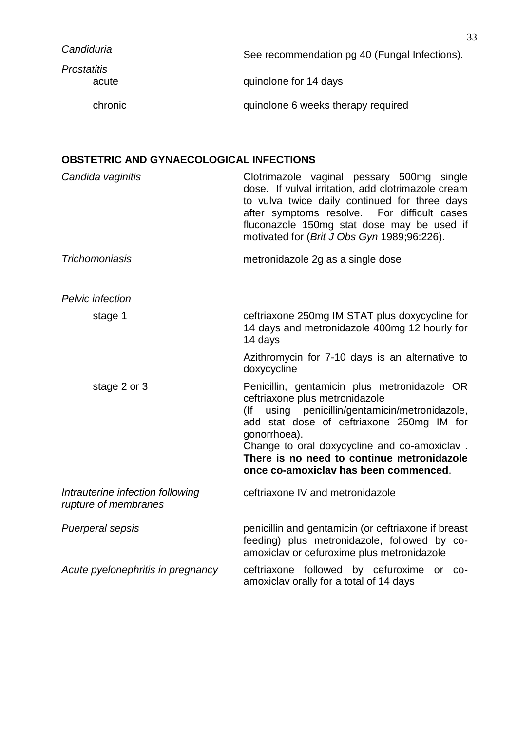| | |
|---|---|
| *Candiduria* | See recommendation pg 40 (Fungal Infections). |
| *Prostatitis* | |
| acute | quinolone for 14 days |
| chronic | quinolone 6 weeks therapy required |

## OBSTETRIC AND GYNAECOLOGICAL INFECTIONS

| | |
|---|---|
| *Candida vaginitis* | Clotrimazole vaginal pessary 500mg single dose. If vulval irritation, add clotrimazole cream to vulva twice daily continued for three days after symptoms resolve. For difficult cases fluconazole 150mg stat dose may be used if motivated for (*Brit J Obs Gyn* 1989;96:226). |
| *Trichomoniasis* | metronidazole 2g as a single dose |
| *Pelvic infection* | |
| stage 1 | ceftriaxone 250mg IM STAT plus doxycycline for 14 days and metronidazole 400mg 12 hourly for 14 days<br><br>Azithromycin for 7-10 days is an alternative to doxycycline |
| stage 2 or 3 | Penicillin, gentamicin plus metronidazole OR ceftriaxone plus metronidazole<br>(If using penicillin/gentamicin/metronidazole, add stat dose of ceftriaxone 250mg IM for gonorrhoea).<br>Change to oral doxycycline and co-amoxiclav . **There is no need to continue metronidazole once co-amoxiclav has been commenced**. |
| *Intrauterine infection following rupture of membranes* | ceftriaxone IV and metronidazole |
| *Puerperal sepsis* | penicillin and gentamicin (or ceftriaxone if breast feeding) plus metronidazole, followed by co-amoxiclav or cefuroxime plus metronidazole |
| *Acute pyelonephritis in pregnancy* | ceftriaxone followed by cefuroxime or co-amoxiclav orally for a total of 14 days |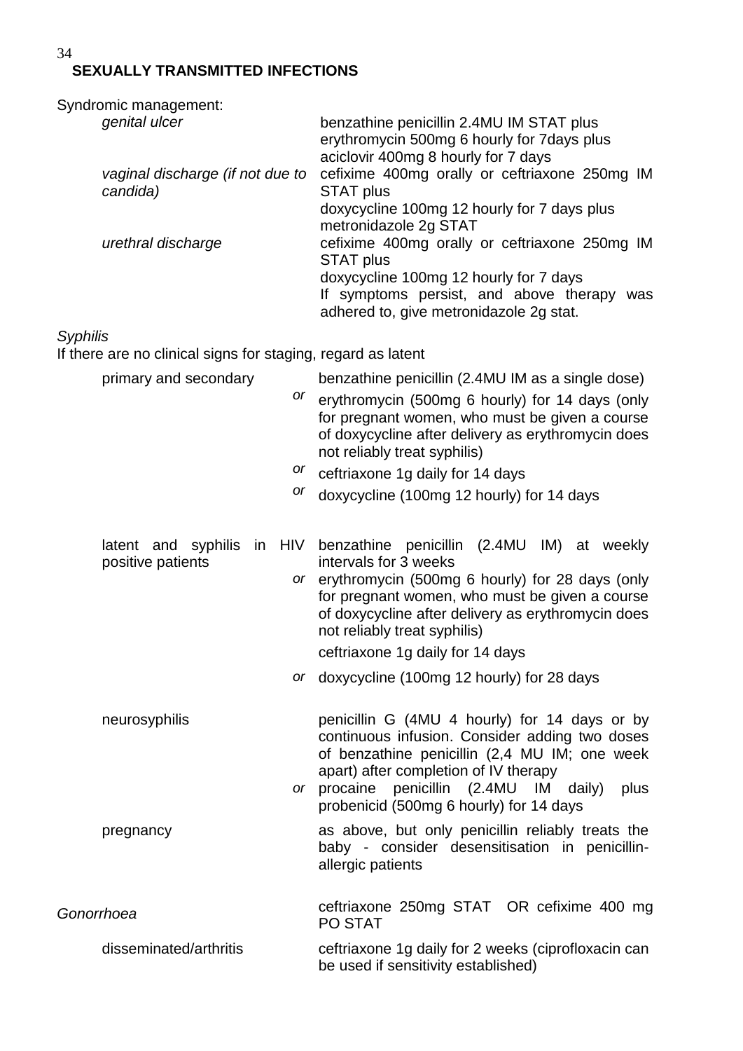## SEXUALLY TRANSMITTED INFECTIONS

Syndromic management:

| | |
|---|---|
| *genital ulcer* | benzathine penicillin 2.4MU IM STAT plus erythromycin 500mg 6 hourly for 7days plus aciclovir 400mg 8 hourly for 7 days |
| *vaginal discharge (if not due to candida)* | cefixime 400mg orally or ceftriaxone 250mg IM STAT plus doxycycline 100mg 12 hourly for 7 days plus metronidazole 2g STAT |
| *urethral discharge* | cefixime 400mg orally or ceftriaxone 250mg IM STAT plus doxycycline 100mg 12 hourly for 7 days If symptoms persist, and above therapy was adhered to, give metronidazole 2g stat. |

*Syphilis*

If there are no clinical signs for staging, regard as latent

| | |
|---|---|
| primary and secondary | benzathine penicillin (2.4MU IM as a single dose) |
| *or* | erythromycin (500mg 6 hourly) for 14 days (only for pregnant women, who must be given a course of doxycycline after delivery as erythromycin does not reliably treat syphilis) |
| *or* | ceftriaxone 1g daily for 14 days |
| *or* | doxycycline (100mg 12 hourly) for 14 days |
| latent and syphilis in HIV positive patients | benzathine penicillin (2.4MU IM) at weekly intervals for 3 weeks |
| *or* | erythromycin (500mg 6 hourly) for 28 days (only for pregnant women, who must be given a course of doxycycline after delivery as erythromycin does not reliably treat syphilis) |
| | ceftriaxone 1g daily for 14 days |
| *or* | doxycycline (100mg 12 hourly) for 28 days |
| neurosyphilis | penicillin G (4MU 4 hourly) for 14 days or by continuous infusion. Consider adding two doses of benzathine penicillin (2,4 MU IM; one week apart) after completion of IV therapy |
| *or* | procaine penicillin (2.4MU IM daily) plus probenicid (500mg 6 hourly) for 14 days |
| pregnancy | as above, but only penicillin reliably treats the baby - consider desensitisation in penicillin-allergic patients |

| | |
|---|---|
| *Gonorrhoea* | ceftriaxone 250mg STAT OR cefixime 400 mg PO STAT |
| disseminated/arthritis | ceftriaxone 1g daily for 2 weeks (ciprofloxacin can be used if sensitivity established) |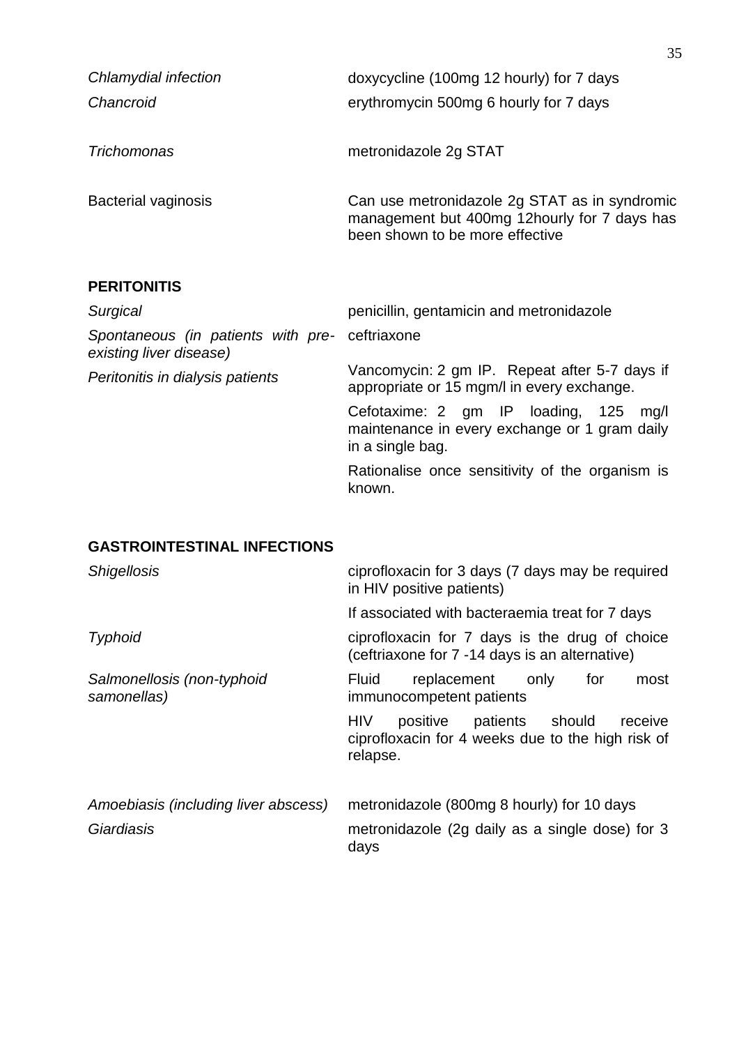| | |
|---|---|
| *Chlamydial infection* | doxycycline (100mg 12 hourly) for 7 days |
| *Chancroid* | erythromycin 500mg 6 hourly for 7 days |
| *Trichomonas* | metronidazole 2g STAT |
| Bacterial vaginosis | Can use metronidazole 2g STAT as in syndromic management but 400mg 12hourly for 7 days has been shown to be more effective |

**PERITONITIS**

| | |
|---|---|
| *Surgical* | penicillin, gentamicin and metronidazole |
| *Spontaneous (in patients with pre-existing liver disease)* | ceftriaxone |
| *Peritonitis in dialysis patients* | Vancomycin: 2 gm IP. Repeat after 5-7 days if appropriate or 15 mgm/l in every exchange.<br>Cefotaxime: 2 gm IP loading, 125 mg/l maintenance in every exchange or 1 gram daily in a single bag.<br>Rationalise once sensitivity of the organism is known. |

**GASTROINTESTINAL INFECTIONS**

| | |
|---|---|
| *Shigellosis* | ciprofloxacin for 3 days (7 days may be required in HIV positive patients)<br>If associated with bacteraemia treat for 7 days |
| *Typhoid* | ciprofloxacin for 7 days is the drug of choice (ceftriaxone for 7 -14 days is an alternative) |
| *Salmonellosis (non-typhoid samonellas)* | Fluid replacement only for most immunocompetent patients<br>HIV positive patients should receive ciprofloxacin for 4 weeks due to the high risk of relapse. |
| *Amoebiasis (including liver abscess)* | metronidazole (800mg 8 hourly) for 10 days |
| *Giardiasis* | metronidazole (2g daily as a single dose) for 3 days |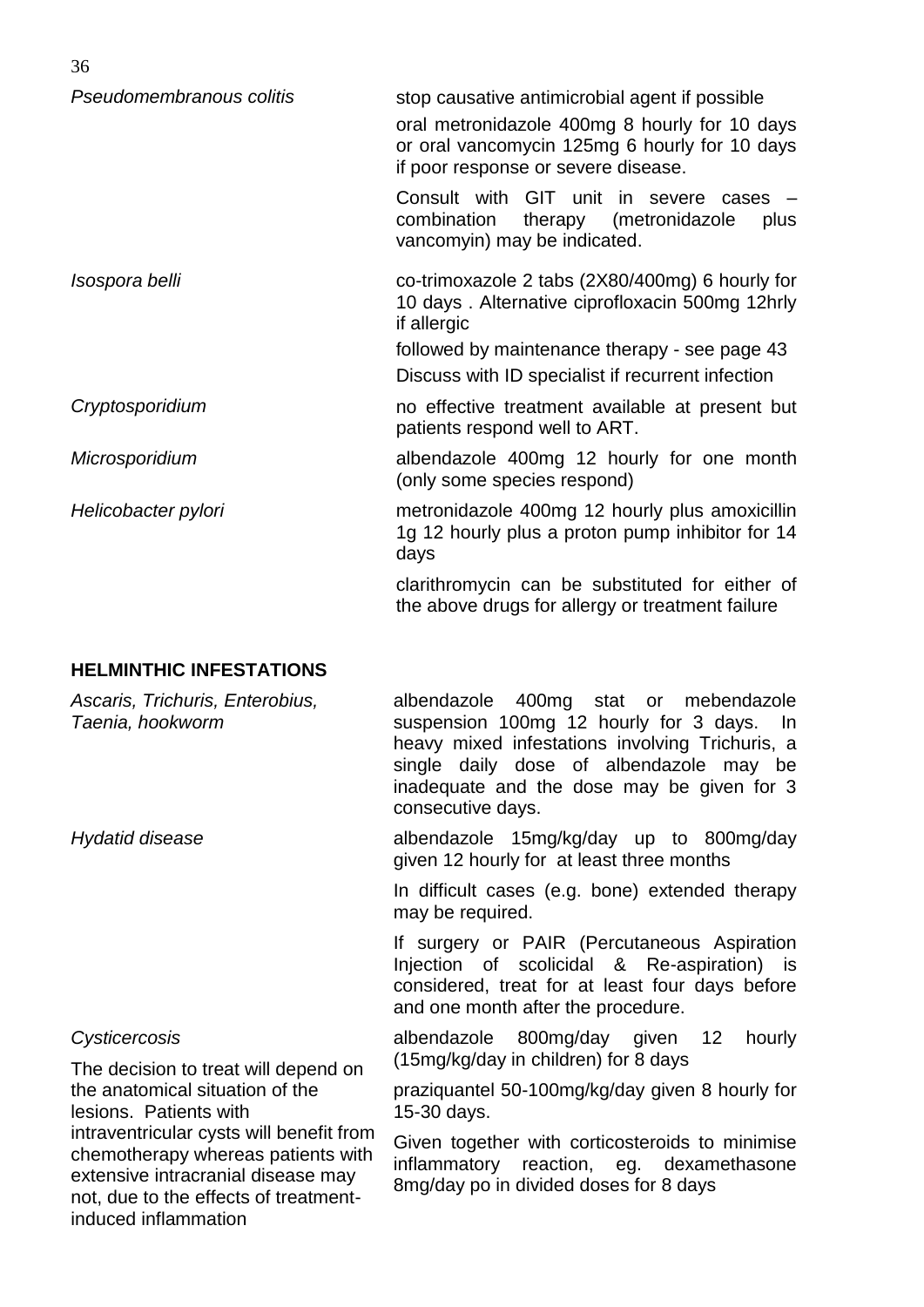| | |
|---|---|
| *Pseudomembranous colitis* | stop causative antimicrobial agent if possible<br>oral metronidazole 400mg 8 hourly for 10 days or oral vancomycin 125mg 6 hourly for 10 days if poor response or severe disease.<br>Consult with GIT unit in severe cases – combination therapy (metronidazole plus vancomyin) may be indicated. |
| *Isospora belli* | co-trimoxazole 2 tabs (2X80/400mg) 6 hourly for 10 days . Alternative ciprofloxacin 500mg 12hrly if allergic<br>followed by maintenance therapy - see page 43<br>Discuss with ID specialist if recurrent infection |
| *Cryptosporidium* | no effective treatment available at present but patients respond well to ART. |
| *Microsporidium* | albendazole 400mg 12 hourly for one month (only some species respond) |
| *Helicobacter pylori* | metronidazole 400mg 12 hourly plus amoxicillin 1g 12 hourly plus a proton pump inhibitor for 14 days<br>clarithromycin can be substituted for either of the above drugs for allergy or treatment failure |

**HELMINTHIC INFESTATIONS**

| | |
|---|---|
| *Ascaris, Trichuris, Enterobius, Taenia, hookworm* | albendazole 400mg stat or mebendazole suspension 100mg 12 hourly for 3 days. In heavy mixed infestations involving Trichuris, a single daily dose of albendazole may be inadequate and the dose may be given for 3 consecutive days. |
| *Hydatid disease* | albendazole 15mg/kg/day up to 800mg/day given 12 hourly for at least three months<br>In difficult cases (e.g. bone) extended therapy may be required.<br>If surgery or PAIR (Percutaneous Aspiration Injection of scolicidal & Re-aspiration) is considered, treat for at least four days before and one month after the procedure. |
| *Cysticercosis*<br>The decision to treat will depend on the anatomical situation of the lesions. Patients with intraventricular cysts will benefit from chemotherapy whereas patients with extensive intracranial disease may not, due to the effects of treatment-induced inflammation | albendazole 800mg/day given 12 hourly (15mg/kg/day in children) for 8 days<br>praziquantel 50-100mg/kg/day given 8 hourly for 15-30 days.<br>Given together with corticosteroids to minimise inflammatory reaction, eg. dexamethasone 8mg/day po in divided doses for 8 days |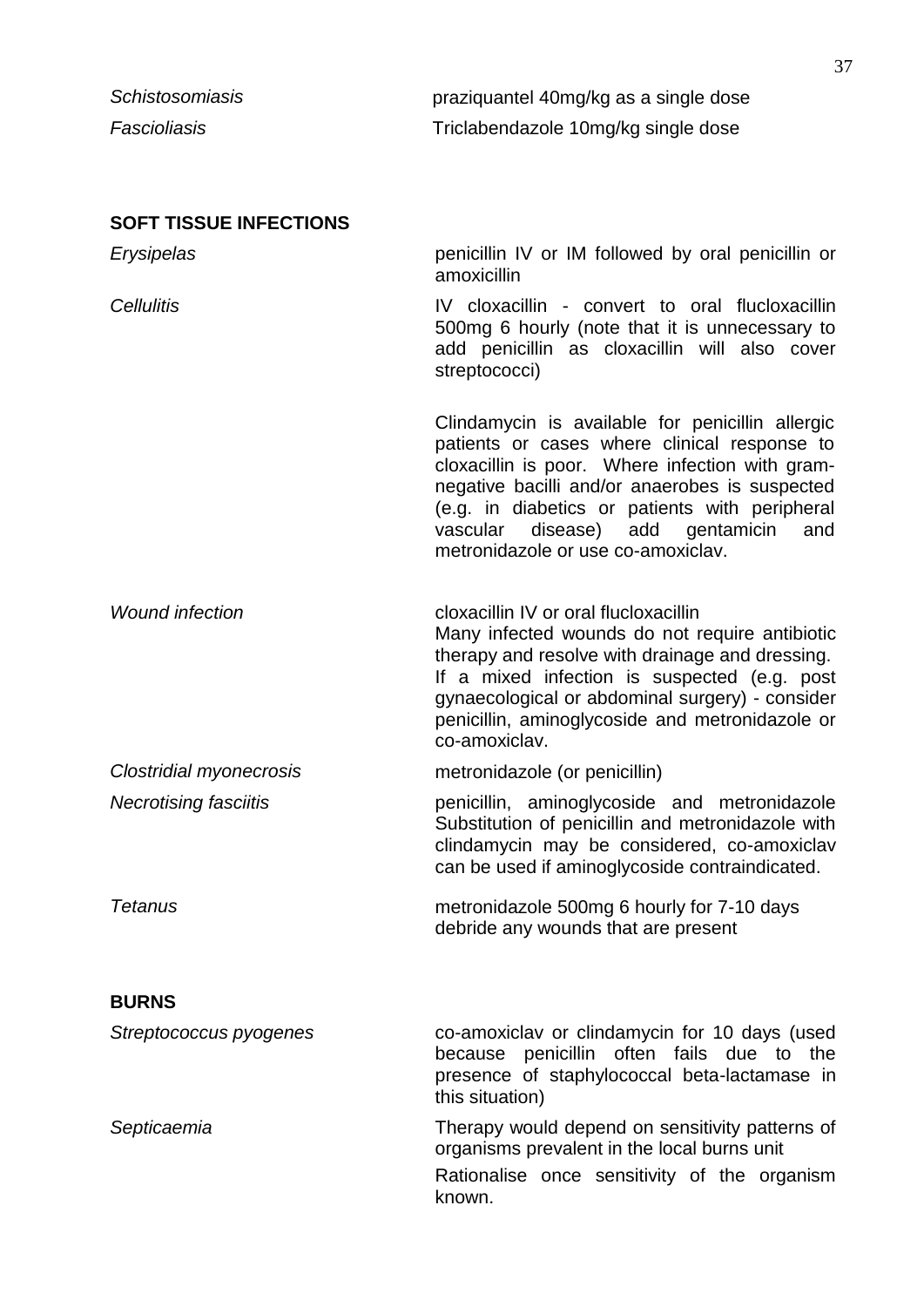| | |
|---|---|
| *Schistosomiasis* | praziquantel 40mg/kg as a single dose |
| *Fascioliasis* | Triclabendazole 10mg/kg single dose |

## SOFT TISSUE INFECTIONS

| | |
|---|---|
| *Erysipelas* | penicillin IV or IM followed by oral penicillin or amoxicillin |
| *Cellulitis* | IV cloxacillin - convert to oral flucloxacillin 500mg 6 hourly (note that it is unnecessary to add penicillin as cloxacillin will also cover streptococci)<br><br>Clindamycin is available for penicillin allergic patients or cases where clinical response to cloxacillin is poor. Where infection with gram-negative bacilli and/or anaerobes is suspected (e.g. in diabetics or patients with peripheral vascular disease) add gentamicin and metronidazole or use co-amoxiclav. |
| *Wound infection* | cloxacillin IV or oral flucloxacillin<br>Many infected wounds do not require antibiotic therapy and resolve with drainage and dressing. If a mixed infection is suspected (e.g. post gynaecological or abdominal surgery) - consider penicillin, aminoglycoside and metronidazole or co-amoxiclav. |
| *Clostridial myonecrosis* | metronidazole (or penicillin) |
| *Necrotising fasciitis* | penicillin, aminoglycoside and metronidazole<br>Substitution of penicillin and metronidazole with clindamycin may be considered, co-amoxiclav can be used if aminoglycoside contraindicated. |
| *Tetanus* | metronidazole 500mg 6 hourly for 7-10 days<br>debride any wounds that are present |

## BURNS

| | |
|---|---|
| *Streptococcus pyogenes* | co-amoxiclav or clindamycin for 10 days (used because penicillin often fails due to the presence of staphylococcal beta-lactamase in this situation) |
| *Septicaemia* | Therapy would depend on sensitivity patterns of organisms prevalent in the local burns unit<br>Rationalise once sensitivity of the organism known. |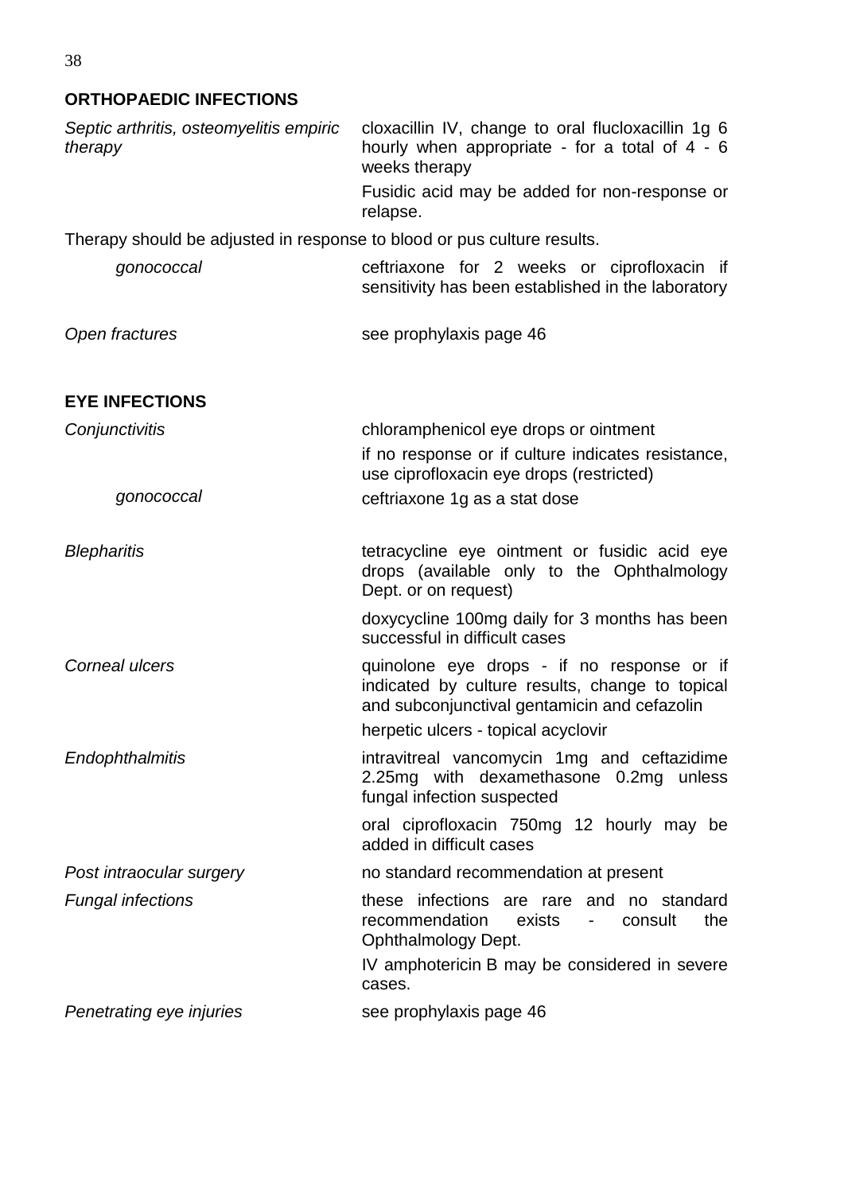## ORTHOPAEDIC INFECTIONS

| | |
|---|---|
| *Septic arthritis, osteomyelitis empiric therapy* | cloxacillin IV, change to oral flucloxacillin 1g 6 hourly when appropriate - for a total of 4 - 6 weeks therapy<br>Fusidic acid may be added for non-response or relapse. |

Therapy should be adjusted in response to blood or pus culture results.

| | |
|---|---|
| *gonococcal* | ceftriaxone for 2 weeks or ciprofloxacin if sensitivity has been established in the laboratory |
| *Open fractures* | see prophylaxis page 46 |

## EYE INFECTIONS

| | |
|---|---|
| *Conjunctivitis* | chloramphenicol eye drops or ointment<br>if no response or if culture indicates resistance, use ciprofloxacin eye drops (restricted) |
| *gonococcal* | ceftriaxone 1g as a stat dose |
| *Blepharitis* | tetracycline eye ointment or fusidic acid eye drops (available only to the Ophthalmology Dept. or on request)<br>doxycycline 100mg daily for 3 months has been successful in difficult cases |
| *Corneal ulcers* | quinolone eye drops - if no response or if indicated by culture results, change to topical and subconjunctival gentamicin and cefazolin<br>herpetic ulcers - topical acyclovir |
| *Endophthalmitis* | intravitreal vancomycin 1mg and ceftazidime 2.25mg with dexamethasone 0.2mg unless fungal infection suspected<br>oral ciprofloxacin 750mg 12 hourly may be added in difficult cases |
| *Post intraocular surgery* | no standard recommendation at present |
| *Fungal infections* | these infections are rare and no standard recommendation exists - consult the Ophthalmology Dept.<br>IV amphotericin B may be considered in severe cases. |
| *Penetrating eye injuries* | see prophylaxis page 46 |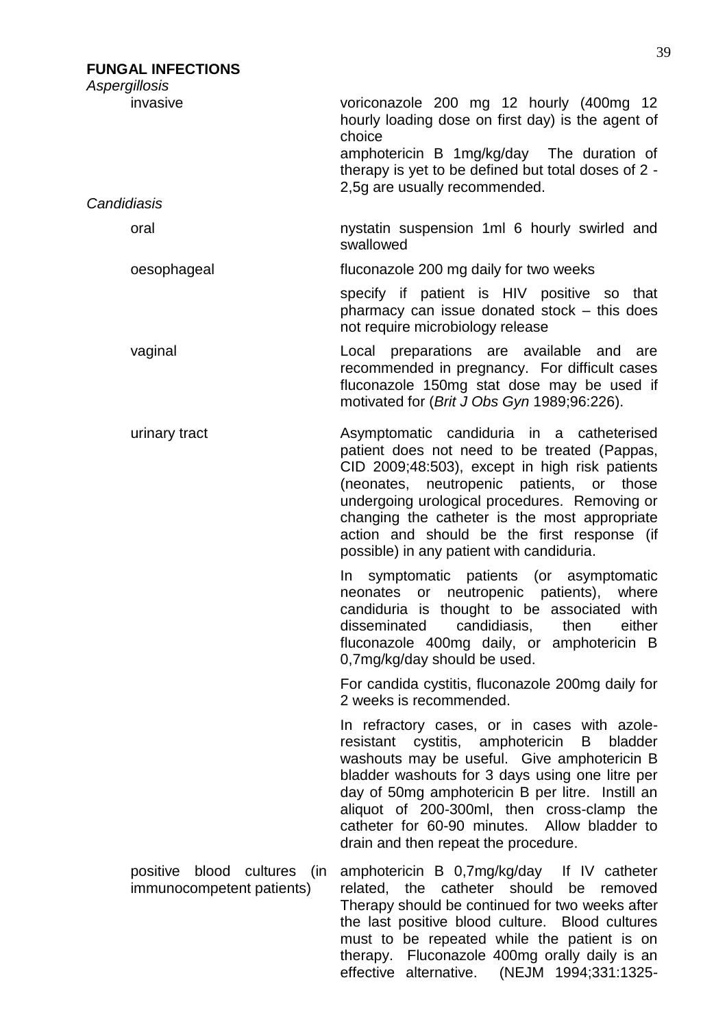## FUNGAL INFECTIONS

*Aspergillosis*

| | |
|---|---|
| invasive | voriconazole 200 mg 12 hourly (400mg 12 hourly loading dose on first day) is the agent of choice<br>amphotericin B 1mg/kg/day The duration of therapy is yet to be defined but total doses of 2 - 2,5g are usually recommended. |

*Candidiasis*

| | |
|---|---|
| oral | nystatin suspension 1ml 6 hourly swirled and swallowed |
| oesophageal | fluconazole 200 mg daily for two weeks<br><br>specify if patient is HIV positive so that pharmacy can issue donated stock – this does not require microbiology release |
| vaginal | Local preparations are available and are recommended in pregnancy. For difficult cases fluconazole 150mg stat dose may be used if motivated for (*Brit J Obs Gyn* 1989;96:226). |
| urinary tract | Asymptomatic candiduria in a catheterised patient does not need to be treated (Pappas, CID 2009;48:503), except in high risk patients (neonates, neutropenic patients, or those undergoing urological procedures. Removing or changing the catheter is the most appropriate action and should be the first response (if possible) in any patient with candiduria.<br><br>In symptomatic patients (or asymptomatic neonates or neutropenic patients), where candiduria is thought to be associated with disseminated candidiasis, then either fluconazole 400mg daily, or amphotericin B 0,7mg/kg/day should be used.<br><br>For candida cystitis, fluconazole 200mg daily for 2 weeks is recommended.<br><br>In refractory cases, or in cases with azole-resistant cystitis, amphotericin B bladder washouts may be useful. Give amphotericin B bladder washouts for 3 days using one litre per day of 50mg amphotericin B per litre. Instill an aliquot of 200-300ml, then cross-clamp the catheter for 60-90 minutes. Allow bladder to drain and then repeat the procedure. |
| positive blood cultures (in immunocompetent patients) | amphotericin B 0,7mg/kg/day If IV catheter related, the catheter should be removed Therapy should be continued for two weeks after the last positive blood culture. Blood cultures must to be repeated while the patient is on therapy. Fluconazole 400mg orally daily is an effective alternative. (NEJM 1994;331:1325- |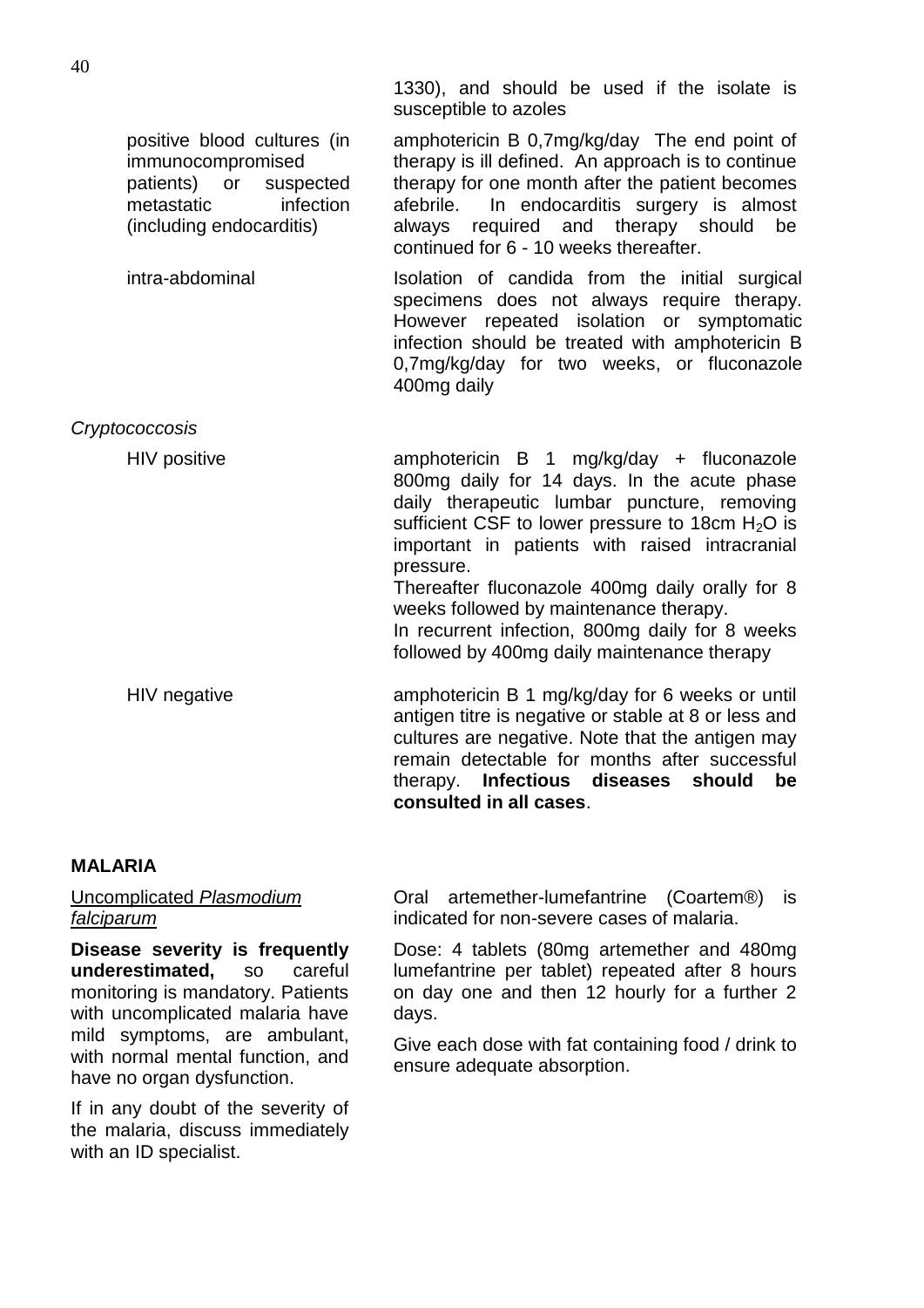| | |
|---|---|
| | 1330), and should be used if the isolate is susceptible to azoles |
| positive blood cultures (in immunocompromised patients) or suspected metastatic infection (including endocarditis) | amphotericin B 0,7mg/kg/day The end point of therapy is ill defined. An approach is to continue therapy for one month after the patient becomes afebrile. In endocarditis surgery is almost always required and therapy should be continued for 6 - 10 weeks thereafter. |
| intra-abdominal | Isolation of candida from the initial surgical specimens does not always require therapy. However repeated isolation or symptomatic infection should be treated with amphotericin B 0,7mg/kg/day for two weeks, or fluconazole 400mg daily |

*Cryptococcosis*

| | |
|---|---|
| HIV positive | amphotericin B 1 mg/kg/day + fluconazole 800mg daily for 14 days. In the acute phase daily therapeutic lumbar puncture, removing sufficient CSF to lower pressure to 18cm $H_2O$ is important in patients with raised intracranial pressure.<br>Thereafter fluconazole 400mg daily orally for 8 weeks followed by maintenance therapy.<br>In recurrent infection, 800mg daily for 8 weeks followed by 400mg daily maintenance therapy |
| HIV negative | amphotericin B 1 mg/kg/day for 6 weeks or until antigen titre is negative or stable at 8 or less and cultures are negative. Note that the antigen may remain detectable for months after successful therapy. **Infectious diseases should be consulted in all cases**. |

## MALARIA

Uncomplicated *Plasmodium falciparum*

**Disease severity is frequently underestimated,** so careful monitoring is mandatory. Patients with uncomplicated malaria have mild symptoms, are ambulant, with normal mental function, and have no organ dysfunction.

If in any doubt of the severity of the malaria, discuss immediately with an ID specialist.

Oral artemether-lumefantrine (Coartem®) is indicated for non-severe cases of malaria.

Dose: 4 tablets (80mg artemether and 480mg lumefantrine per tablet) repeated after 8 hours on day one and then 12 hourly for a further 2 days.

Give each dose with fat containing food / drink to ensure adequate absorption.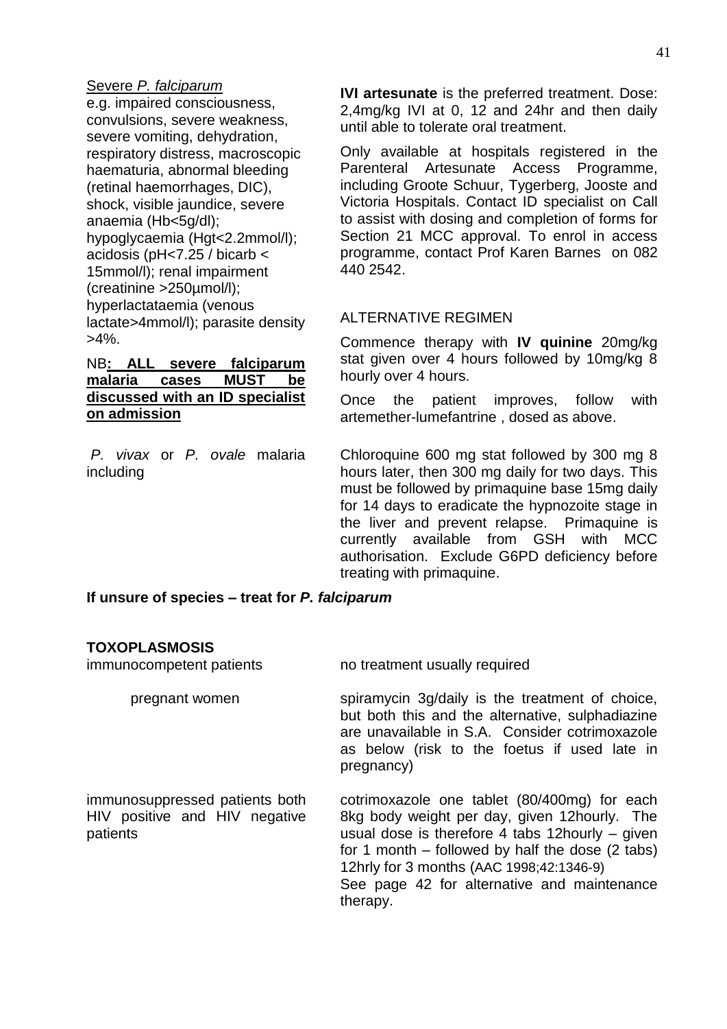| | |
|---|---|
| Severe *P. falciparum*<br>e.g. impaired consciousness, convulsions, severe weakness, severe vomiting, dehydration, respiratory distress, macroscopic haematuria, abnormal bleeding (retinal haemorrhages, DIC), shock, visible jaundice, severe anaemia (Hb<5g/dl); hypoglycaemia (Hgt<2.2mmol/l); acidosis (pH<7.25 / bicarb < 15mmol/l); renal impairment (creatinine >250µmol/l); hyperlactataemia (venous lactate>4mmol/l); parasite density >4%.<br><br>NB**: ALL severe falciparum malaria cases MUST be discussed with an ID specialist on admission** | **IVI artesunate** is the preferred treatment. Dose: 2,4mg/kg IVI at 0, 12 and 24hr and then daily until able to tolerate oral treatment.<br><br>Only available at hospitals registered in the Parenteral Artesunate Access Programme, including Groote Schuur, Tygerberg, Jooste and Victoria Hospitals. Contact ID specialist on Call to assist with dosing and completion of forms for Section 21 MCC approval. To enrol in access programme, contact Prof Karen Barnes on 082 440 2542.<br><br>ALTERNATIVE REGIMEN<br><br>Commence therapy with **IV quinine** 20mg/kg stat given over 4 hours followed by 10mg/kg 8 hourly over 4 hours.<br><br>Once the patient improves, follow with artemether-lumefantrine , dosed as above. |
| *P. vivax* or *P. ovale* malaria including | Chloroquine 600 mg stat followed by 300 mg 8 hours later, then 300 mg daily for two days. This must be followed by primaquine base 15mg daily for 14 days to eradicate the hypnozoite stage in the liver and prevent relapse. Primaquine is currently available from GSH with MCC authorisation. Exclude G6PD deficiency before treating with primaquine. |

**If unsure of species – treat for *P. falciparum***

**TOXOPLASMOSIS**

| | |
|---|---|
| immunocompetent patients | no treatment usually required |
| pregnant women | spiramycin 3g/daily is the treatment of choice, but both this and the alternative, sulphadiazine are unavailable in S.A. Consider cotrimoxazole as below (risk to the foetus if used late in pregnancy) |
| immunosuppressed patients both HIV positive and HIV negative patients | cotrimoxazole one tablet (80/400mg) for each 8kg body weight per day, given 12hourly. The usual dose is therefore 4 tabs 12hourly – given for 1 month – followed by half the dose (2 tabs) 12hrly for 3 months (AAC 1998;42:1346-9)<br>See page 42 for alternative and maintenance therapy. |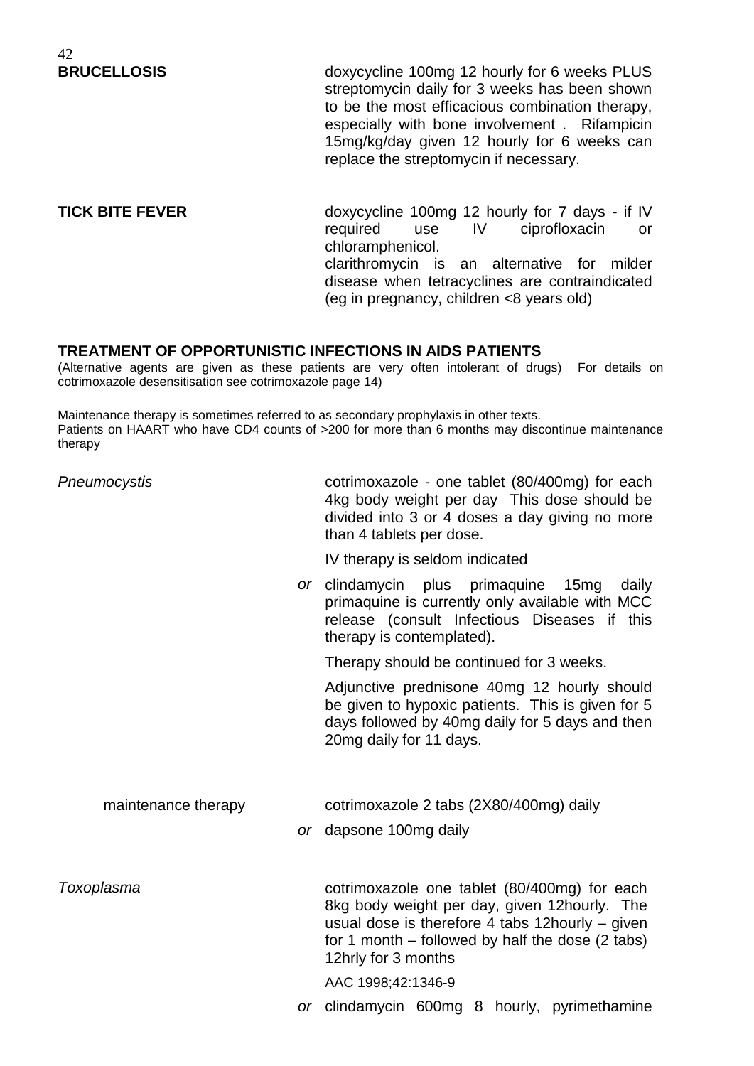**BRUCELLOSIS**

doxycycline 100mg 12 hourly for 6 weeks PLUS streptomycin daily for 3 weeks has been shown to be the most efficacious combination therapy, especially with bone involvement . Rifampicin 15mg/kg/day given 12 hourly for 6 weeks can replace the streptomycin if necessary.

**TICK BITE FEVER**

doxycycline 100mg 12 hourly for 7 days - if IV required use IV ciprofloxacin or chloramphenicol.
clarithromycin is an alternative for milder disease when tetracyclines are contraindicated (eg in pregnancy, children <8 years old)

## TREATMENT OF OPPORTUNISTIC INFECTIONS IN AIDS PATIENTS

(Alternative agents are given as these patients are very often intolerant of drugs) For details on cotrimoxazole desensitisation see cotrimoxazole page 14)

Maintenance therapy is sometimes referred to as secondary prophylaxis in other texts.
Patients on HAART who have CD4 counts of >200 for more than 6 months may discontinue maintenance therapy

*Pneumocystis*

cotrimoxazole - one tablet (80/400mg) for each 4kg body weight per day This dose should be divided into 3 or 4 doses a day giving no more than 4 tablets per dose.

IV therapy is seldom indicated

*or* clindamycin plus primaquine 15mg daily primaquine is currently only available with MCC release (consult Infectious Diseases if this therapy is contemplated).

Therapy should be continued for 3 weeks.

Adjunctive prednisone 40mg 12 hourly should be given to hypoxic patients. This is given for 5 days followed by 40mg daily for 5 days and then 20mg daily for 11 days.

maintenance therapy

cotrimoxazole 2 tabs (2X80/400mg) daily

*or* dapsone 100mg daily

*Toxoplasma*

cotrimoxazole one tablet (80/400mg) for each 8kg body weight per day, given 12hourly. The usual dose is therefore 4 tabs 12hourly – given for 1 month – followed by half the dose (2 tabs) 12hrly for 3 months

AAC 1998;42:1346-9

*or* clindamycin 600mg 8 hourly, pyrimethamine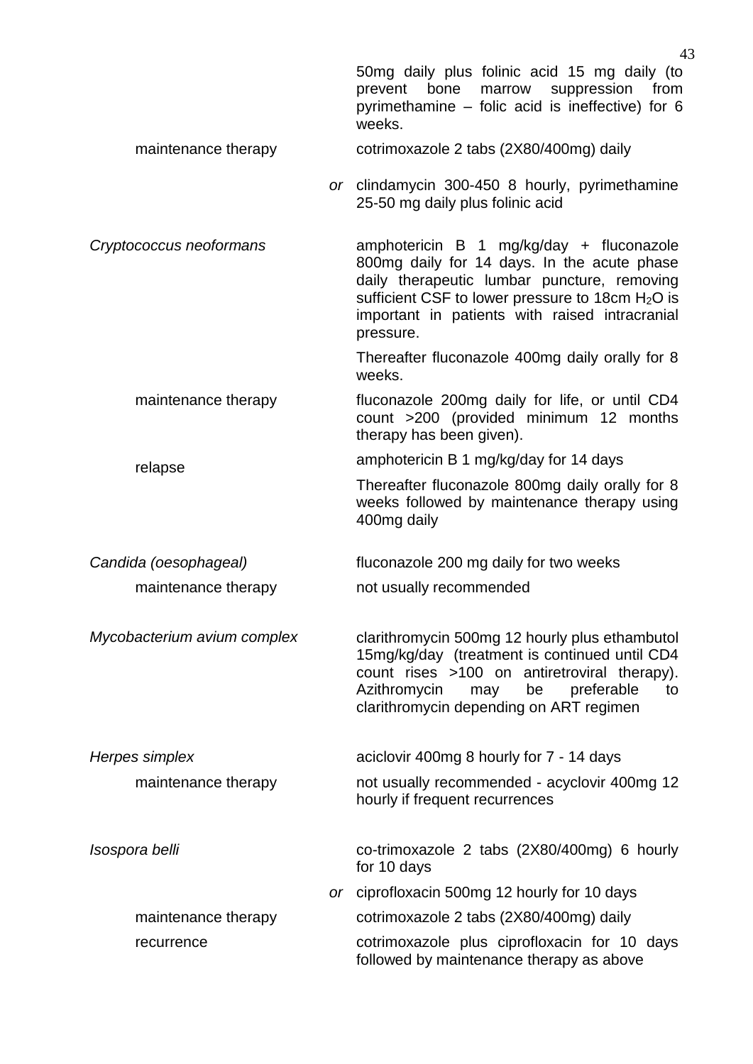| | | |
|---|---|---|
| | | 50mg daily plus folinic acid 15 mg daily (to prevent bone marrow suppression from pyrimethamine – folic acid is ineffective) for 6 weeks. |
| maintenance therapy | | cotrimoxazole 2 tabs (2X80/400mg) daily |
| | *or* | clindamycin 300-450 8 hourly, pyrimethamine 25-50 mg daily plus folinic acid |
| *Cryptococcus neoformans* | | amphotericin B 1 mg/kg/day + fluconazole 800mg daily for 14 days. In the acute phase daily therapeutic lumbar puncture, removing sufficient CSF to lower pressure to 18cm $H_2O$ is important in patients with raised intracranial pressure. |
| | | Thereafter fluconazole 400mg daily orally for 8 weeks. |
| maintenance therapy | | fluconazole 200mg daily for life, or until CD4 count >200 (provided minimum 12 months therapy has been given). |
| relapse | | amphotericin B 1 mg/kg/day for 14 days |
| | | Thereafter fluconazole 800mg daily orally for 8 weeks followed by maintenance therapy using 400mg daily |
| *Candida (oesophageal)* | | fluconazole 200 mg daily for two weeks |
| maintenance therapy | | not usually recommended |
| *Mycobacterium avium complex* | | clarithromycin 500mg 12 hourly plus ethambutol 15mg/kg/day (treatment is continued until CD4 count rises >100 on antiretroviral therapy). Azithromycin may be preferable to clarithromycin depending on ART regimen |
| *Herpes simplex* | | aciclovir 400mg 8 hourly for 7 - 14 days |
| maintenance therapy | | not usually recommended - acyclovir 400mg 12 hourly if frequent recurrences |
| *Isospora belli* | | co-trimoxazole 2 tabs (2X80/400mg) 6 hourly for 10 days |
| | *or* | ciprofloxacin 500mg 12 hourly for 10 days |
| maintenance therapy | | cotrimoxazole 2 tabs (2X80/400mg) daily |
| recurrence | | cotrimoxazole plus ciprofloxacin for 10 days followed by maintenance therapy as above |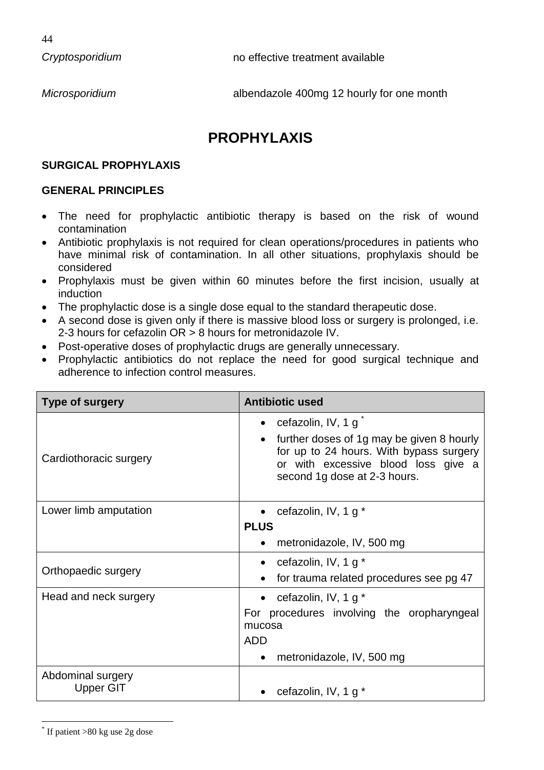*Cryptosporidium* no effective treatment available

*Microsporidium* albendazole 400mg 12 hourly for one month

# PROPHYLAXIS

## SURGICAL PROPHYLAXIS

### GENERAL PRINCIPLES

- The need for prophylactic antibiotic therapy is based on the risk of wound contamination
- Antibiotic prophylaxis is not required for clean operations/procedures in patients who have minimal risk of contamination. In all other situations, prophylaxis should be considered
- Prophylaxis must be given within 60 minutes before the first incision, usually at induction
- The prophylactic dose is a single dose equal to the standard therapeutic dose.
- A second dose is given only if there is massive blood loss or surgery is prolonged, i.e. 2-3 hours for cefazolin OR > 8 hours for metronidazole IV.
- Post-operative doses of prophylactic drugs are generally unnecessary.
- Prophylactic antibiotics do not replace the need for good surgical technique and adherence to infection control measures.

| Type of surgery | Antibiotic used |
|---|---|
| Cardiothoracic surgery | • cefazolin, IV, 1 g * <br> • further doses of 1g may be given 8 hourly for up to 24 hours. With bypass surgery or with excessive blood loss give a second 1g dose at 2-3 hours. |
| Lower limb amputation | • cefazolin, IV, 1 g * <br> **PLUS** <br> • metronidazole, IV, 500 mg |
| Orthopaedic surgery | • cefazolin, IV, 1 g * <br> • for trauma related procedures see pg 47 |
| Head and neck surgery | • cefazolin, IV, 1 g * <br> For procedures involving the oropharyngeal mucosa <br> ADD <br> • metronidazole, IV, 500 mg |
| Abdominal surgery <br> Upper GIT | • cefazolin, IV, 1 g * |

* If patient >80 kg use 2g dose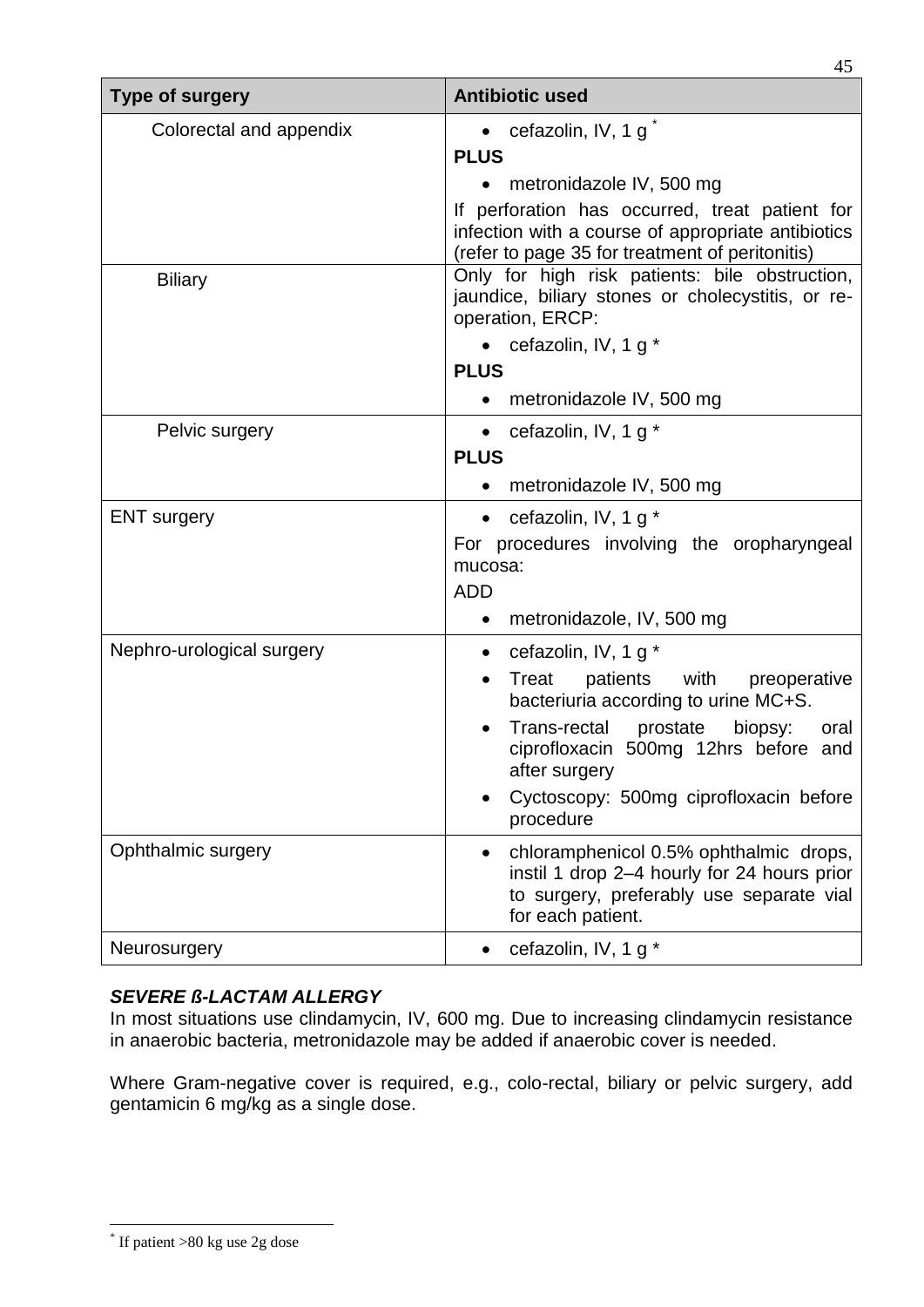| Type of surgery | Antibiotic used |
| --- | --- |
| Colorectal and appendix | • cefazolin, IV, 1 g [*] <br> **PLUS** <br> • metronidazole IV, 500 mg <br> If perforation has occurred, treat patient for infection with a course of appropriate antibiotics (refer to page 35 for treatment of peritonitis) |
| Biliary | Only for high risk patients: bile obstruction, jaundice, biliary stones or cholecystitis, or re-operation, ERCP: <br> • cefazolin, IV, 1 g * <br> **PLUS** <br> • metronidazole IV, 500 mg |
| Pelvic surgery | • cefazolin, IV, 1 g * <br> **PLUS** <br> • metronidazole IV, 500 mg |
| ENT surgery | • cefazolin, IV, 1 g * <br> For procedures involving the oropharyngeal mucosa: <br> ADD <br> • metronidazole, IV, 500 mg |
| Nephro-urological surgery | • cefazolin, IV, 1 g * <br> • Treat patients with preoperative bacteriuria according to urine MC+S. <br> • Trans-rectal prostate biopsy: oral ciprofloxacin 500mg 12hrs before and after surgery <br> • Cyctoscopy: 500mg ciprofloxacin before procedure |
| Ophthalmic surgery | • chloramphenicol 0.5% ophthalmic drops, instil 1 drop 2–4 hourly for 24 hours prior to surgery, preferably use separate vial for each patient. |
| Neurosurgery | • cefazolin, IV, 1 g * |

***SEVERE ß-LACTAM ALLERGY***

In most situations use clindamycin, IV, 600 mg. Due to increasing clindamycin resistance in anaerobic bacteria, metronidazole may be added if anaerobic cover is needed.

Where Gram-negative cover is required, e.g., colo-rectal, biliary or pelvic surgery, add gentamicin 6 mg/kg as a single dose.

[*] If patient >80 kg use 2g dose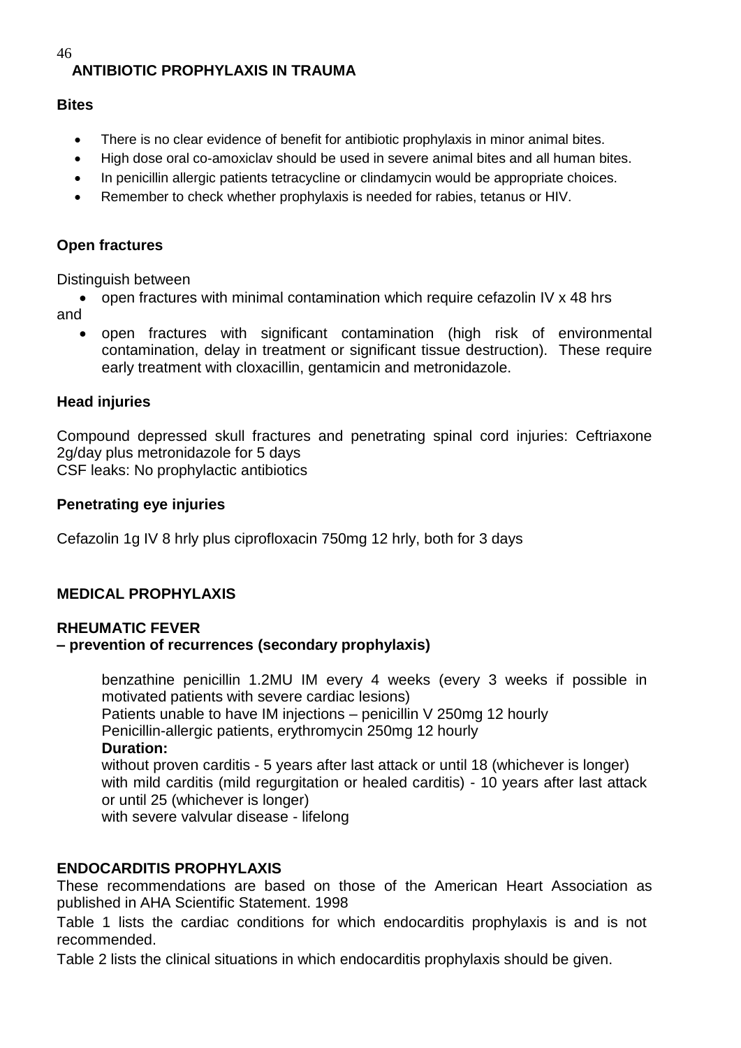## ANTIBIOTIC PROPHYLAXIS IN TRAUMA

### Bites

- There is no clear evidence of benefit for antibiotic prophylaxis in minor animal bites.
- High dose oral co-amoxiclav should be used in severe animal bites and all human bites.
- In penicillin allergic patients tetracycline or clindamycin would be appropriate choices.
- Remember to check whether prophylaxis is needed for rabies, tetanus or HIV.

### Open fractures

Distinguish between

- open fractures with minimal contamination which require cefazolin IV x 48 hrs

and

- open fractures with significant contamination (high risk of environmental contamination, delay in treatment or significant tissue destruction). These require early treatment with cloxacillin, gentamicin and metronidazole.

### Head injuries

Compound depressed skull fractures and penetrating spinal cord injuries: Ceftriaxone 2g/day plus metronidazole for 5 days
CSF leaks: No prophylactic antibiotics

### Penetrating eye injuries

Cefazolin 1g IV 8 hrly plus ciprofloxacin 750mg 12 hrly, both for 3 days

## MEDICAL PROPHYLAXIS

### RHEUMATIC FEVER
### – prevention of recurrences (secondary prophylaxis)

benzathine penicillin 1.2MU IM every 4 weeks (every 3 weeks if possible in motivated patients with severe cardiac lesions)
Patients unable to have IM injections – penicillin V 250mg 12 hourly
Penicillin-allergic patients, erythromycin 250mg 12 hourly

**Duration:**

without proven carditis - 5 years after last attack or until 18 (whichever is longer)
with mild carditis (mild regurgitation or healed carditis) - 10 years after last attack or until 25 (whichever is longer)
with severe valvular disease - lifelong

### ENDOCARDITIS PROPHYLAXIS

These recommendations are based on those of the American Heart Association as published in AHA Scientific Statement. 1998

Table 1 lists the cardiac conditions for which endocarditis prophylaxis is and is not recommended.

Table 2 lists the clinical situations in which endocarditis prophylaxis should be given.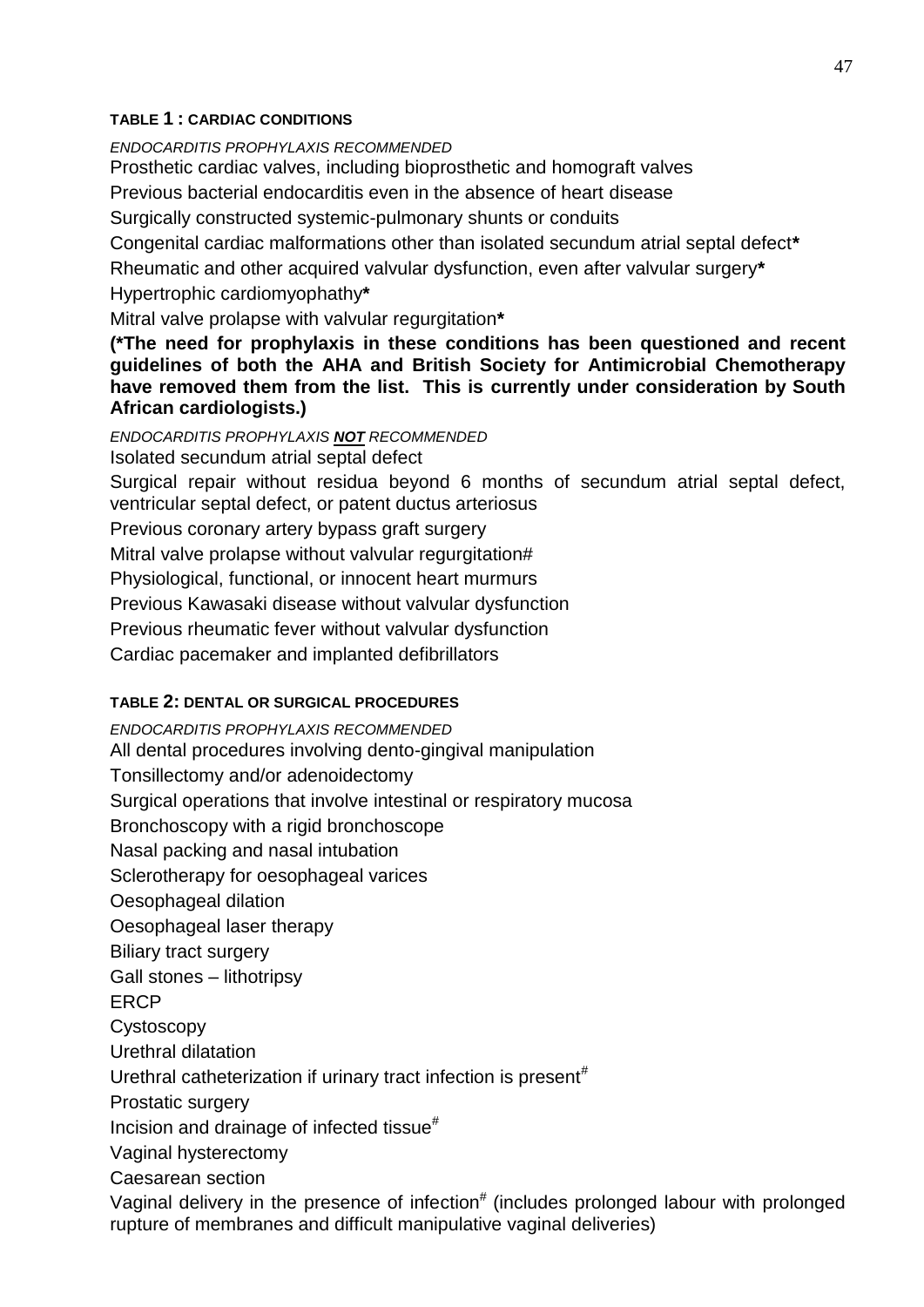#### TABLE 1 : CARDIAC CONDITIONS

*ENDOCARDITIS PROPHYLAXIS RECOMMENDED*

Prosthetic cardiac valves, including bioprosthetic and homograft valves

Previous bacterial endocarditis even in the absence of heart disease

Surgically constructed systemic-pulmonary shunts or conduits

Congenital cardiac malformations other than isolated secundum atrial septal defect**\***

Rheumatic and other acquired valvular dysfunction, even after valvular surgery**\***

Hypertrophic cardiomyophathy**\***

Mitral valve prolapse with valvular regurgitation**\***

**(\*The need for prophylaxis in these conditions has been questioned and recent guidelines of both the AHA and British Society for Antimicrobial Chemotherapy have removed them from the list. This is currently under consideration by South African cardiologists.)**

*ENDOCARDITIS PROPHYLAXIS **NOT** RECOMMENDED*

Isolated secundum atrial septal defect

Surgical repair without residua beyond 6 months of secundum atrial septal defect, ventricular septal defect, or patent ductus arteriosus

Previous coronary artery bypass graft surgery

Mitral valve prolapse without valvular regurgitation#

Physiological, functional, or innocent heart murmurs

Previous Kawasaki disease without valvular dysfunction

Previous rheumatic fever without valvular dysfunction

Cardiac pacemaker and implanted defibrillators

#### TABLE 2: DENTAL OR SURGICAL PROCEDURES

*ENDOCARDITIS PROPHYLAXIS RECOMMENDED*

All dental procedures involving dento-gingival manipulation

Tonsillectomy and/or adenoidectomy

Surgical operations that involve intestinal or respiratory mucosa

Bronchoscopy with a rigid bronchoscope

Nasal packing and nasal intubation

Sclerotherapy for oesophageal varices

Oesophageal dilation

Oesophageal laser therapy

Biliary tract surgery

Gall stones – lithotripsy

ERCP

Cystoscopy

Urethral dilatation

Urethral catheterization if urinary tract infection is present[#]

Prostatic surgery

Incision and drainage of infected tissue[#]

Vaginal hysterectomy

Caesarean section

Vaginal delivery in the presence of infection[#] (includes prolonged labour with prolonged rupture of membranes and difficult manipulative vaginal deliveries)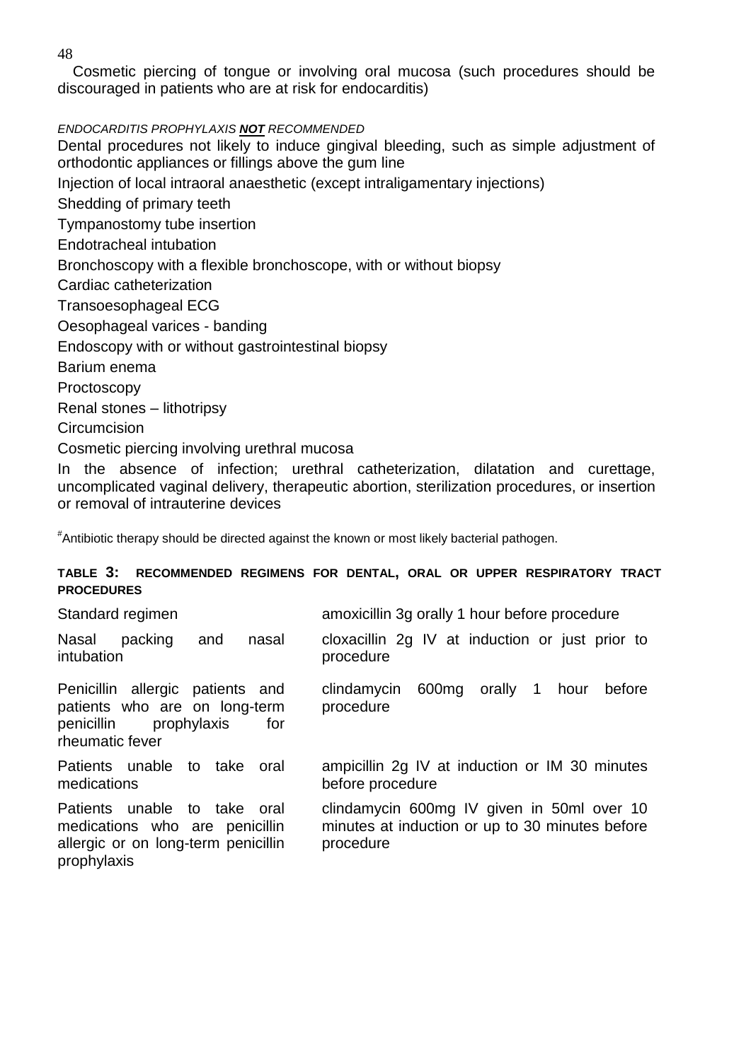Cosmetic piercing of tongue or involving oral mucosa (such procedures should be discouraged in patients who are at risk for endocarditis)

*ENDOCARDITIS PROPHYLAXIS* ***NOT*** *RECOMMENDED*

Dental procedures not likely to induce gingival bleeding, such as simple adjustment of orthodontic appliances or fillings above the gum line

Injection of local intraoral anaesthetic (except intraligamentary injections)

Shedding of primary teeth

Tympanostomy tube insertion

Endotracheal intubation

Bronchoscopy with a flexible bronchoscope, with or without biopsy

Cardiac catheterization

Transoesophageal ECG

Oesophageal varices - banding

Endoscopy with or without gastrointestinal biopsy

Barium enema

Proctoscopy

Renal stones – lithotripsy

Circumcision

Cosmetic piercing involving urethral mucosa

In the absence of infection; urethral catheterization, dilatation and curettage, uncomplicated vaginal delivery, therapeutic abortion, sterilization procedures, or insertion or removal of intrauterine devices

#Antibiotic therapy should be directed against the known or most likely bacterial pathogen.

**TABLE 3: RECOMMENDED REGIMENS FOR DENTAL, ORAL OR UPPER RESPIRATORY TRACT PROCEDURES**

| | |
|---|---|
| Standard regimen | amoxicillin 3g orally 1 hour before procedure |
| Nasal packing and nasal intubation | cloxacillin 2g IV at induction or just prior to procedure |
| Penicillin allergic patients and patients who are on long-term penicillin prophylaxis for rheumatic fever | clindamycin 600mg orally 1 hour before procedure |
| Patients unable to take oral medications | ampicillin 2g IV at induction or IM 30 minutes before procedure |
| Patients unable to take oral medications who are penicillin allergic or on long-term penicillin prophylaxis | clindamycin 600mg IV given in 50ml over 10 minutes at induction or up to 30 minutes before procedure |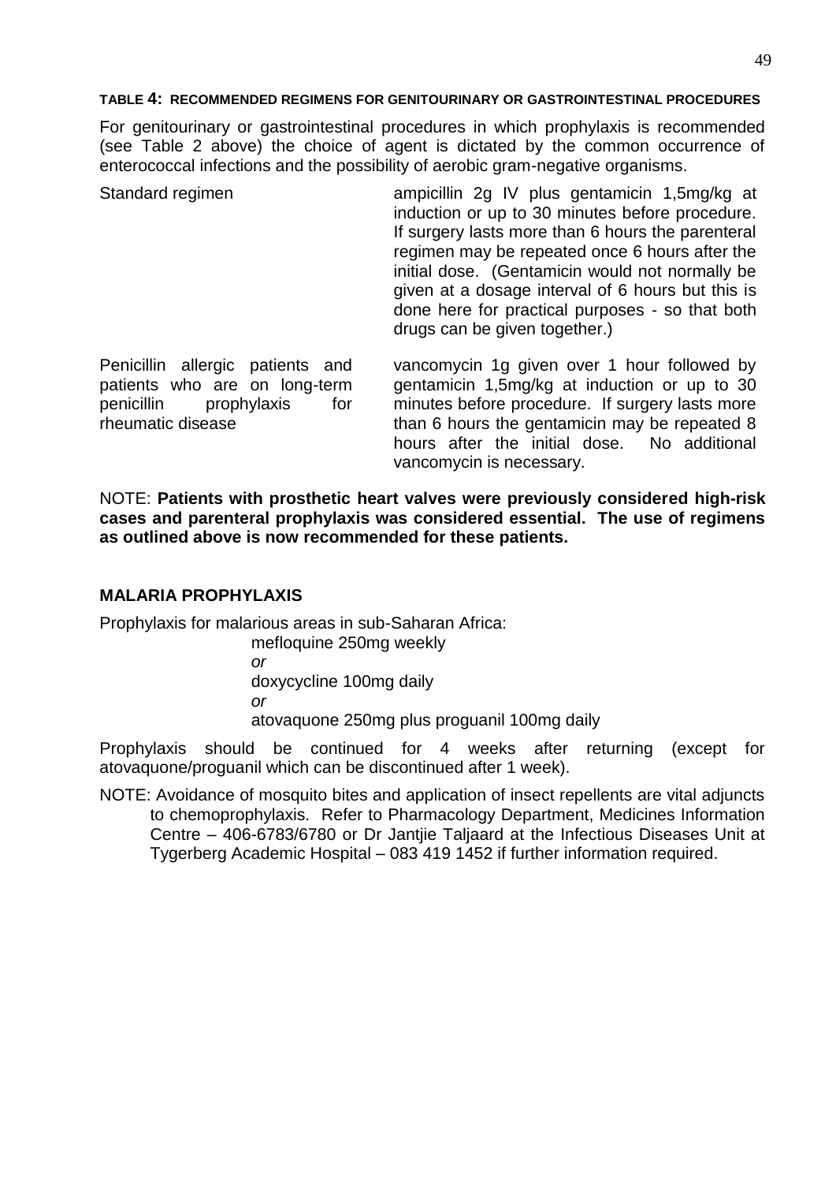**TABLE 4: RECOMMENDED REGIMENS FOR GENITOURINARY OR GASTROINTESTINAL PROCEDURES**

For genitourinary or gastrointestinal procedures in which prophylaxis is recommended (see Table 2 above) the choice of agent is dictated by the common occurrence of enterococcal infections and the possibility of aerobic gram-negative organisms.

| | |
|---|---|
| Standard regimen | ampicillin 2g IV plus gentamicin 1,5mg/kg at induction or up to 30 minutes before procedure. If surgery lasts more than 6 hours the parenteral regimen may be repeated once 6 hours after the initial dose. (Gentamicin would not normally be given at a dosage interval of 6 hours but this is done here for practical purposes - so that both drugs can be given together.) |
| Penicillin allergic patients and patients who are on long-term penicillin prophylaxis for rheumatic disease | vancomycin 1g given over 1 hour followed by gentamicin 1,5mg/kg at induction or up to 30 minutes before procedure. If surgery lasts more than 6 hours the gentamicin may be repeated 8 hours after the initial dose. No additional vancomycin is necessary. |

NOTE: **Patients with prosthetic heart valves were previously considered high-risk cases and parenteral prophylaxis was considered essential. The use of regimens as outlined above is now recommended for these patients.**

## MALARIA PROPHYLAXIS

Prophylaxis for malarious areas in sub-Saharan Africa:

mefloquine 250mg weekly
*or*
doxycycline 100mg daily
*or*
atovaquone 250mg plus proguanil 100mg daily

Prophylaxis should be continued for 4 weeks after returning (except for atovaquone/proguanil which can be discontinued after 1 week).

NOTE: Avoidance of mosquito bites and application of insect repellents are vital adjuncts to chemoprophylaxis. Refer to Pharmacology Department, Medicines Information Centre – 406-6783/6780 or Dr Jantjie Taljaard at the Infectious Diseases Unit at Tygerberg Academic Hospital – 083 419 1452 if further information required.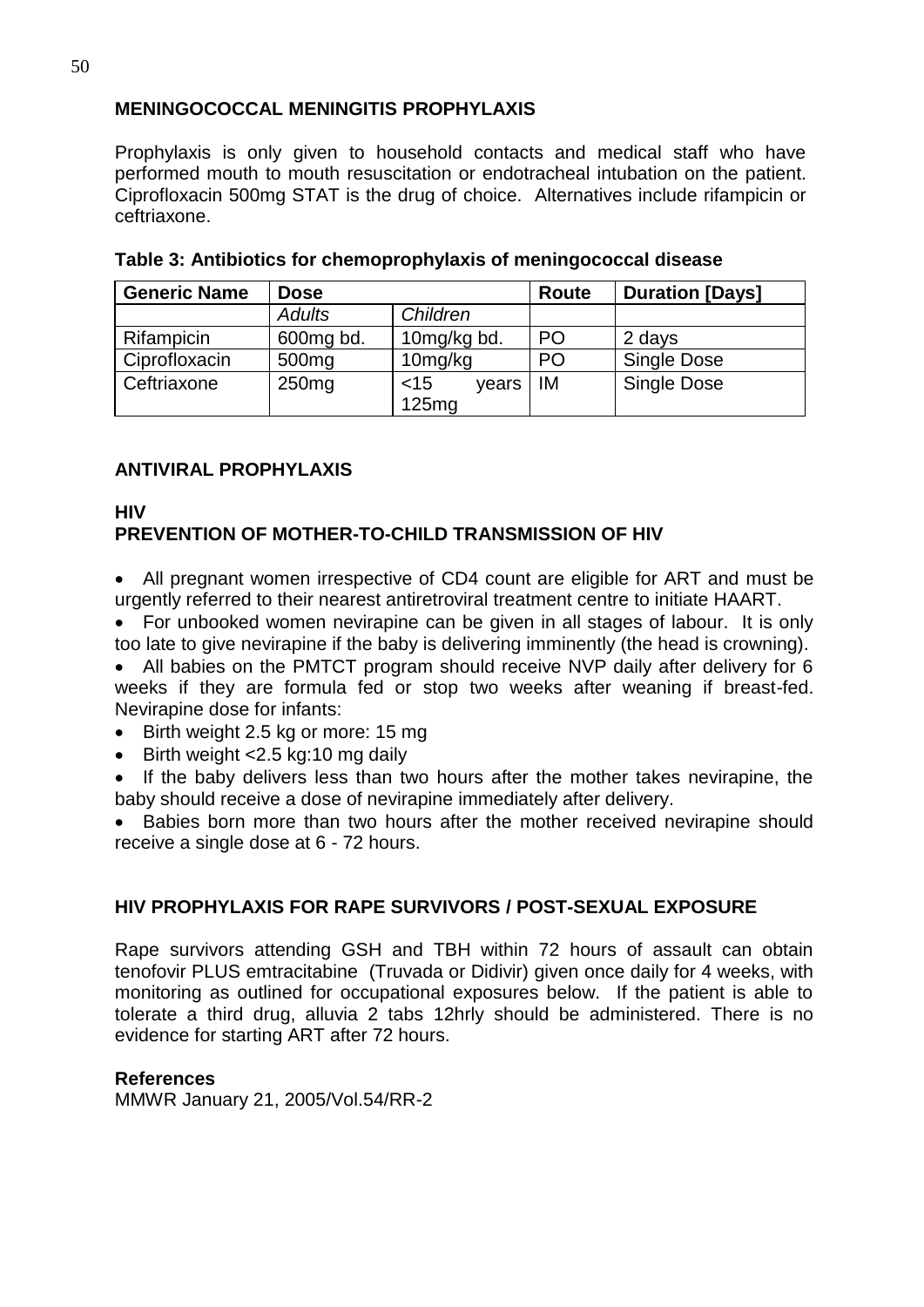## MENINGOCOCCAL MENINGITIS PROPHYLAXIS

Prophylaxis is only given to household contacts and medical staff who have performed mouth to mouth resuscitation or endotracheal intubation on the patient. Ciprofloxacin 500mg STAT is the drug of choice. Alternatives include rifampicin or ceftriaxone.

**Table 3: Antibiotics for chemoprophylaxis of meningococcal disease**

| Generic Name | Dose | | Route | Duration [Days] |
|---|---|---|---|---|
| | *Adults* | *Children* | | |
| Rifampicin | 600mg bd. | 10mg/kg bd. | PO | 2 days |
| Ciprofloxacin | 500mg | 10mg/kg | PO | Single Dose |
| Ceftriaxone | 250mg | <15 years 125mg | IM | Single Dose |

## ANTIVIRAL PROPHYLAXIS

### HIV
### PREVENTION OF MOTHER-TO-CHILD TRANSMISSION OF HIV

- All pregnant women irrespective of CD4 count are eligible for ART and must be urgently referred to their nearest antiretroviral treatment centre to initiate HAART.
- For unbooked women nevirapine can be given in all stages of labour. It is only too late to give nevirapine if the baby is delivering imminently (the head is crowning).
- All babies on the PMTCT program should receive NVP daily after delivery for 6 weeks if they are formula fed or stop two weeks after weaning if breast-fed. Nevirapine dose for infants:
- Birth weight 2.5 kg or more: 15 mg
- Birth weight <2.5 kg:10 mg daily
- If the baby delivers less than two hours after the mother takes nevirapine, the baby should receive a dose of nevirapine immediately after delivery.
- Babies born more than two hours after the mother received nevirapine should receive a single dose at 6 - 72 hours.

## HIV PROPHYLAXIS FOR RAPE SURVIVORS / POST-SEXUAL EXPOSURE

Rape survivors attending GSH and TBH within 72 hours of assault can obtain tenofovir PLUS emtracitabine (Truvada or Didivir) given once daily for 4 weeks, with monitoring as outlined for occupational exposures below. If the patient is able to tolerate a third drug, alluvia 2 tabs 12hrly should be administered. There is no evidence for starting ART after 72 hours.

**References**

MMWR January 21, 2005/Vol.54/RR-2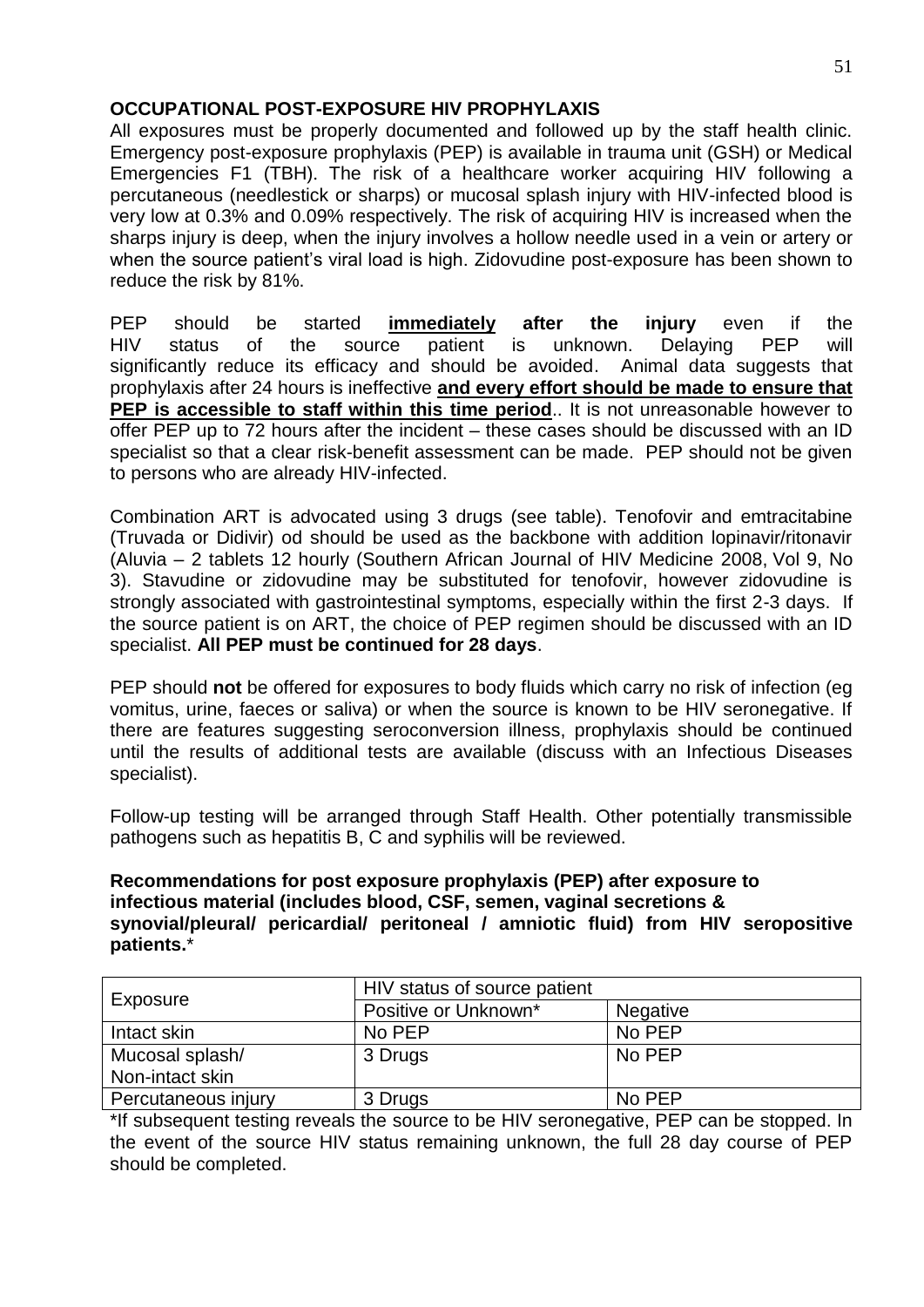## OCCUPATIONAL POST-EXPOSURE HIV PROPHYLAXIS

All exposures must be properly documented and followed up by the staff health clinic. Emergency post-exposure prophylaxis (PEP) is available in trauma unit (GSH) or Medical Emergencies F1 (TBH). The risk of a healthcare worker acquiring HIV following a percutaneous (needlestick or sharps) or mucosal splash injury with HIV-infected blood is very low at 0.3% and 0.09% respectively. The risk of acquiring HIV is increased when the sharps injury is deep, when the injury involves a hollow needle used in a vein or artery or when the source patient's viral load is high. Zidovudine post-exposure has been shown to reduce the risk by 81%.

PEP should be started **<u>immediately</u> after the injury** even if the HIV status of the source patient is unknown. Delaying PEP will significantly reduce its efficacy and should be avoided. Animal data suggests that prophylaxis after 24 hours is ineffective **<u>and every effort should be made to ensure that PEP is accessible to staff within this time period</u>**.. It is not unreasonable however to offer PEP up to 72 hours after the incident – these cases should be discussed with an ID specialist so that a clear risk-benefit assessment can be made. PEP should not be given to persons who are already HIV-infected.

Combination ART is advocated using 3 drugs (see table). Tenofovir and emtracitabine (Truvada or Didivir) od should be used as the backbone with addition lopinavir/ritonavir (Aluvia – 2 tablets 12 hourly (Southern African Journal of HIV Medicine 2008, Vol 9, No 3). Stavudine or zidovudine may be substituted for tenofovir, however zidovudine is strongly associated with gastrointestinal symptoms, especially within the first 2-3 days. If the source patient is on ART, the choice of PEP regimen should be discussed with an ID specialist. **All PEP must be continued for 28 days**.

PEP should **not** be offered for exposures to body fluids which carry no risk of infection (eg vomitus, urine, faeces or saliva) or when the source is known to be HIV seronegative. If there are features suggesting seroconversion illness, prophylaxis should be continued until the results of additional tests are available (discuss with an Infectious Diseases specialist).

Follow-up testing will be arranged through Staff Health. Other potentially transmissible pathogens such as hepatitis B, C and syphilis will be reviewed.

**Recommendations for post exposure prophylaxis (PEP) after exposure to infectious material (includes blood, CSF, semen, vaginal secretions & synovial/pleural/ pericardial/ peritoneal / amniotic fluid) from HIV seropositive patients.***

| Exposure | HIV status of source patient | |
|---|---|---|
| | Positive or Unknown* | Negative |
| Intact skin | No PEP | No PEP |
| Mucosal splash/ Non-intact skin | 3 Drugs | No PEP |
| Percutaneous injury | 3 Drugs | No PEP |

*If subsequent testing reveals the source to be HIV seronegative, PEP can be stopped. In the event of the source HIV status remaining unknown, the full 28 day course of PEP should be completed.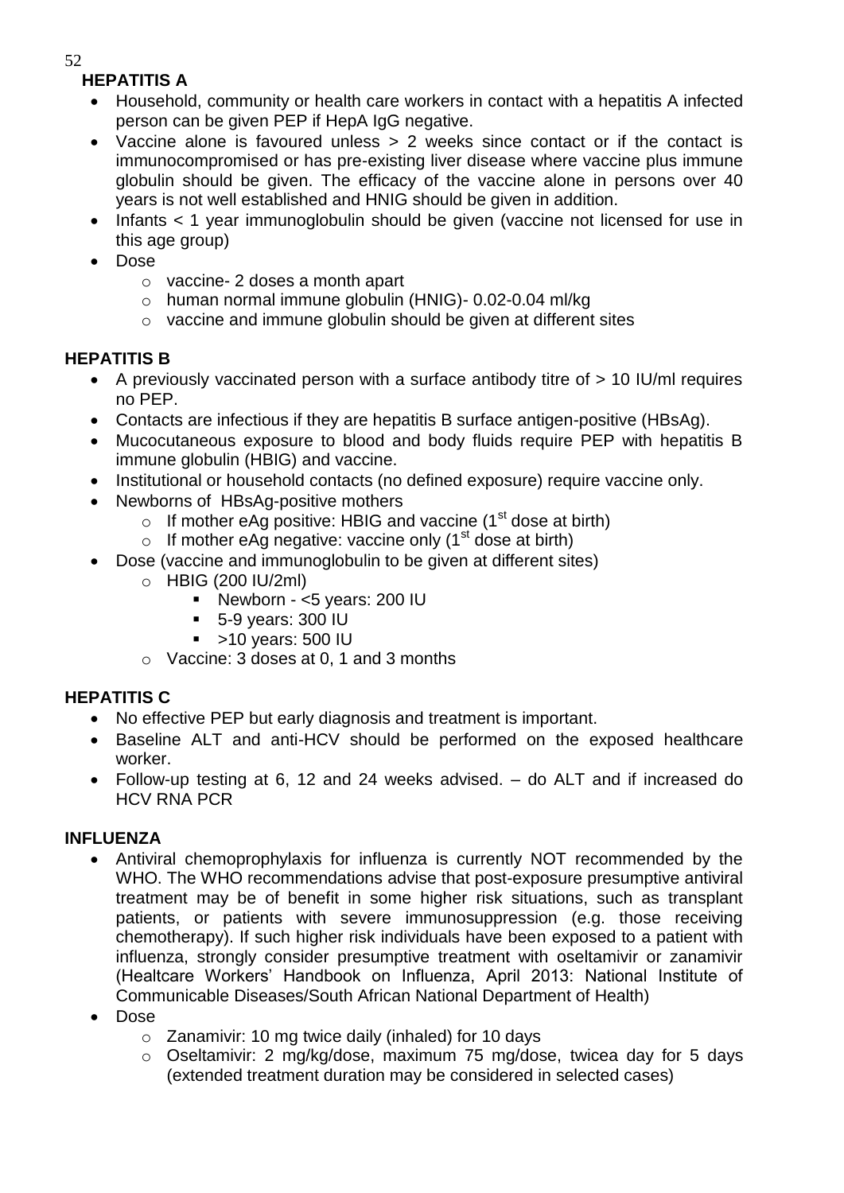## HEPATITIS A

- Household, community or health care workers in contact with a hepatitis A infected person can be given PEP if HepA IgG negative.
- Vaccine alone is favoured unless > 2 weeks since contact or if the contact is immunocompromised or has pre-existing liver disease where vaccine plus immune globulin should be given. The efficacy of the vaccine alone in persons over 40 years is not well established and HNIG should be given in addition.
- Infants < 1 year immunoglobulin should be given (vaccine not licensed for use in this age group)
- Dose
  - vaccine- 2 doses a month apart
  - human normal immune globulin (HNIG)- 0.02-0.04 ml/kg
  - vaccine and immune globulin should be given at different sites

## HEPATITIS B

- A previously vaccinated person with a surface antibody titre of > 10 IU/ml requires no PEP.
- Contacts are infectious if they are hepatitis B surface antigen-positive (HBsAg).
- Mucocutaneous exposure to blood and body fluids require PEP with hepatitis B immune globulin (HBIG) and vaccine.
- Institutional or household contacts (no defined exposure) require vaccine only.
- Newborns of HBsAg-positive mothers
  - If mother eAg positive: HBIG and vaccine (1st dose at birth)
  - If mother eAg negative: vaccine only (1st dose at birth)
- Dose (vaccine and immunoglobulin to be given at different sites)
  - HBIG (200 IU/2ml)
    - Newborn - <5 years: 200 IU
    - 5-9 years: 300 IU
    - >10 years: 500 IU
  - Vaccine: 3 doses at 0, 1 and 3 months

## HEPATITIS C

- No effective PEP but early diagnosis and treatment is important.
- Baseline ALT and anti-HCV should be performed on the exposed healthcare worker.
- Follow-up testing at 6, 12 and 24 weeks advised. – do ALT and if increased do HCV RNA PCR

## INFLUENZA

- Antiviral chemoprophylaxis for influenza is currently NOT recommended by the WHO. The WHO recommendations advise that post-exposure presumptive antiviral treatment may be of benefit in some higher risk situations, such as transplant patients, or patients with severe immunosuppression (e.g. those receiving chemotherapy). If such higher risk individuals have been exposed to a patient with influenza, strongly consider presumptive treatment with oseltamivir or zanamivir (Healtcare Workers' Handbook on Influenza, April 2013: National Institute of Communicable Diseases/South African National Department of Health)
- Dose
  - Zanamivir: 10 mg twice daily (inhaled) for 10 days
  - Oseltamivir: 2 mg/kg/dose, maximum 75 mg/dose, twicea day for 5 days (extended treatment duration may be considered in selected cases)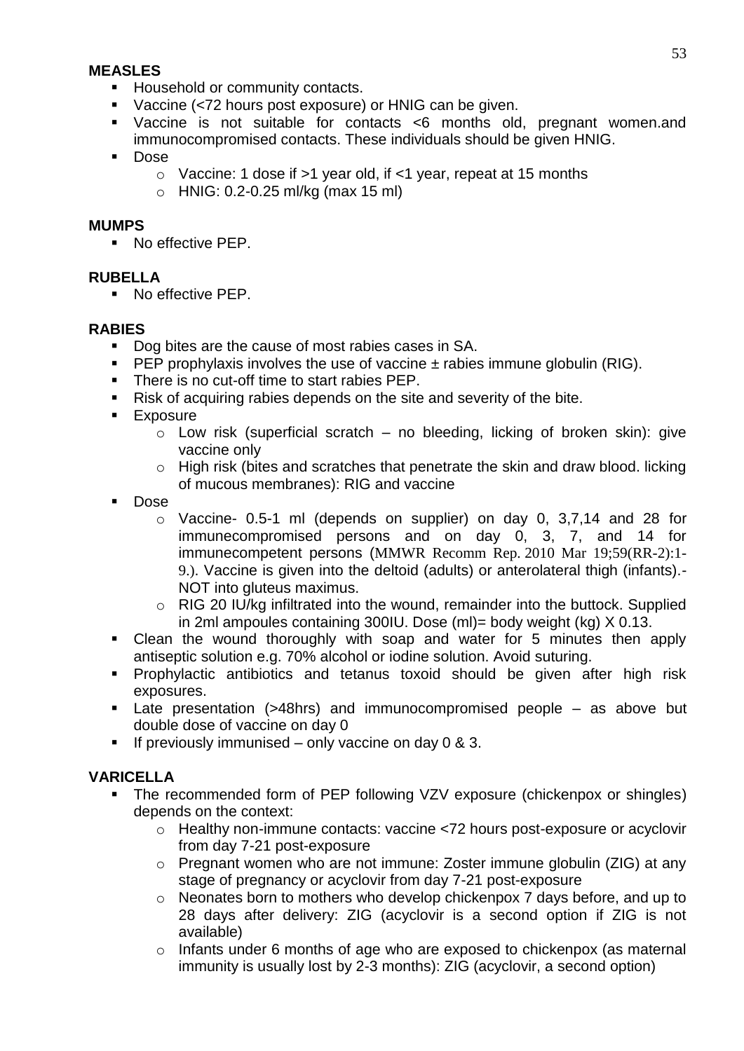**MEASLES**

- Household or community contacts.
- Vaccine (<72 hours post exposure) or HNIG can be given.
- Vaccine is not suitable for contacts <6 months old, pregnant women.and immunocompromised contacts. These individuals should be given HNIG.
- Dose
  - Vaccine: 1 dose if >1 year old, if <1 year, repeat at 15 months
  - HNIG: 0.2-0.25 ml/kg (max 15 ml)

**MUMPS**

- No effective PEP.

**RUBELLA**

- No effective PEP.

**RABIES**

- Dog bites are the cause of most rabies cases in SA.
- PEP prophylaxis involves the use of vaccine ± rabies immune globulin (RIG).
- There is no cut-off time to start rabies PEP.
- Risk of acquiring rabies depends on the site and severity of the bite.
- Exposure
  - Low risk (superficial scratch – no bleeding, licking of broken skin): give vaccine only
  - High risk (bites and scratches that penetrate the skin and draw blood. licking of mucous membranes): RIG and vaccine
- Dose
  - Vaccine- 0.5-1 ml (depends on supplier) on day 0, 3,7,14 and 28 for immunecompromised persons and on day 0, 3, 7, and 14 for immunecompetent persons (MMWR Recomm Rep. 2010 Mar 19;59(RR-2):1-9.). Vaccine is given into the deltoid (adults) or anterolateral thigh (infants).- NOT into gluteus maximus.
  - RIG 20 IU/kg infiltrated into the wound, remainder into the buttock. Supplied in 2ml ampoules containing 300IU. Dose (ml)= body weight (kg) X 0.13.
- Clean the wound thoroughly with soap and water for 5 minutes then apply antiseptic solution e.g. 70% alcohol or iodine solution. Avoid suturing.
- Prophylactic antibiotics and tetanus toxoid should be given after high risk exposures.
- Late presentation (>48hrs) and immunocompromised people – as above but double dose of vaccine on day 0
- If previously immunised – only vaccine on day 0 & 3.

**VARICELLA**

- The recommended form of PEP following VZV exposure (chickenpox or shingles) depends on the context:
  - Healthy non-immune contacts: vaccine <72 hours post-exposure or acyclovir from day 7-21 post-exposure
  - Pregnant women who are not immune: Zoster immune globulin (ZIG) at any stage of pregnancy or acyclovir from day 7-21 post-exposure
  - Neonates born to mothers who develop chickenpox 7 days before, and up to 28 days after delivery: ZIG (acyclovir is a second option if ZIG is not available)
  - Infants under 6 months of age who are exposed to chickenpox (as maternal immunity is usually lost by 2-3 months): ZIG (acyclovir, a second option)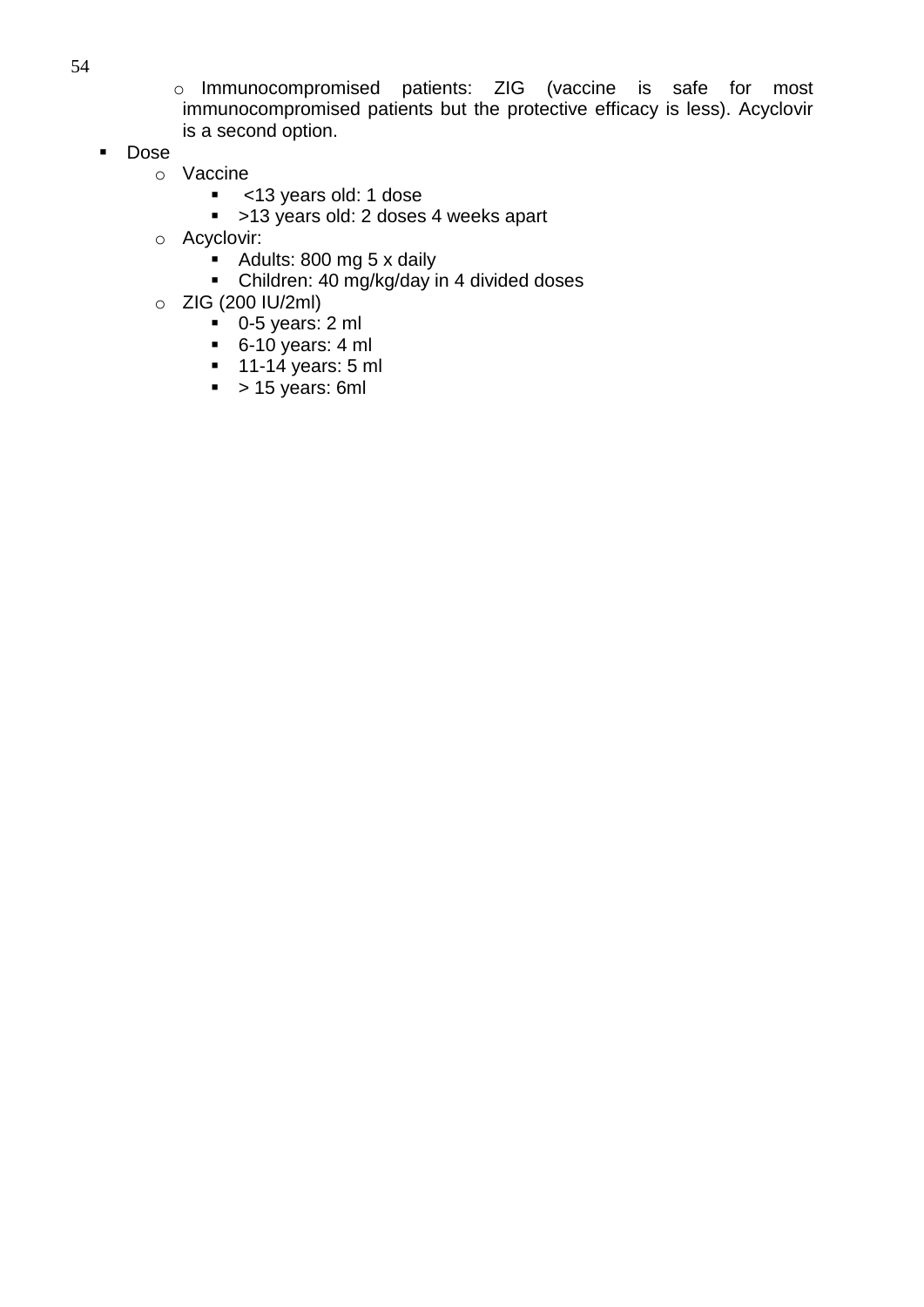- Immunocompromised patients: ZIG (vaccine is safe for most immunocompromised patients but the protective efficacy is less). Acyclovir is a second option.

- Dose
  - Vaccine
    - <13 years old: 1 dose
    - >13 years old: 2 doses 4 weeks apart
  - Acyclovir:
    - Adults: 800 mg 5 x daily
    - Children: 40 mg/kg/day in 4 divided doses
  - ZIG (200 IU/2ml)
    - 0-5 years: 2 ml
    - 6-10 years: 4 ml
    - 11-14 years: 5 ml
    - > 15 years: 6ml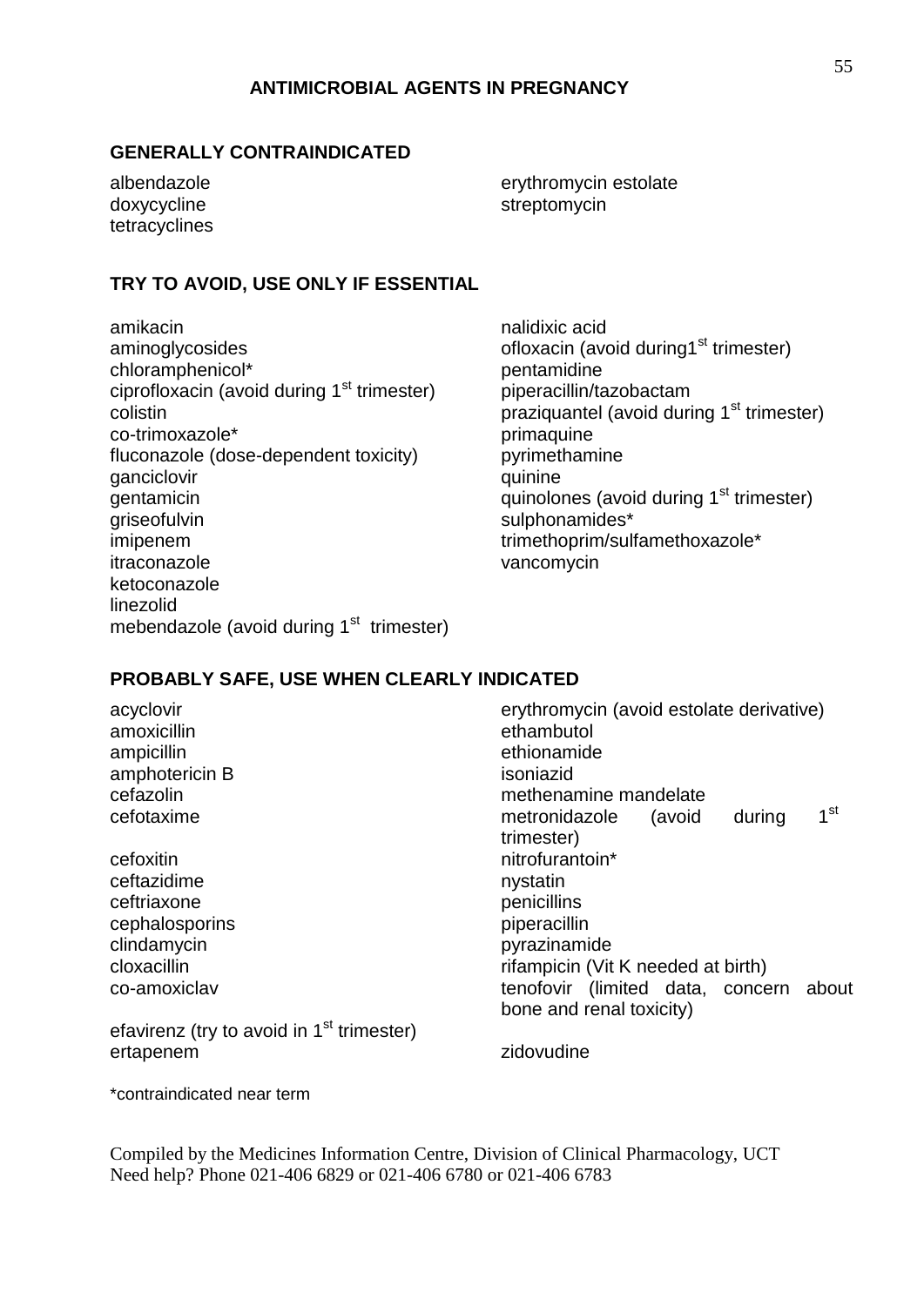## ANTIMICROBIAL AGENTS IN PREGNANCY

### GENERALLY CONTRAINDICATED

albendazole
doxycycline
tetracyclines
erythromycin estolate
streptomycin

### TRY TO AVOID, USE ONLY IF ESSENTIAL

amikacin
aminoglycosides
chloramphenicol*
ciprofloxacin (avoid during 1st trimester)
colistin
co-trimoxazole*
fluconazole (dose-dependent toxicity)
ganciclovir
gentamicin
griseofulvin
imipenem
itraconazole
ketoconazole
linezolid
mebendazole (avoid during 1st trimester)
nalidixic acid
ofloxacin (avoid during1st trimester)
pentamidine
piperacillin/tazobactam
praziquantel (avoid during 1st trimester)
primaquine
pyrimethamine
quinine
quinolones (avoid during 1st trimester)
sulphonamides*
trimethoprim/sulfamethoxazole*
vancomycin

### PROBABLY SAFE, USE WHEN CLEARLY INDICATED

acyclovir
amoxicillin
ampicillin
amphotericin B
cefazolin
cefotaxime
cefoxitin
ceftazidime
ceftriaxone
cephalosporins
clindamycin
cloxacillin
co-amoxiclav
efavirenz (try to avoid in 1st trimester)
ertapenem
erythromycin (avoid estolate derivative)
ethambutol
ethionamide
isoniazid
methenamine mandelate
metronidazole (avoid during 1st trimester)
nitrofurantoin*
nystatin
penicillins
piperacillin
pyrazinamide
rifampicin (Vit K needed at birth)
tenofovir (limited data, concern about bone and renal toxicity)
zidovudine

*contraindicated near term

Compiled by the Medicines Information Centre, Division of Clinical Pharmacology, UCT
Need help? Phone 021-406 6829 or 021-406 6780 or 021-406 6783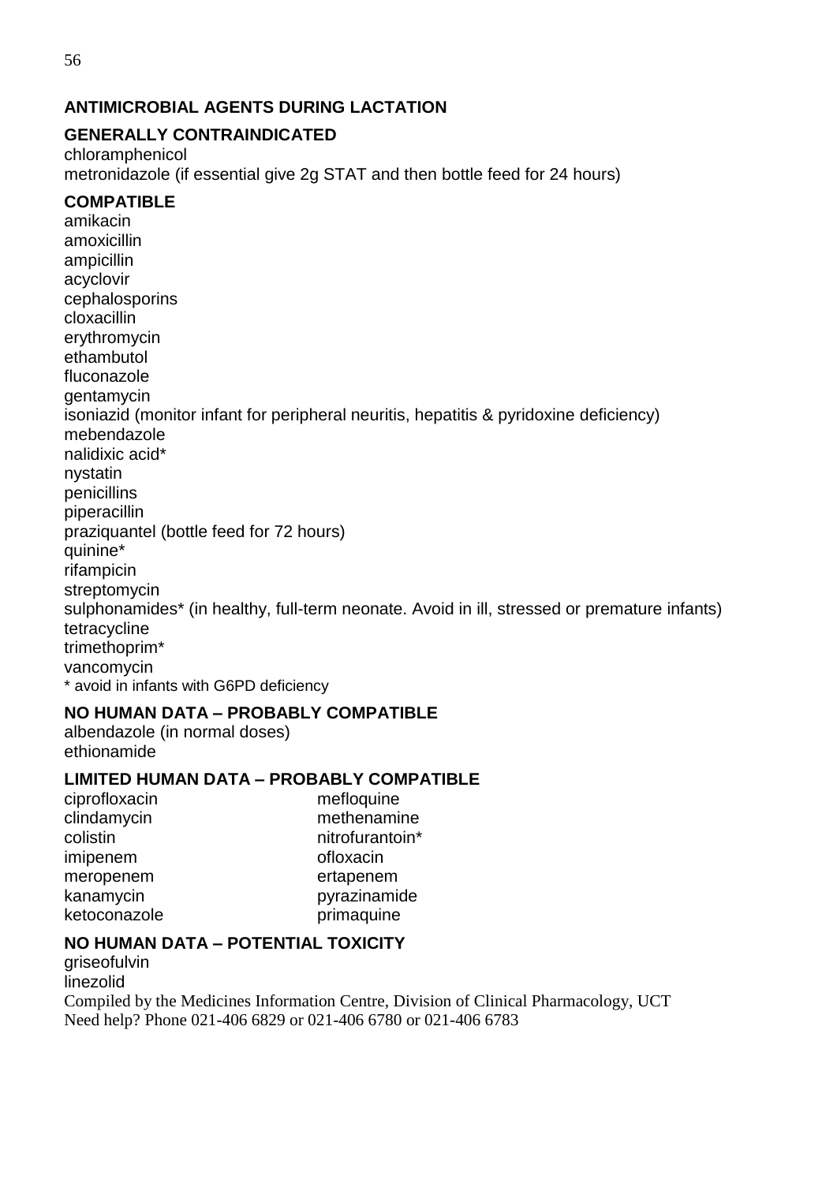## ANTIMICROBIAL AGENTS DURING LACTATION

### GENERALLY CONTRAINDICATED

chloramphenicol
metronidazole (if essential give 2g STAT and then bottle feed for 24 hours)

### COMPATIBLE

amikacin
amoxicillin
ampicillin
acyclovir
cephalosporins
cloxacillin
erythromycin
ethambutol
fluconazole
gentamycin
isoniazid (monitor infant for peripheral neuritis, hepatitis & pyridoxine deficiency)
mebendazole
nalidixic acid*
nystatin
penicillins
piperacillin
praziquantel (bottle feed for 72 hours)
quinine*
rifampicin
streptomycin
sulphonamides* (in healthy, full-term neonate. Avoid in ill, stressed or premature infants)
tetracycline
trimethoprim*
vancomycin
* avoid in infants with G6PD deficiency

### NO HUMAN DATA – PROBABLY COMPATIBLE

albendazole (in normal doses)
ethionamide

### LIMITED HUMAN DATA – PROBABLY COMPATIBLE

ciprofloxacin
clindamycin
colistin
imipenem
meropenem
kanamycin
ketoconazole
mefloquine
methenamine
nitrofurantoin*
ofloxacin
ertapenem
pyrazinamide
primaquine

### NO HUMAN DATA – POTENTIAL TOXICITY

griseofulvin
linezolid

Compiled by the Medicines Information Centre, Division of Clinical Pharmacology, UCT
Need help? Phone 021-406 6829 or 021-406 6780 or 021-406 6783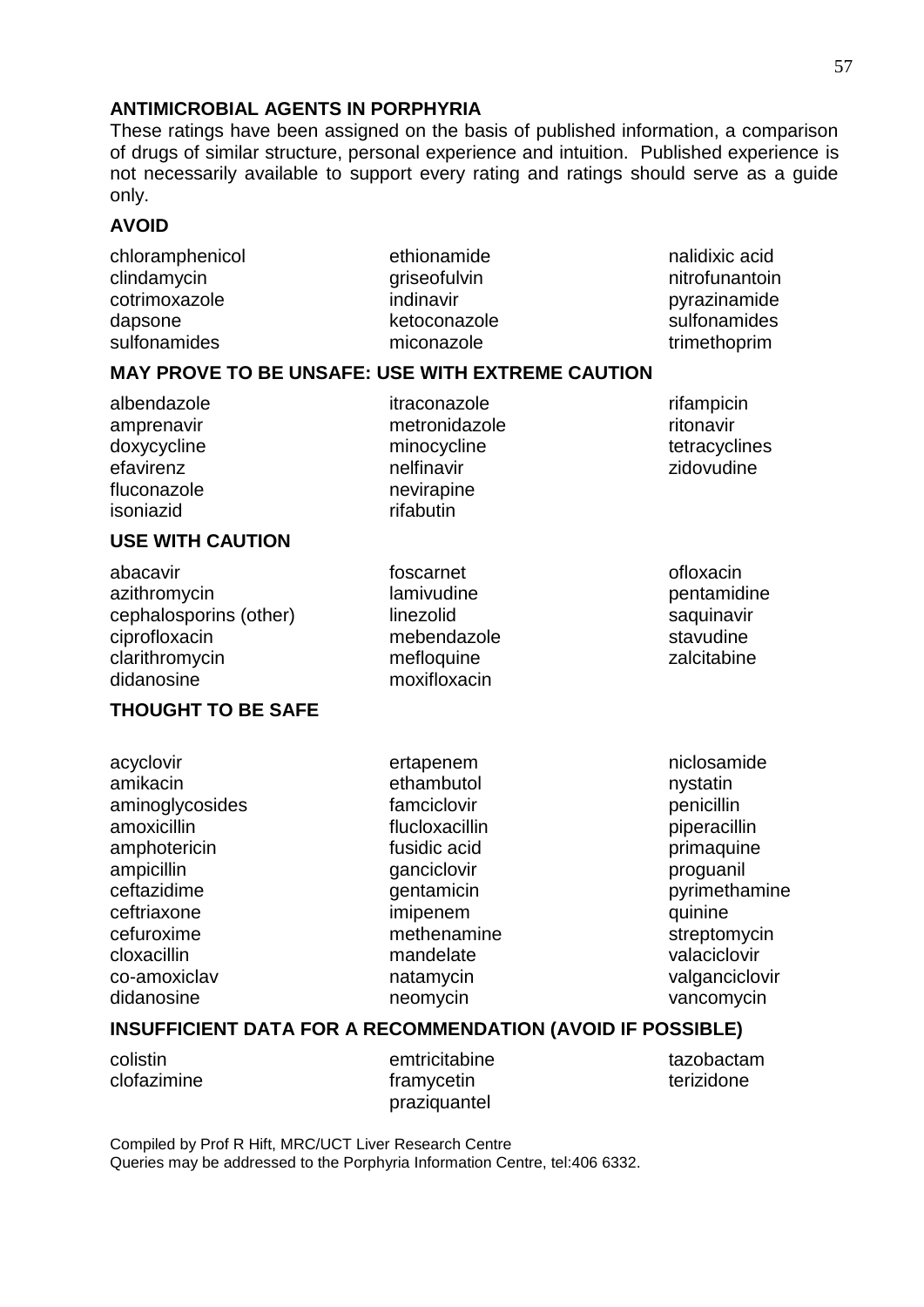## ANTIMICROBIAL AGENTS IN PORPHYRIA

These ratings have been assigned on the basis of published information, a comparison of drugs of similar structure, personal experience and intuition. Published experience is not necessarily available to support every rating and ratings should serve as a guide only.

### AVOID

| | | |
|---|---|---|
| chloramphenicol | ethionamide | nalidixic acid |
| clindamycin | griseofulvin | nitrofunantoin |
| cotrimoxazole | indinavir | pyrazinamide |
| dapsone | ketoconazole | sulfonamides |
| sulfonamides | miconazole | trimethoprim |

### MAY PROVE TO BE UNSAFE: USE WITH EXTREME CAUTION

| | | |
|---|---|---|
| albendazole | itraconazole | rifampicin |
| amprenavir | metronidazole | ritonavir |
| doxycycline | minocycline | tetracyclines |
| efavirenz | nelfinavir | zidovudine |
| fluconazole | nevirapine | |
| isoniazid | rifabutin | |

### USE WITH CAUTION

| | | |
|---|---|---|
| abacavir | foscarnet | ofloxacin |
| azithromycin | lamivudine | pentamidine |
| cephalosporins (other) | linezolid | saquinavir |
| ciprofloxacin | mebendazole | stavudine |
| clarithromycin | mefloquine | zalcitabine |
| didanosine | moxifloxacin | |

### THOUGHT TO BE SAFE

| | | |
|---|---|---|
| acyclovir | ertapenem | niclosamide |
| amikacin | ethambutol | nystatin |
| aminoglycosides | famciclovir | penicillin |
| amoxicillin | flucloxacillin | piperacillin |
| amphotericin | fusidic acid | primaquine |
| ampicillin | ganciclovir | proguanil |
| ceftazidime | gentamicin | pyrimethamine |
| ceftriaxone | imipenem | quinine |
| cefuroxime | methenamine | streptomycin |
| cloxacillin | mandelate | valaciclovir |
| co-amoxiclav | natamycin | valganciclovir |
| didanosine | neomycin | vancomycin |

### INSUFFICIENT DATA FOR A RECOMMENDATION (AVOID IF POSSIBLE)

| | | |
|---|---|---|
| colistin | emtricitabine | tazobactam |
| clofazimine | framycetin | terizidone |
| | praziquantel | |

Compiled by Prof R Hift, MRC/UCT Liver Research Centre
Queries may be addressed to the Porphyria Information Centre, tel:406 6332.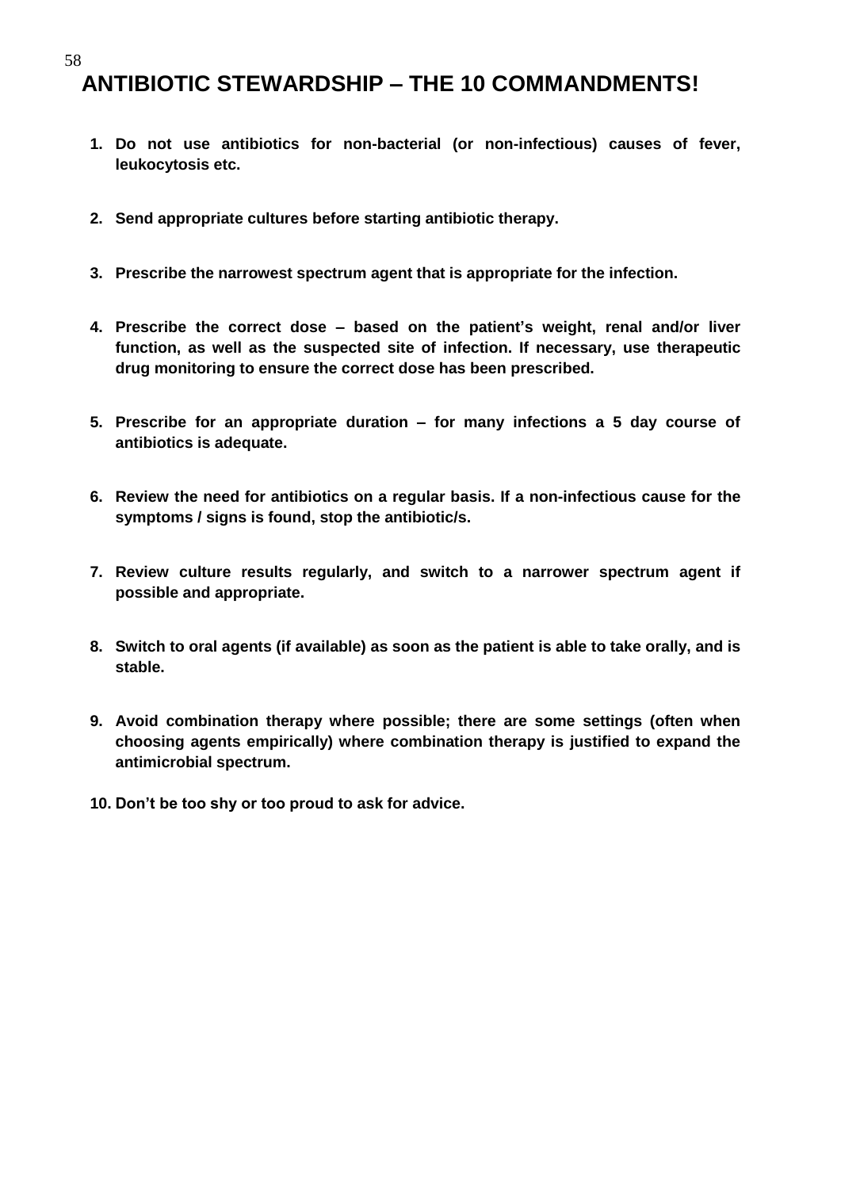# ANTIBIOTIC STEWARDSHIP – THE 10 COMMANDMENTS!

1. **Do not use antibiotics for non-bacterial (or non-infectious) causes of fever, leukocytosis etc.**

2. **Send appropriate cultures before starting antibiotic therapy.**

3. **Prescribe the narrowest spectrum agent that is appropriate for the infection.**

4. **Prescribe the correct dose – based on the patient's weight, renal and/or liver function, as well as the suspected site of infection. If necessary, use therapeutic drug monitoring to ensure the correct dose has been prescribed.**

5. **Prescribe for an appropriate duration – for many infections a 5 day course of antibiotics is adequate.**

6. **Review the need for antibiotics on a regular basis. If a non-infectious cause for the symptoms / signs is found, stop the antibiotic/s.**

7. **Review culture results regularly, and switch to a narrower spectrum agent if possible and appropriate.**

8. **Switch to oral agents (if available) as soon as the patient is able to take orally, and is stable.**

9. **Avoid combination therapy where possible; there are some settings (often when choosing agents empirically) where combination therapy is justified to expand the antimicrobial spectrum.**

10. **Don't be too shy or too proud to ask for advice.**